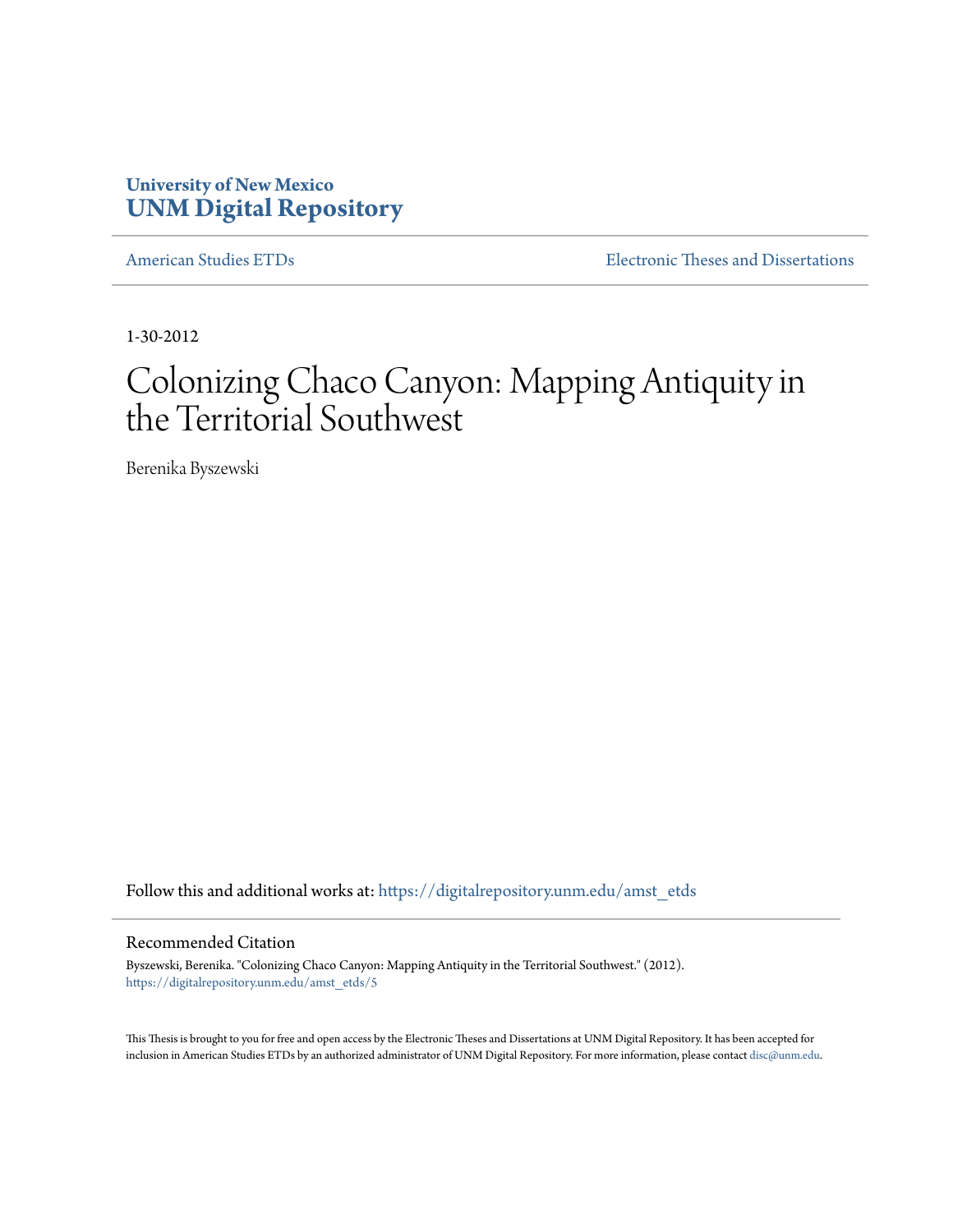**University of New Mexico**
**UNM Digital Repository**

American Studies ETDs | Electronic Theses and Dissertations

1-30-2012

# Colonizing Chaco Canyon: Mapping Antiquity in the Territorial Southwest

Berenika Byszewski

Follow this and additional works at: https://digitalrepository.unm.edu/amst_etds

## Recommended Citation

Byszewski, Berenika. "Colonizing Chaco Canyon: Mapping Antiquity in the Territorial Southwest." (2012). https://digitalrepository.unm.edu/amst_etds/5

This Thesis is brought to you for free and open access by the Electronic Theses and Dissertations at UNM Digital Repository. It has been accepted for inclusion in American Studies ETDs by an authorized administrator of UNM Digital Repository. For more information, please contact disc@unm.edu.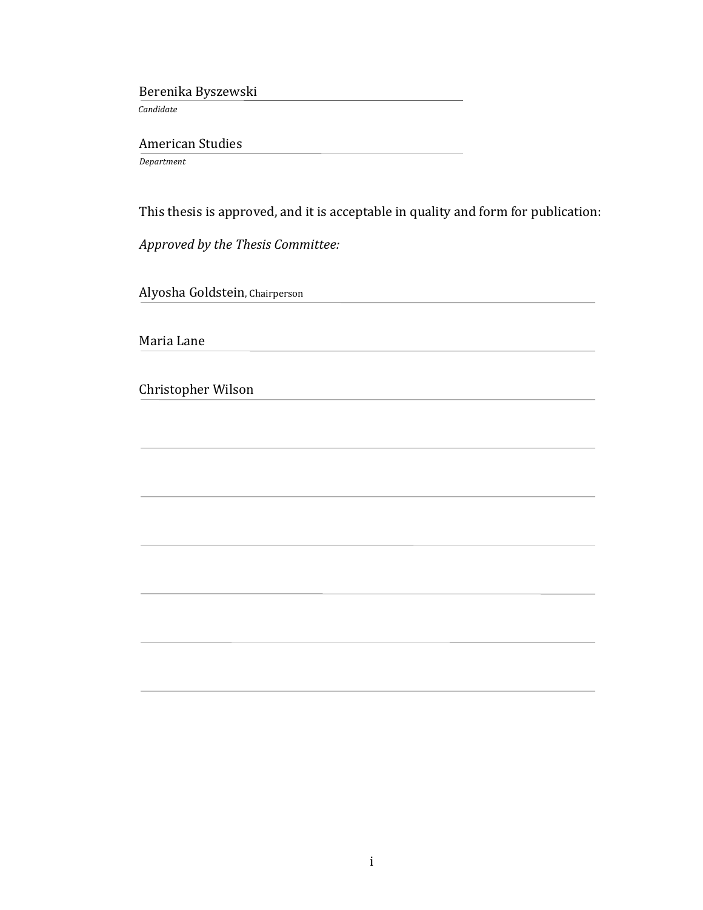Berenika Byszewski

*Candidate*

American Studies

*Department*

This thesis is approved, and it is acceptable in quality and form for publication:

*Approved by the Thesis Committee:*

Alyosha Goldstein, Chairperson

Maria Lane

Christopher Wilson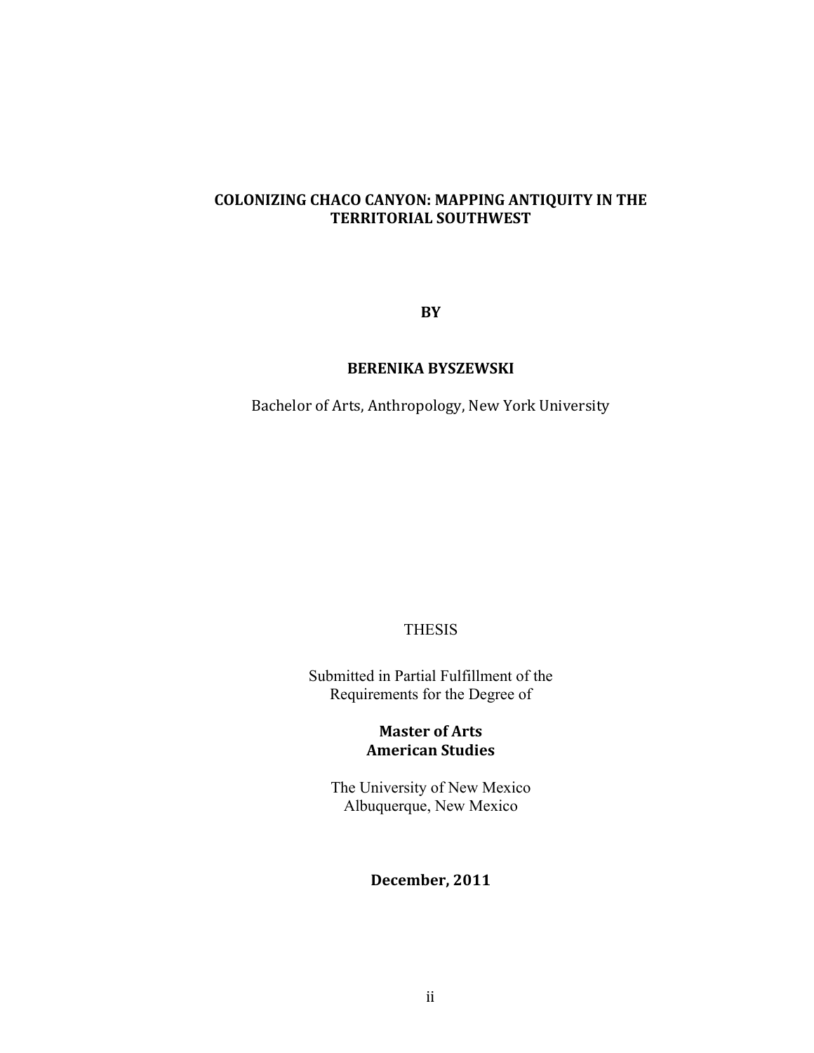**COLONIZING CHACO CANYON: MAPPING ANTIQUITY IN THE TERRITORIAL SOUTHWEST**

**BY**

**BERENIKA BYSZEWSKI**

Bachelor of Arts, Anthropology, New York University

THESIS

Submitted in Partial Fulfillment of the Requirements for the Degree of

**Master of Arts**
**American Studies**

The University of New Mexico
Albuquerque, New Mexico

**December, 2011**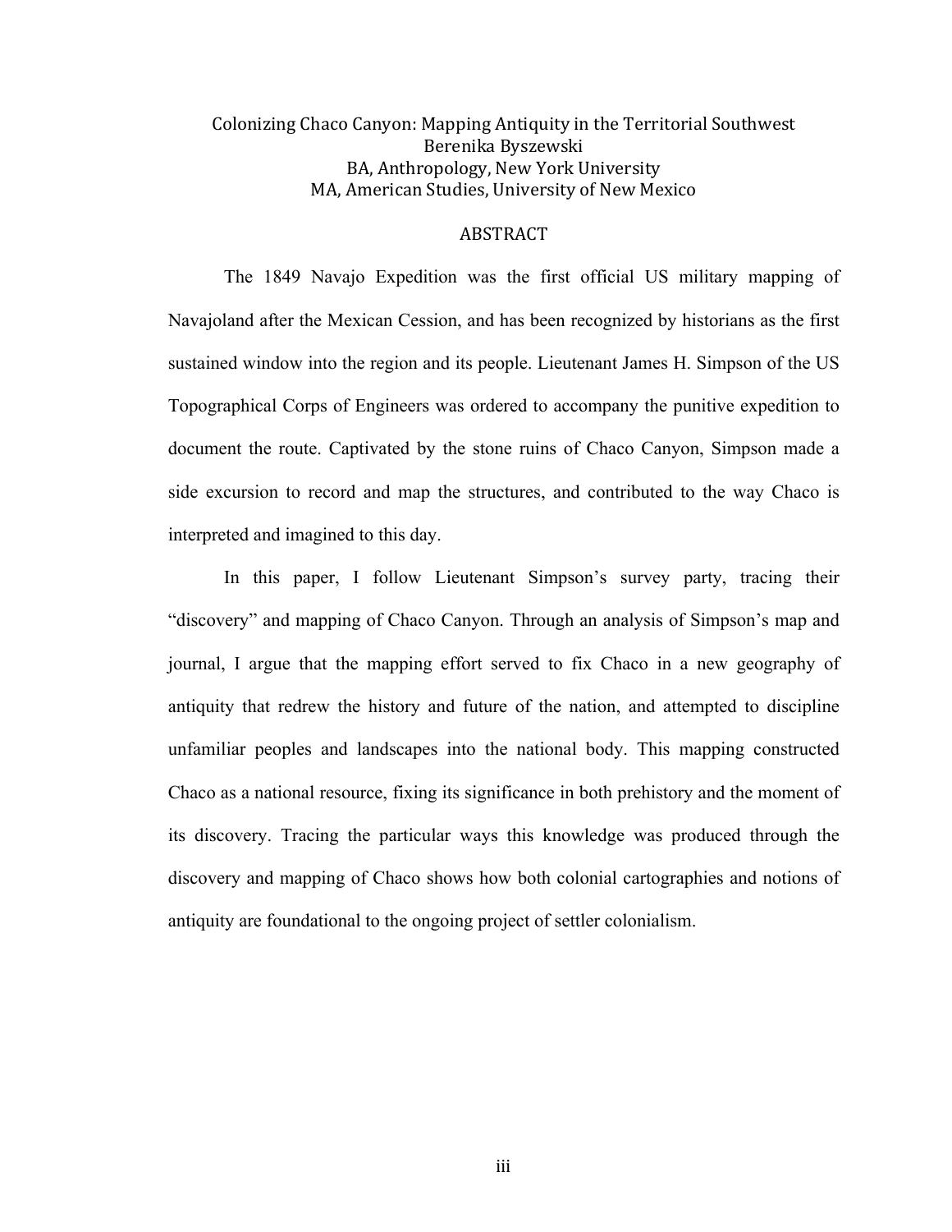Colonizing Chaco Canyon: Mapping Antiquity in the Territorial Southwest

Berenika Byszewski

BA, Anthropology, New York University

MA, American Studies, University of New Mexico

## ABSTRACT

The 1849 Navajo Expedition was the first official US military mapping of Navajoland after the Mexican Cession, and has been recognized by historians as the first sustained window into the region and its people. Lieutenant James H. Simpson of the US Topographical Corps of Engineers was ordered to accompany the punitive expedition to document the route. Captivated by the stone ruins of Chaco Canyon, Simpson made a side excursion to record and map the structures, and contributed to the way Chaco is interpreted and imagined to this day.

In this paper, I follow Lieutenant Simpson's survey party, tracing their "discovery" and mapping of Chaco Canyon. Through an analysis of Simpson's map and journal, I argue that the mapping effort served to fix Chaco in a new geography of antiquity that redrew the history and future of the nation, and attempted to discipline unfamiliar peoples and landscapes into the national body. This mapping constructed Chaco as a national resource, fixing its significance in both prehistory and the moment of its discovery. Tracing the particular ways this knowledge was produced through the discovery and mapping of Chaco shows how both colonial cartographies and notions of antiquity are foundational to the ongoing project of settler colonialism.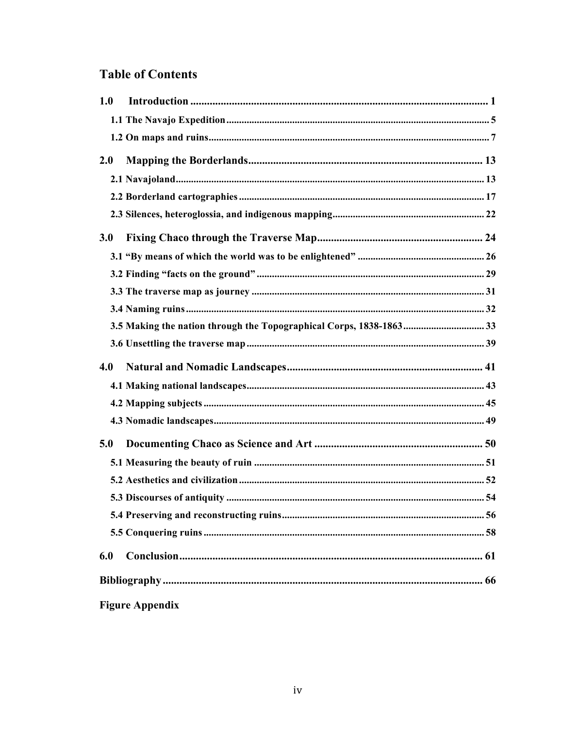## Table of Contents

**1.0 Introduction** ........................................................ 1

- **1.1 The Navajo Expedition** ........................................................ 5
- **1.2 On maps and ruins** ........................................................ 7

**2.0 Mapping the Borderlands** ........................................................ 13

- **2.1 Navajoland** ........................................................ 13
- **2.2 Borderland cartographies** ........................................................ 17
- **2.3 Silences, heteroglossia, and indigenous mapping** ........................................................ 22

**3.0 Fixing Chaco through the Traverse Map** ........................................................ 24

- **3.1 "By means of which the world was to be enlightened"** ........................................................ 26
- **3.2 Finding "facts on the ground"** ........................................................ 29
- **3.3 The traverse map as journey** ........................................................ 31
- **3.4 Naming ruins** ........................................................ 32
- **3.5 Making the nation through the Topographical Corps, 1838-1863** ........................................................ 33
- **3.6 Unsettling the traverse map** ........................................................ 39

**4.0 Natural and Nomadic Landscapes** ........................................................ 41

- **4.1 Making national landscapes** ........................................................ 43
- **4.2 Mapping subjects** ........................................................ 45
- **4.3 Nomadic landscapes** ........................................................ 49

**5.0 Documenting Chaco as Science and Art** ........................................................ 50

- **5.1 Measuring the beauty of ruin** ........................................................ 51
- **5.2 Aesthetics and civilization** ........................................................ 52
- **5.3 Discourses of antiquity** ........................................................ 54
- **5.4 Preserving and reconstructing ruins** ........................................................ 56
- **5.5 Conquering ruins** ........................................................ 58

**6.0 Conclusion** ........................................................ 61

**Bibliography** ........................................................ 66

**Figure Appendix**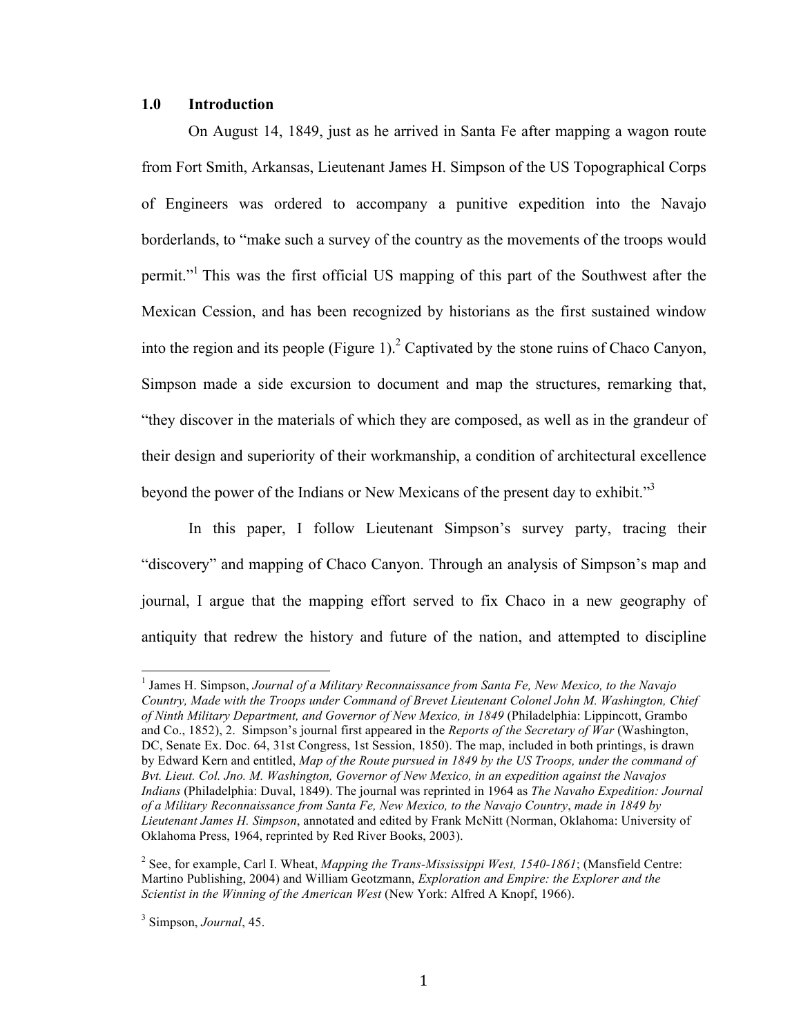## 1.0 Introduction

On August 14, 1849, just as he arrived in Santa Fe after mapping a wagon route from Fort Smith, Arkansas, Lieutenant James H. Simpson of the US Topographical Corps of Engineers was ordered to accompany a punitive expedition into the Navajo borderlands, to "make such a survey of the country as the movements of the troops would permit."[1] This was the first official US mapping of this part of the Southwest after the Mexican Cession, and has been recognized by historians as the first sustained window into the region and its people (Figure 1).[2] Captivated by the stone ruins of Chaco Canyon, Simpson made a side excursion to document and map the structures, remarking that, "they discover in the materials of which they are composed, as well as in the grandeur of their design and superiority of their workmanship, a condition of architectural excellence beyond the power of the Indians or New Mexicans of the present day to exhibit."[3]

In this paper, I follow Lieutenant Simpson's survey party, tracing their "discovery" and mapping of Chaco Canyon. Through an analysis of Simpson's map and journal, I argue that the mapping effort served to fix Chaco in a new geography of antiquity that redrew the history and future of the nation, and attempted to discipline

---

[1] James H. Simpson, *Journal of a Military Reconnaissance from Santa Fe, New Mexico, to the Navajo Country, Made with the Troops under Command of Brevet Lieutenant Colonel John M. Washington, Chief of Ninth Military Department, and Governor of New Mexico, in 1849* (Philadelphia: Lippincott, Grambo and Co., 1852), 2. Simpson's journal first appeared in the *Reports of the Secretary of War* (Washington, DC, Senate Ex. Doc. 64, 31st Congress, 1st Session, 1850). The map, included in both printings, is drawn by Edward Kern and entitled, *Map of the Route pursued in 1849 by the US Troops, under the command of Bvt. Lieut. Col. Jno. M. Washington, Governor of New Mexico, in an expedition against the Navajos Indians* (Philadelphia: Duval, 1849). The journal was reprinted in 1964 as *The Navaho Expedition: Journal of a Military Reconnaissance from Santa Fe, New Mexico, to the Navajo Country*, *made in 1849 by Lieutenant James H. Simpson*, annotated and edited by Frank McNitt (Norman, Oklahoma: University of Oklahoma Press, 1964, reprinted by Red River Books, 2003).

[2] See, for example, Carl I. Wheat, *Mapping the Trans-Mississippi West, 1540-1861*; (Mansfield Centre: Martino Publishing, 2004) and William Geotzmann, *Exploration and Empire: the Explorer and the Scientist in the Winning of the American West* (New York: Alfred A Knopf, 1966).

[3] Simpson, *Journal*, 45.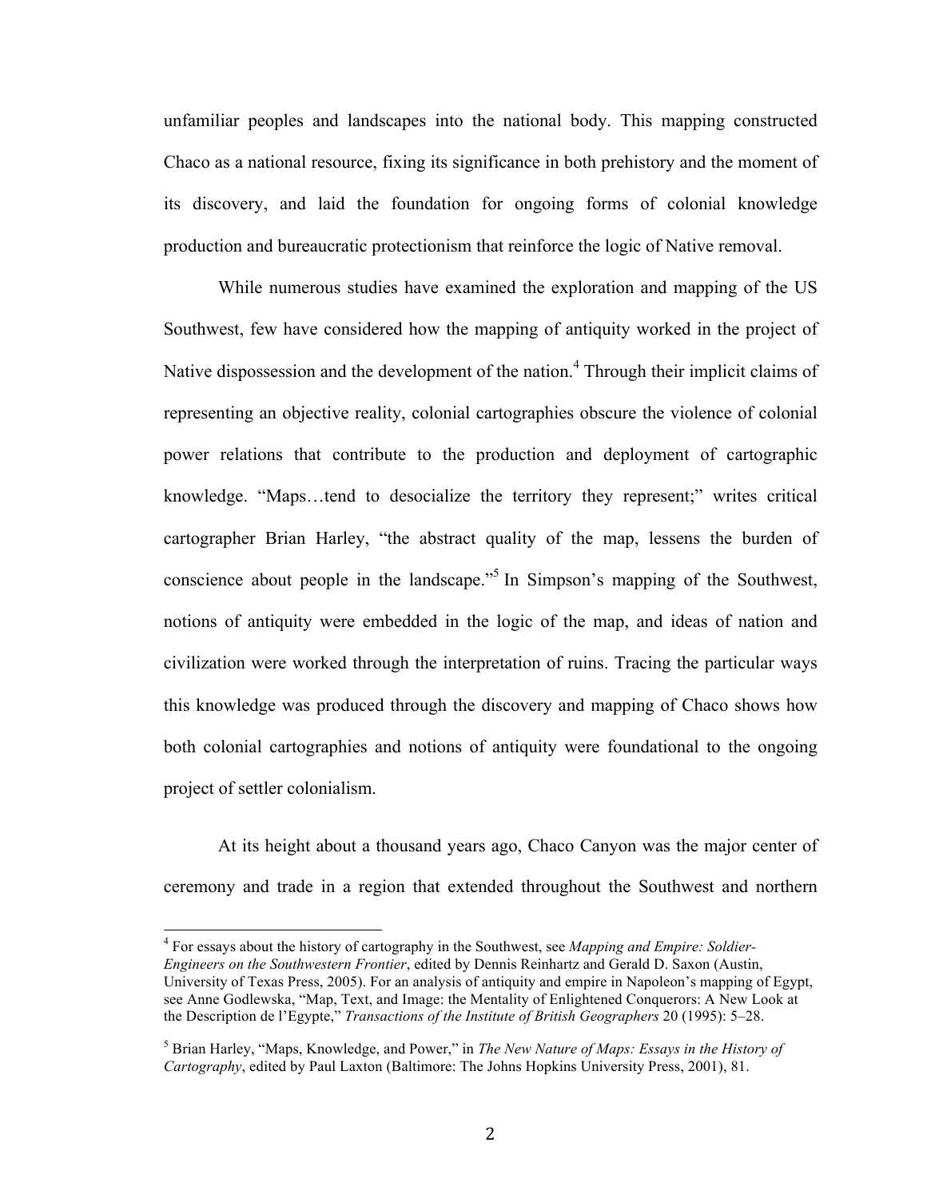unfamiliar peoples and landscapes into the national body. This mapping constructed Chaco as a national resource, fixing its significance in both prehistory and the moment of its discovery, and laid the foundation for ongoing forms of colonial knowledge production and bureaucratic protectionism that reinforce the logic of Native removal.

While numerous studies have examined the exploration and mapping of the US Southwest, few have considered how the mapping of antiquity worked in the project of Native dispossession and the development of the nation.[4] Through their implicit claims of representing an objective reality, colonial cartographies obscure the violence of colonial power relations that contribute to the production and deployment of cartographic knowledge. "Maps…tend to desocialize the territory they represent;" writes critical cartographer Brian Harley, "the abstract quality of the map, lessens the burden of conscience about people in the landscape."[5] In Simpson's mapping of the Southwest, notions of antiquity were embedded in the logic of the map, and ideas of nation and civilization were worked through the interpretation of ruins. Tracing the particular ways this knowledge was produced through the discovery and mapping of Chaco shows how both colonial cartographies and notions of antiquity were foundational to the ongoing project of settler colonialism.

At its height about a thousand years ago, Chaco Canyon was the major center of ceremony and trade in a region that extended throughout the Southwest and northern

---

[4] For essays about the history of cartography in the Southwest, see *Mapping and Empire: Soldier-Engineers on the Southwestern Frontier*, edited by Dennis Reinhartz and Gerald D. Saxon (Austin, University of Texas Press, 2005). For an analysis of antiquity and empire in Napoleon's mapping of Egypt, see Anne Godlewska, "Map, Text, and Image: the Mentality of Enlightened Conquerors: A New Look at the Description de l'Egypte," *Transactions of the Institute of British Geographers* 20 (1995): 5–28.

[5] Brian Harley, "Maps, Knowledge, and Power," in *The New Nature of Maps: Essays in the History of Cartography*, edited by Paul Laxton (Baltimore: The Johns Hopkins University Press, 2001), 81.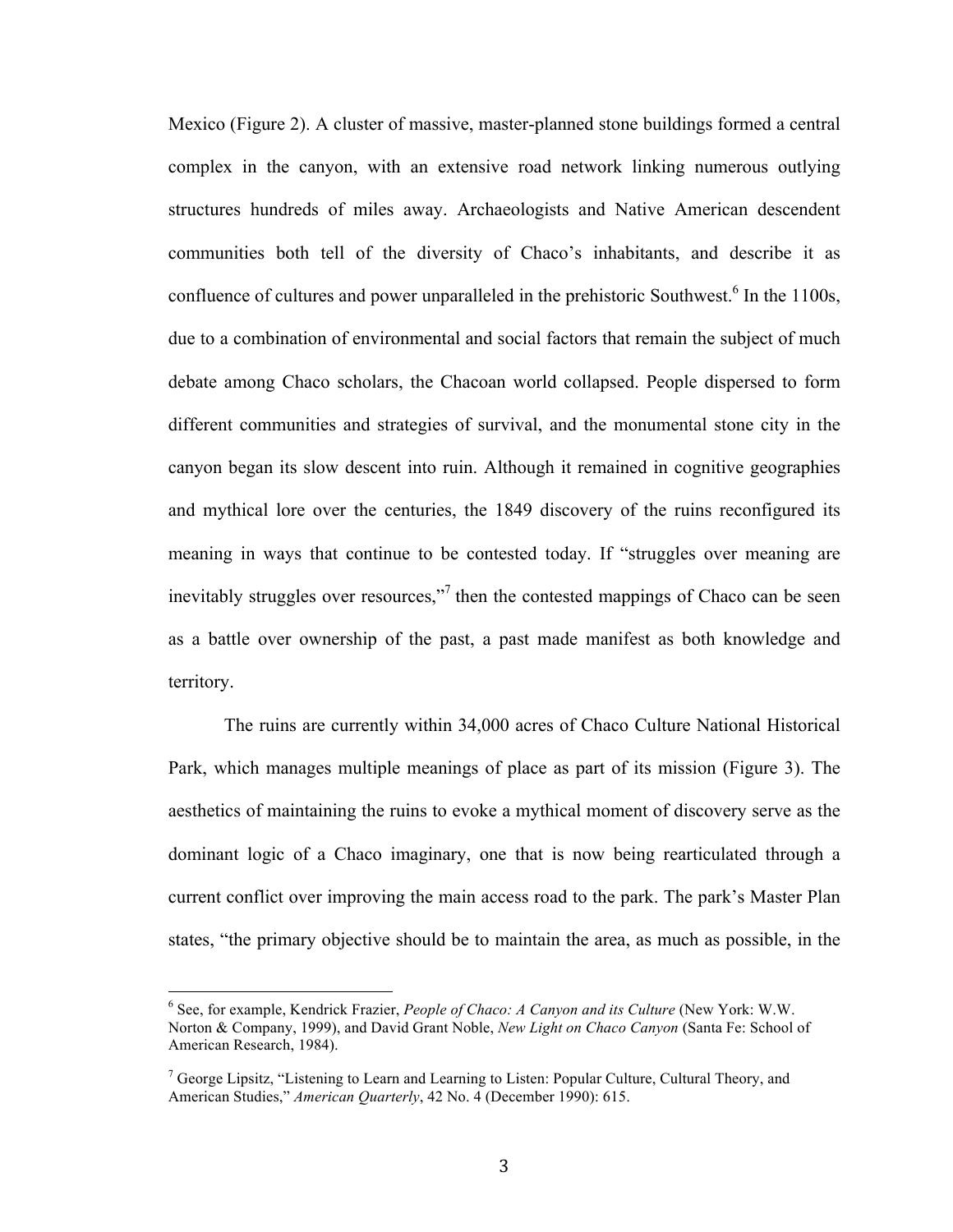Mexico (Figure 2). A cluster of massive, master-planned stone buildings formed a central complex in the canyon, with an extensive road network linking numerous outlying structures hundreds of miles away. Archaeologists and Native American descendent communities both tell of the diversity of Chaco's inhabitants, and describe it as confluence of cultures and power unparalleled in the prehistoric Southwest.[6] In the 1100s, due to a combination of environmental and social factors that remain the subject of much debate among Chaco scholars, the Chacoan world collapsed. People dispersed to form different communities and strategies of survival, and the monumental stone city in the canyon began its slow descent into ruin. Although it remained in cognitive geographies and mythical lore over the centuries, the 1849 discovery of the ruins reconfigured its meaning in ways that continue to be contested today. If "struggles over meaning are inevitably struggles over resources,"[7] then the contested mappings of Chaco can be seen as a battle over ownership of the past, a past made manifest as both knowledge and territory.

The ruins are currently within 34,000 acres of Chaco Culture National Historical Park, which manages multiple meanings of place as part of its mission (Figure 3). The aesthetics of maintaining the ruins to evoke a mythical moment of discovery serve as the dominant logic of a Chaco imaginary, one that is now being rearticulated through a current conflict over improving the main access road to the park. The park's Master Plan states, "the primary objective should be to maintain the area, as much as possible, in the

---

[6] See, for example, Kendrick Frazier, *People of Chaco: A Canyon and its Culture* (New York: W.W. Norton & Company, 1999), and David Grant Noble, *New Light on Chaco Canyon* (Santa Fe: School of American Research, 1984).

[7] George Lipsitz, "Listening to Learn and Learning to Listen: Popular Culture, Cultural Theory, and American Studies," *American Quarterly*, 42 No. 4 (December 1990): 615.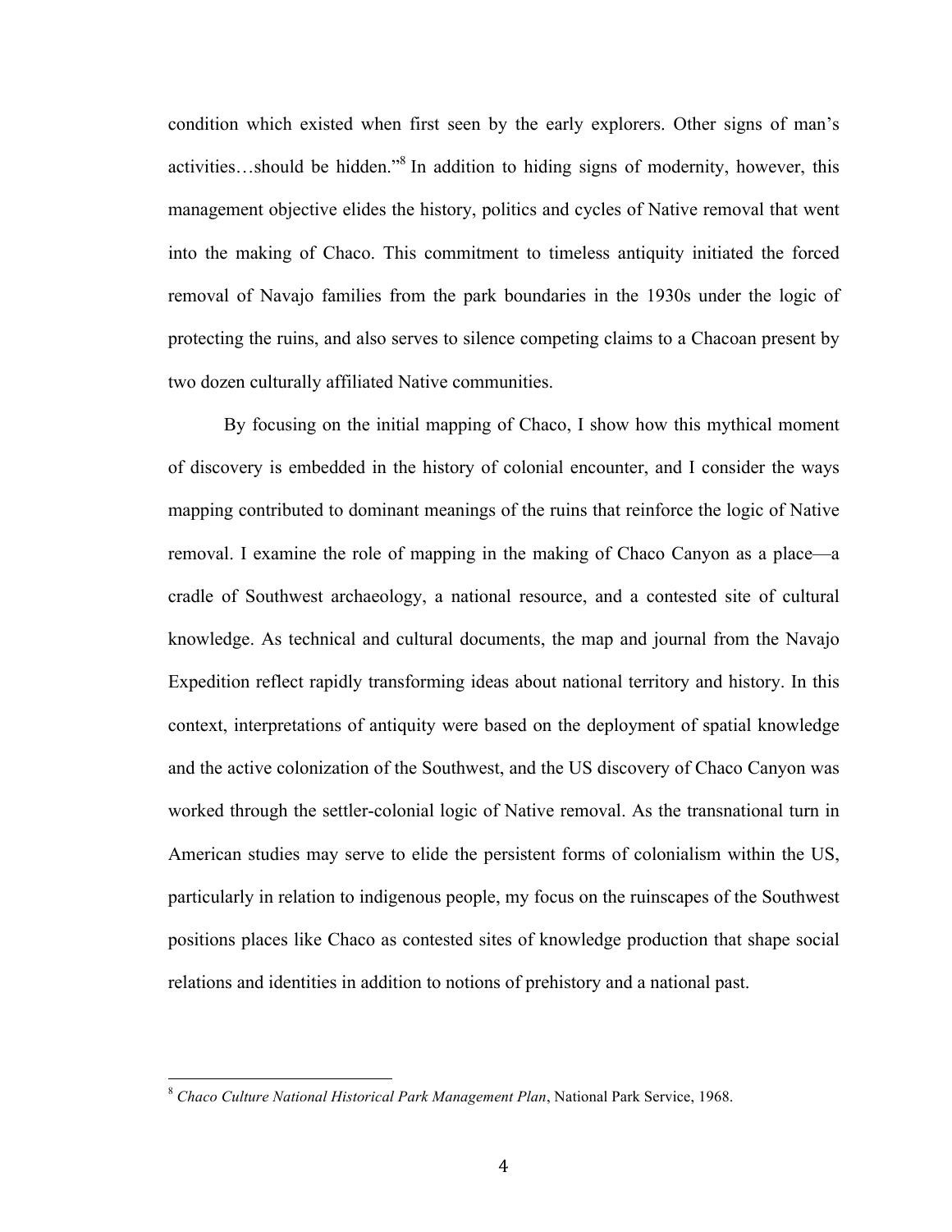condition which existed when first seen by the early explorers. Other signs of man's activities…should be hidden."[8] In addition to hiding signs of modernity, however, this management objective elides the history, politics and cycles of Native removal that went into the making of Chaco. This commitment to timeless antiquity initiated the forced removal of Navajo families from the park boundaries in the 1930s under the logic of protecting the ruins, and also serves to silence competing claims to a Chacoan present by two dozen culturally affiliated Native communities.

By focusing on the initial mapping of Chaco, I show how this mythical moment of discovery is embedded in the history of colonial encounter, and I consider the ways mapping contributed to dominant meanings of the ruins that reinforce the logic of Native removal. I examine the role of mapping in the making of Chaco Canyon as a place—a cradle of Southwest archaeology, a national resource, and a contested site of cultural knowledge. As technical and cultural documents, the map and journal from the Navajo Expedition reflect rapidly transforming ideas about national territory and history. In this context, interpretations of antiquity were based on the deployment of spatial knowledge and the active colonization of the Southwest, and the US discovery of Chaco Canyon was worked through the settler-colonial logic of Native removal. As the transnational turn in American studies may serve to elide the persistent forms of colonialism within the US, particularly in relation to indigenous people, my focus on the ruinscapes of the Southwest positions places like Chaco as contested sites of knowledge production that shape social relations and identities in addition to notions of prehistory and a national past.

---

[8] *Chaco Culture National Historical Park Management Plan*, National Park Service, 1968.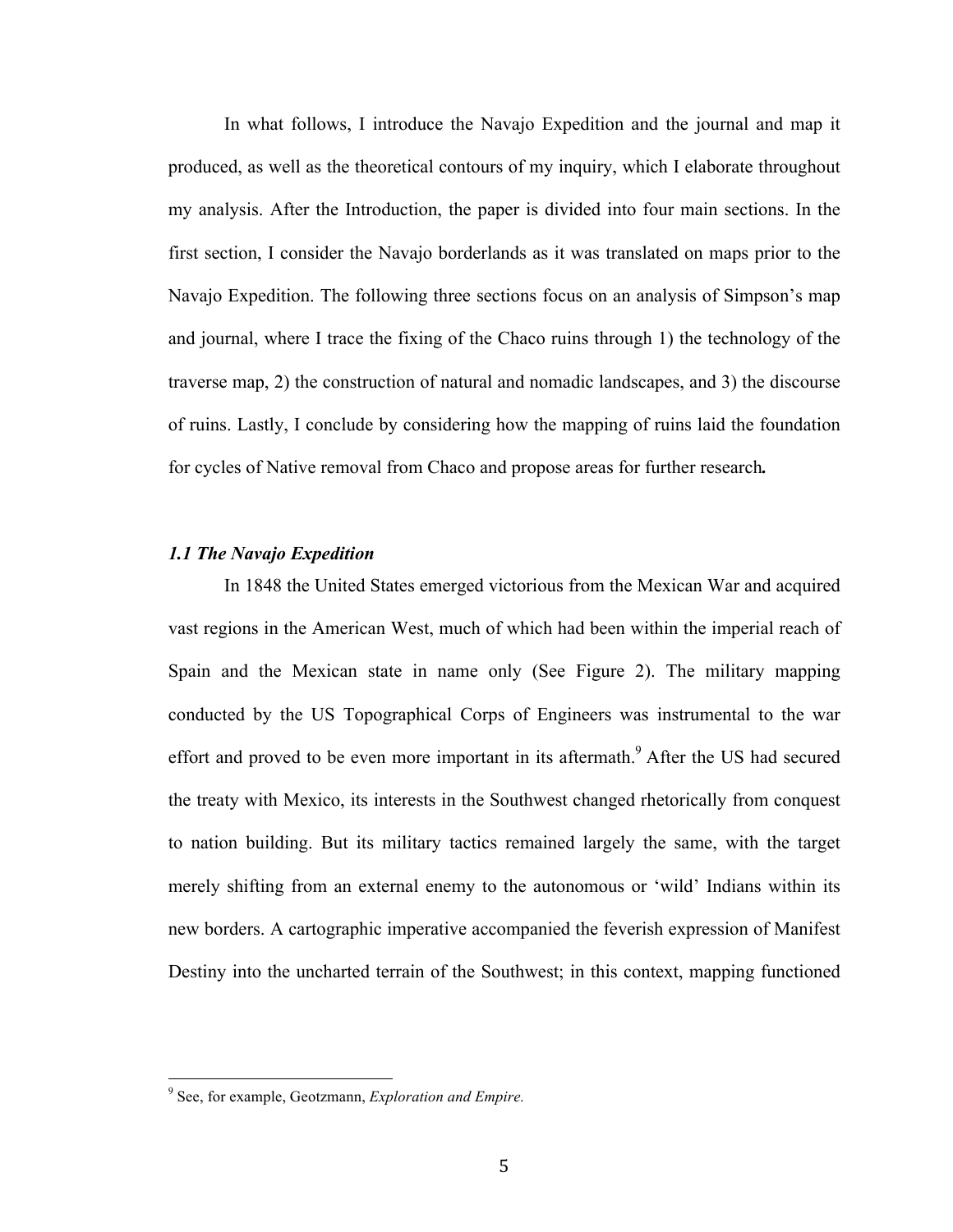In what follows, I introduce the Navajo Expedition and the journal and map it produced, as well as the theoretical contours of my inquiry, which I elaborate throughout my analysis. After the Introduction, the paper is divided into four main sections. In the first section, I consider the Navajo borderlands as it was translated on maps prior to the Navajo Expedition. The following three sections focus on an analysis of Simpson's map and journal, where I trace the fixing of the Chaco ruins through 1) the technology of the traverse map, 2) the construction of natural and nomadic landscapes, and 3) the discourse of ruins. Lastly, I conclude by considering how the mapping of ruins laid the foundation for cycles of Native removal from Chaco and propose areas for further research**.**

### *1.1 The Navajo Expedition*

In 1848 the United States emerged victorious from the Mexican War and acquired vast regions in the American West, much of which had been within the imperial reach of Spain and the Mexican state in name only (See Figure 2). The military mapping conducted by the US Topographical Corps of Engineers was instrumental to the war effort and proved to be even more important in its aftermath.[9] After the US had secured the treaty with Mexico, its interests in the Southwest changed rhetorically from conquest to nation building. But its military tactics remained largely the same, with the target merely shifting from an external enemy to the autonomous or 'wild' Indians within its new borders. A cartographic imperative accompanied the feverish expression of Manifest Destiny into the uncharted terrain of the Southwest; in this context, mapping functioned

[9] See, for example, Geotzmann, *Exploration and Empire.*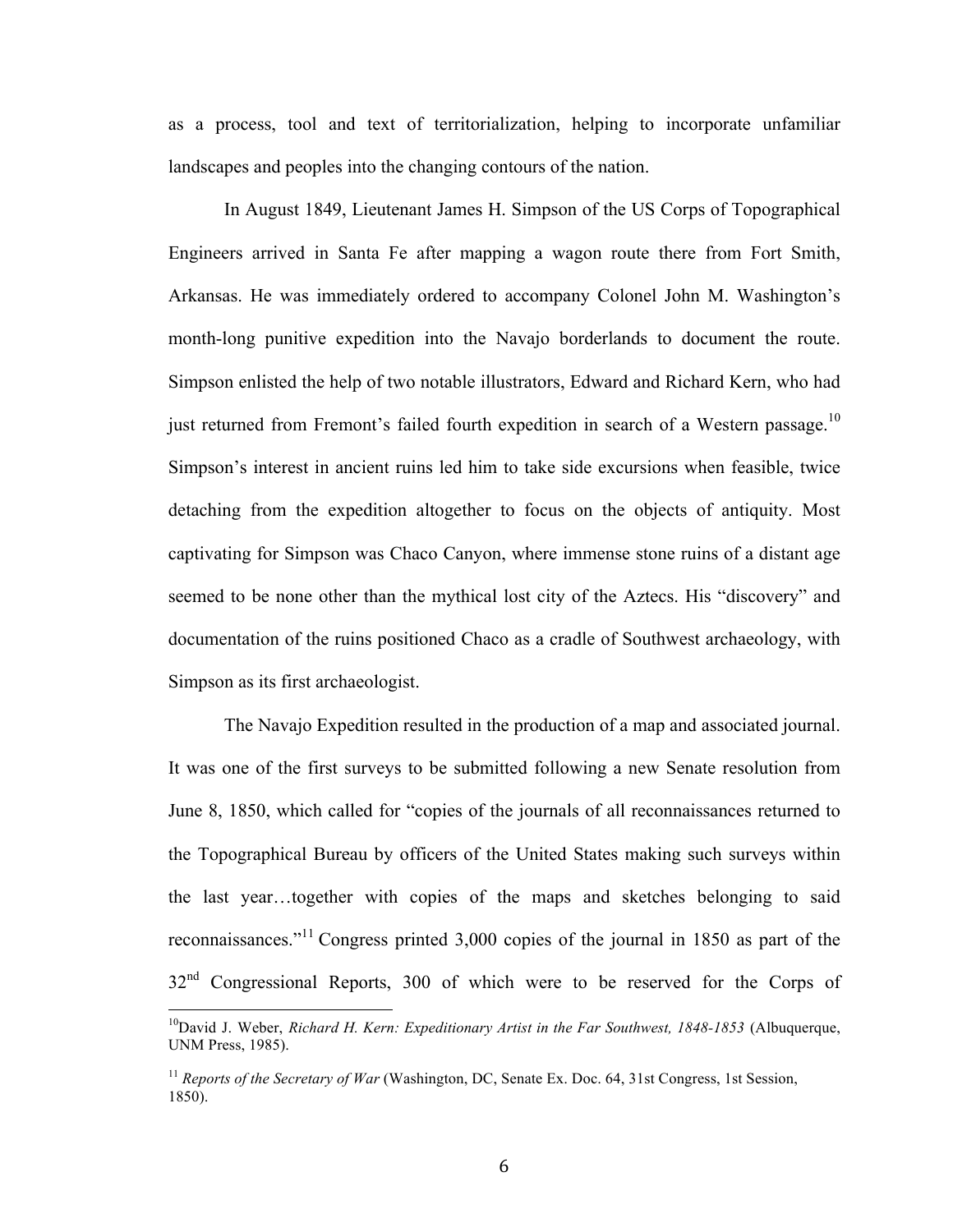as a process, tool and text of territorialization, helping to incorporate unfamiliar landscapes and peoples into the changing contours of the nation.

In August 1849, Lieutenant James H. Simpson of the US Corps of Topographical Engineers arrived in Santa Fe after mapping a wagon route there from Fort Smith, Arkansas. He was immediately ordered to accompany Colonel John M. Washington's month-long punitive expedition into the Navajo borderlands to document the route. Simpson enlisted the help of two notable illustrators, Edward and Richard Kern, who had just returned from Fremont's failed fourth expedition in search of a Western passage.[10] Simpson's interest in ancient ruins led him to take side excursions when feasible, twice detaching from the expedition altogether to focus on the objects of antiquity. Most captivating for Simpson was Chaco Canyon, where immense stone ruins of a distant age seemed to be none other than the mythical lost city of the Aztecs. His "discovery" and documentation of the ruins positioned Chaco as a cradle of Southwest archaeology, with Simpson as its first archaeologist.

The Navajo Expedition resulted in the production of a map and associated journal. It was one of the first surveys to be submitted following a new Senate resolution from June 8, 1850, which called for "copies of the journals of all reconnaissances returned to the Topographical Bureau by officers of the United States making such surveys within the last year…together with copies of the maps and sketches belonging to said reconnaissances."[11] Congress printed 3,000 copies of the journal in 1850 as part of the 32nd Congressional Reports, 300 of which were to be reserved for the Corps of

---

[10] David J. Weber, *Richard H. Kern: Expeditionary Artist in the Far Southwest, 1848-1853* (Albuquerque, UNM Press, 1985).

[11] *Reports of the Secretary of War* (Washington, DC, Senate Ex. Doc. 64, 31st Congress, 1st Session, 1850).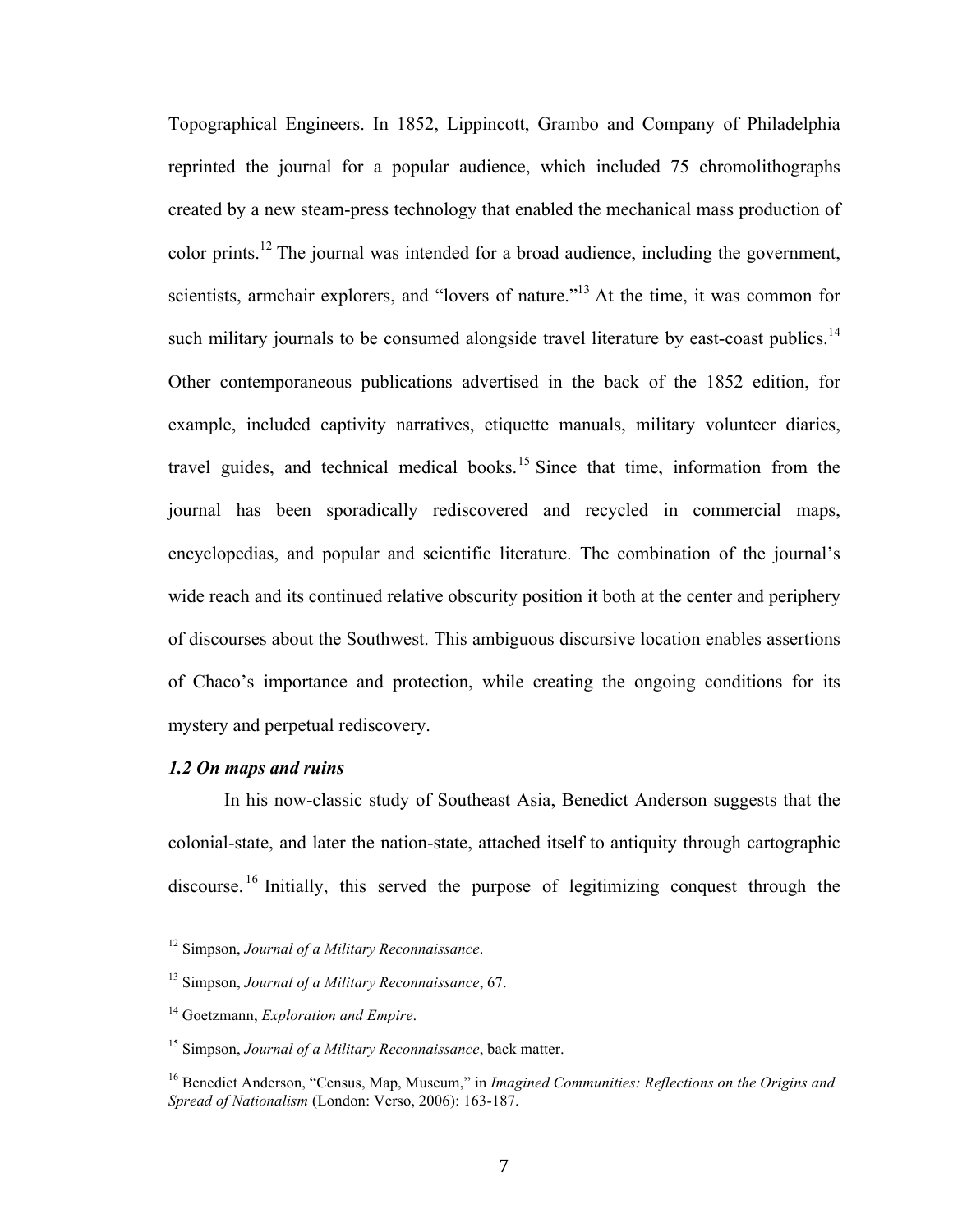Topographical Engineers. In 1852, Lippincott, Grambo and Company of Philadelphia reprinted the journal for a popular audience, which included 75 chromolithographs created by a new steam-press technology that enabled the mechanical mass production of color prints.[12] The journal was intended for a broad audience, including the government, scientists, armchair explorers, and "lovers of nature."[13] At the time, it was common for such military journals to be consumed alongside travel literature by east-coast publics.[14] Other contemporaneous publications advertised in the back of the 1852 edition, for example, included captivity narratives, etiquette manuals, military volunteer diaries, travel guides, and technical medical books.[15] Since that time, information from the journal has been sporadically rediscovered and recycled in commercial maps, encyclopedias, and popular and scientific literature. The combination of the journal's wide reach and its continued relative obscurity position it both at the center and periphery of discourses about the Southwest. This ambiguous discursive location enables assertions of Chaco's importance and protection, while creating the ongoing conditions for its mystery and perpetual rediscovery.

### *1.2 On maps and ruins*

In his now-classic study of Southeast Asia, Benedict Anderson suggests that the colonial-state, and later the nation-state, attached itself to antiquity through cartographic discourse.[16] Initially, this served the purpose of legitimizing conquest through the

---

[12] Simpson, *Journal of a Military Reconnaissance*.

[13] Simpson, *Journal of a Military Reconnaissance*, 67.

[14] Goetzmann, *Exploration and Empire*.

[15] Simpson, *Journal of a Military Reconnaissance*, back matter.

[16] Benedict Anderson, "Census, Map, Museum," in *Imagined Communities: Reflections on the Origins and Spread of Nationalism* (London: Verso, 2006): 163-187.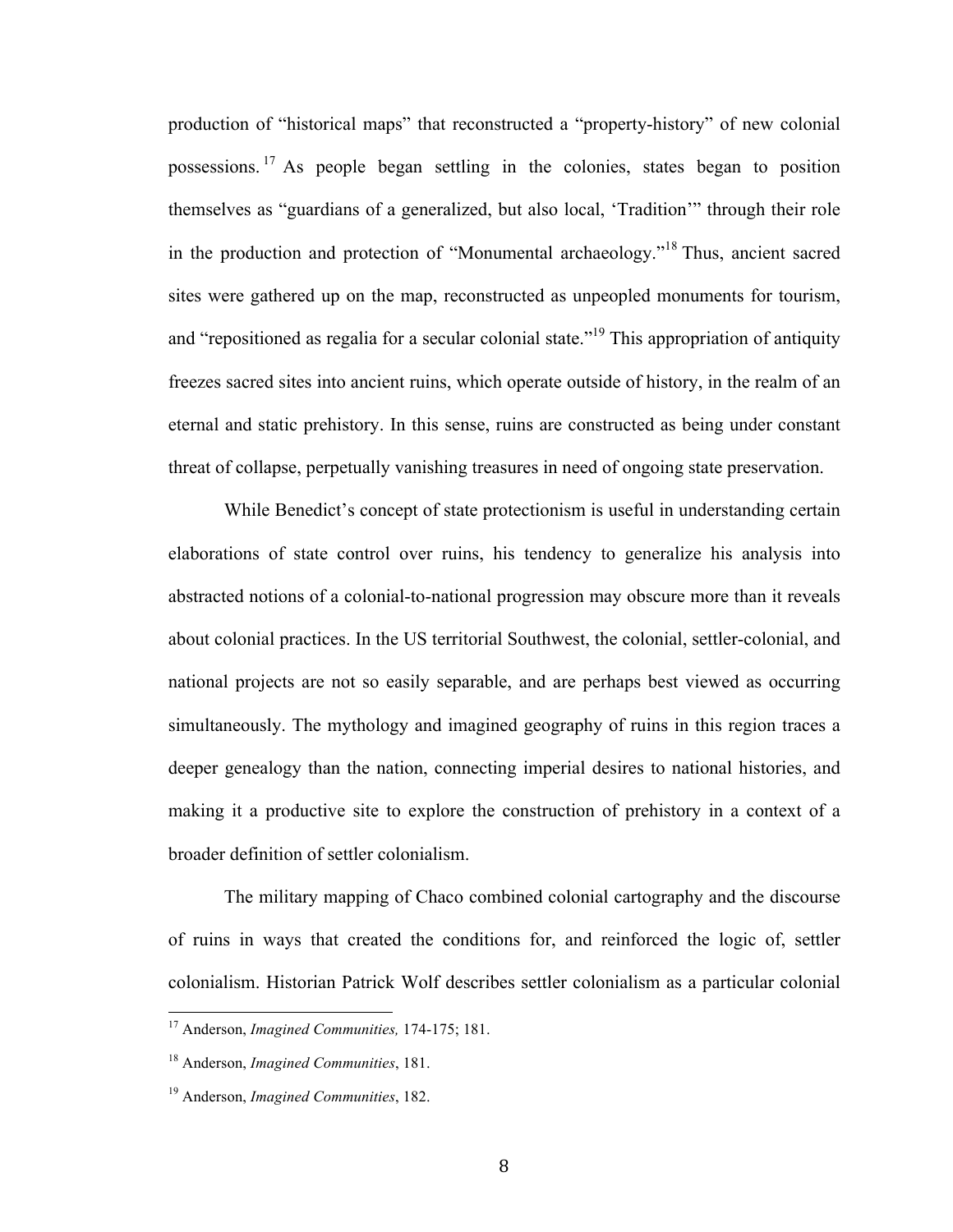production of "historical maps" that reconstructed a "property-history" of new colonial possessions.[17] As people began settling in the colonies, states began to position themselves as "guardians of a generalized, but also local, 'Tradition'" through their role in the production and protection of "Monumental archaeology."[18] Thus, ancient sacred sites were gathered up on the map, reconstructed as unpeopled monuments for tourism, and "repositioned as regalia for a secular colonial state."[19] This appropriation of antiquity freezes sacred sites into ancient ruins, which operate outside of history, in the realm of an eternal and static prehistory. In this sense, ruins are constructed as being under constant threat of collapse, perpetually vanishing treasures in need of ongoing state preservation.

While Benedict's concept of state protectionism is useful in understanding certain elaborations of state control over ruins, his tendency to generalize his analysis into abstracted notions of a colonial-to-national progression may obscure more than it reveals about colonial practices. In the US territorial Southwest, the colonial, settler-colonial, and national projects are not so easily separable, and are perhaps best viewed as occurring simultaneously. The mythology and imagined geography of ruins in this region traces a deeper genealogy than the nation, connecting imperial desires to national histories, and making it a productive site to explore the construction of prehistory in a context of a broader definition of settler colonialism.

The military mapping of Chaco combined colonial cartography and the discourse of ruins in ways that created the conditions for, and reinforced the logic of, settler colonialism. Historian Patrick Wolf describes settler colonialism as a particular colonial

---

[17] Anderson, *Imagined Communities,* 174-175; 181.

[18] Anderson, *Imagined Communities*, 181.

[19] Anderson, *Imagined Communities*, 182.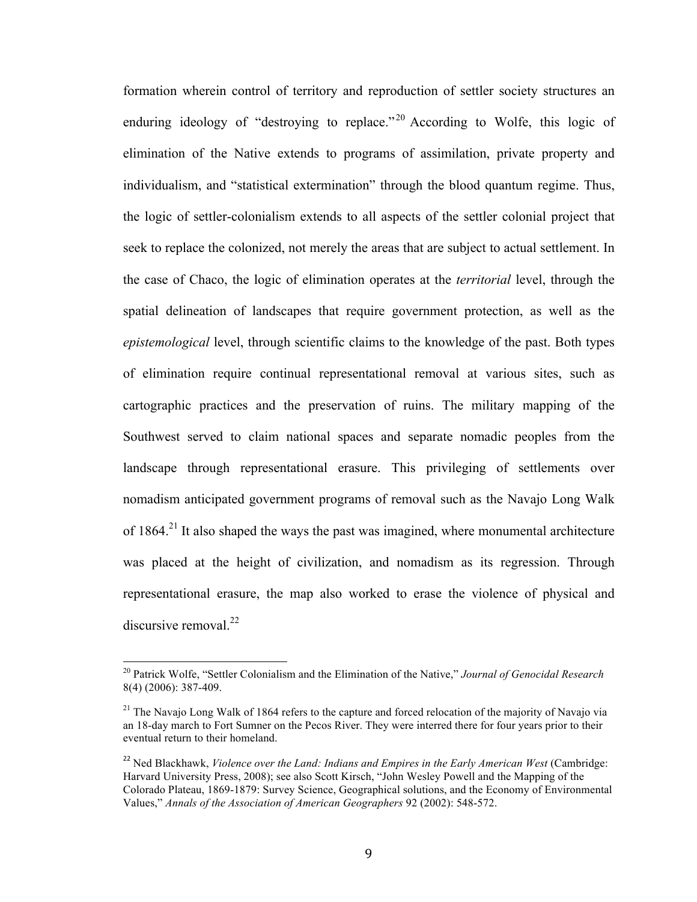formation wherein control of territory and reproduction of settler society structures an enduring ideology of "destroying to replace."[20] According to Wolfe, this logic of elimination of the Native extends to programs of assimilation, private property and individualism, and "statistical extermination" through the blood quantum regime. Thus, the logic of settler-colonialism extends to all aspects of the settler colonial project that seek to replace the colonized, not merely the areas that are subject to actual settlement. In the case of Chaco, the logic of elimination operates at the *territorial* level, through the spatial delineation of landscapes that require government protection, as well as the *epistemological* level, through scientific claims to the knowledge of the past. Both types of elimination require continual representational removal at various sites, such as cartographic practices and the preservation of ruins. The military mapping of the Southwest served to claim national spaces and separate nomadic peoples from the landscape through representational erasure. This privileging of settlements over nomadism anticipated government programs of removal such as the Navajo Long Walk of 1864.[21] It also shaped the ways the past was imagined, where monumental architecture was placed at the height of civilization, and nomadism as its regression. Through representational erasure, the map also worked to erase the violence of physical and discursive removal.[22]

---

[20] Patrick Wolfe, "Settler Colonialism and the Elimination of the Native," *Journal of Genocidal Research* 8(4) (2006): 387-409.

[21] The Navajo Long Walk of 1864 refers to the capture and forced relocation of the majority of Navajo via an 18-day march to Fort Sumner on the Pecos River. They were interred there for four years prior to their eventual return to their homeland.

[22] Ned Blackhawk, *Violence over the Land: Indians and Empires in the Early American West* (Cambridge: Harvard University Press, 2008); see also Scott Kirsch, "John Wesley Powell and the Mapping of the Colorado Plateau, 1869-1879: Survey Science, Geographical solutions, and the Economy of Environmental Values," *Annals of the Association of American Geographers* 92 (2002): 548-572.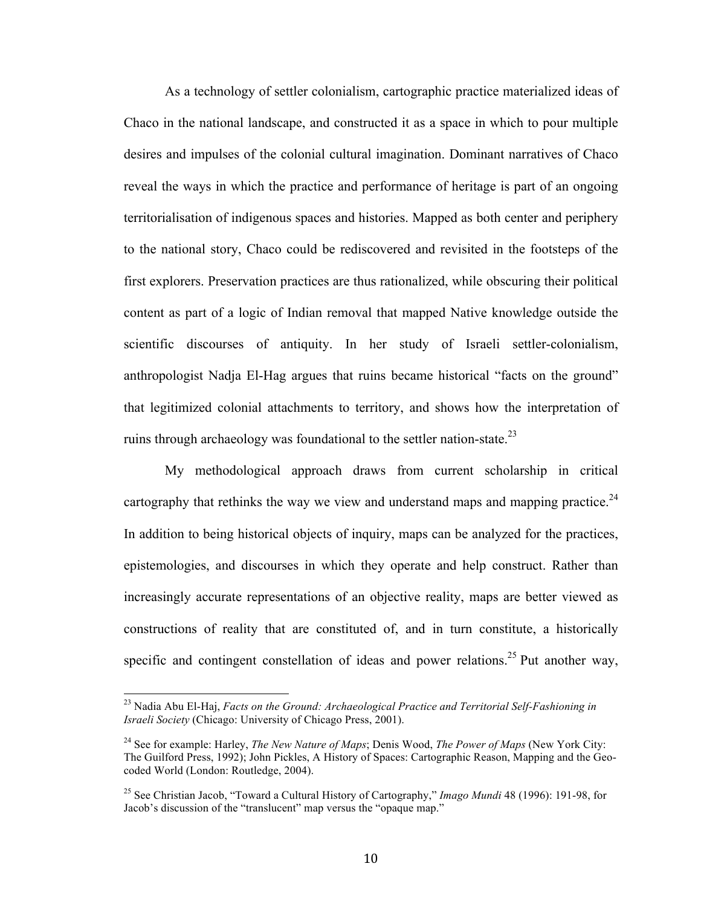As a technology of settler colonialism, cartographic practice materialized ideas of Chaco in the national landscape, and constructed it as a space in which to pour multiple desires and impulses of the colonial cultural imagination. Dominant narratives of Chaco reveal the ways in which the practice and performance of heritage is part of an ongoing territorialisation of indigenous spaces and histories. Mapped as both center and periphery to the national story, Chaco could be rediscovered and revisited in the footsteps of the first explorers. Preservation practices are thus rationalized, while obscuring their political content as part of a logic of Indian removal that mapped Native knowledge outside the scientific discourses of antiquity. In her study of Israeli settler-colonialism, anthropologist Nadja El-Hag argues that ruins became historical "facts on the ground" that legitimized colonial attachments to territory, and shows how the interpretation of ruins through archaeology was foundational to the settler nation-state.[23]

My methodological approach draws from current scholarship in critical cartography that rethinks the way we view and understand maps and mapping practice.[24] In addition to being historical objects of inquiry, maps can be analyzed for the practices, epistemologies, and discourses in which they operate and help construct. Rather than increasingly accurate representations of an objective reality, maps are better viewed as constructions of reality that are constituted of, and in turn constitute, a historically specific and contingent constellation of ideas and power relations.[25] Put another way,

---

[23] Nadia Abu El-Haj, *Facts on the Ground: Archaeological Practice and Territorial Self-Fashioning in Israeli Society* (Chicago: University of Chicago Press, 2001).

[24] See for example: Harley, *The New Nature of Maps*; Denis Wood, *The Power of Maps* (New York City: The Guilford Press, 1992); John Pickles, A History of Spaces: Cartographic Reason, Mapping and the Geo-coded World (London: Routledge, 2004).

[25] See Christian Jacob, "Toward a Cultural History of Cartography," *Imago Mundi* 48 (1996): 191-98, for Jacob's discussion of the "translucent" map versus the "opaque map."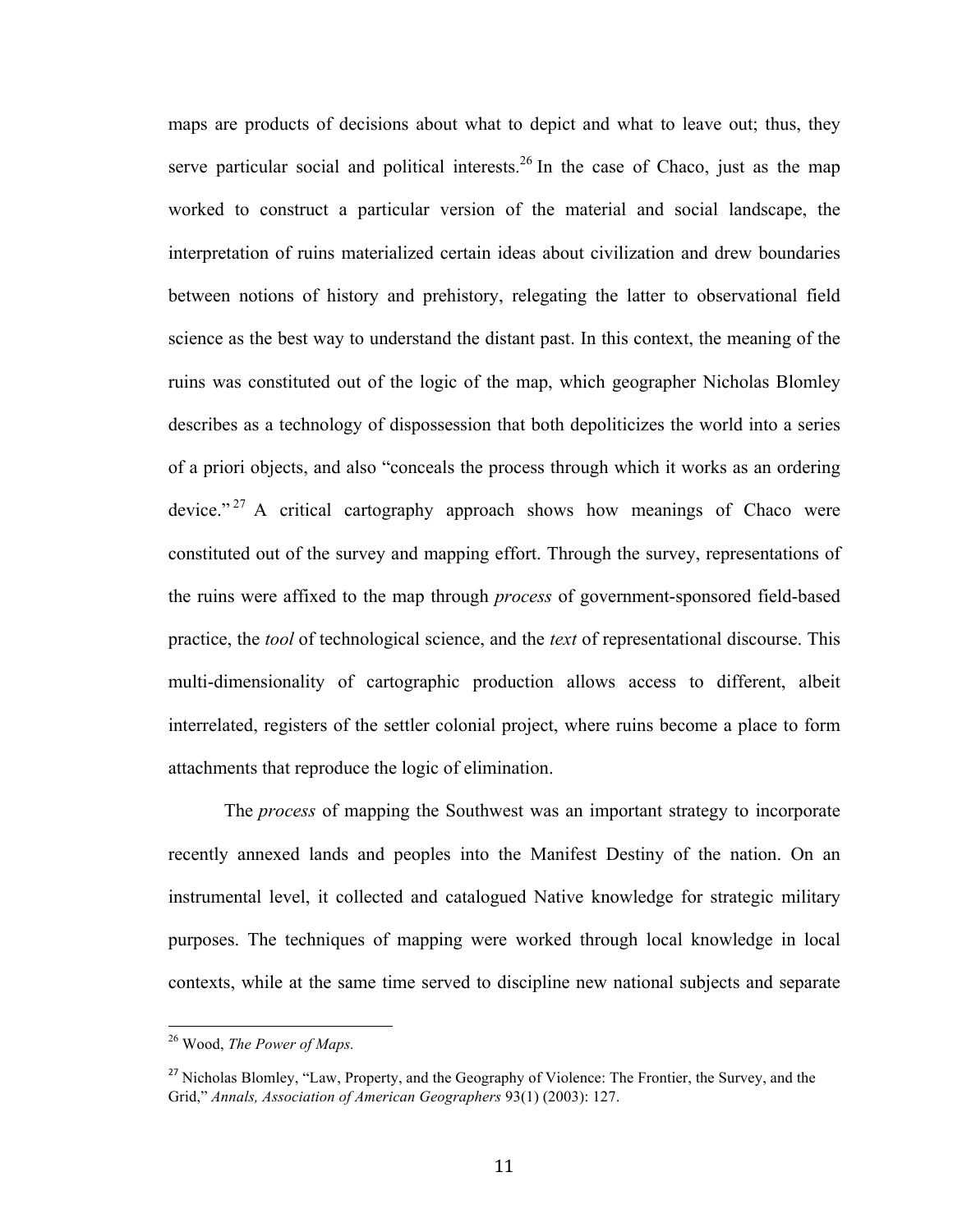maps are products of decisions about what to depict and what to leave out; thus, they serve particular social and political interests.[26] In the case of Chaco, just as the map worked to construct a particular version of the material and social landscape, the interpretation of ruins materialized certain ideas about civilization and drew boundaries between notions of history and prehistory, relegating the latter to observational field science as the best way to understand the distant past. In this context, the meaning of the ruins was constituted out of the logic of the map, which geographer Nicholas Blomley describes as a technology of dispossession that both depoliticizes the world into a series of a priori objects, and also "conceals the process through which it works as an ordering device."[27] A critical cartography approach shows how meanings of Chaco were constituted out of the survey and mapping effort. Through the survey, representations of the ruins were affixed to the map through *process* of government-sponsored field-based practice, the *tool* of technological science, and the *text* of representational discourse. This multi-dimensionality of cartographic production allows access to different, albeit interrelated, registers of the settler colonial project, where ruins become a place to form attachments that reproduce the logic of elimination.

The *process* of mapping the Southwest was an important strategy to incorporate recently annexed lands and peoples into the Manifest Destiny of the nation. On an instrumental level, it collected and catalogued Native knowledge for strategic military purposes. The techniques of mapping were worked through local knowledge in local contexts, while at the same time served to discipline new national subjects and separate

---

[26] Wood, *The Power of Maps.*

[27] Nicholas Blomley, "Law, Property, and the Geography of Violence: The Frontier, the Survey, and the Grid," *Annals, Association of American Geographers* 93(1) (2003): 127.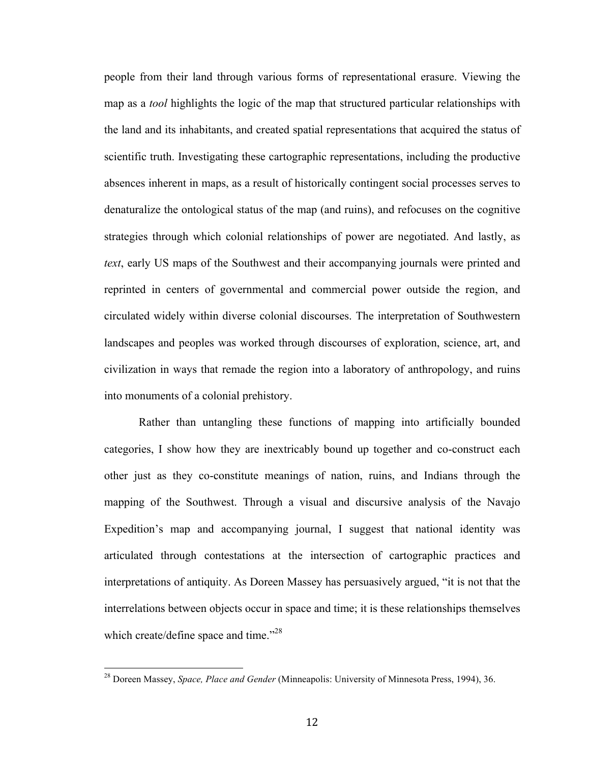people from their land through various forms of representational erasure. Viewing the map as a *tool* highlights the logic of the map that structured particular relationships with the land and its inhabitants, and created spatial representations that acquired the status of scientific truth. Investigating these cartographic representations, including the productive absences inherent in maps, as a result of historically contingent social processes serves to denaturalize the ontological status of the map (and ruins), and refocuses on the cognitive strategies through which colonial relationships of power are negotiated. And lastly, as *text*, early US maps of the Southwest and their accompanying journals were printed and reprinted in centers of governmental and commercial power outside the region, and circulated widely within diverse colonial discourses. The interpretation of Southwestern landscapes and peoples was worked through discourses of exploration, science, art, and civilization in ways that remade the region into a laboratory of anthropology, and ruins into monuments of a colonial prehistory.

Rather than untangling these functions of mapping into artificially bounded categories, I show how they are inextricably bound up together and co-construct each other just as they co-constitute meanings of nation, ruins, and Indians through the mapping of the Southwest. Through a visual and discursive analysis of the Navajo Expedition's map and accompanying journal, I suggest that national identity was articulated through contestations at the intersection of cartographic practices and interpretations of antiquity. As Doreen Massey has persuasively argued, "it is not that the interrelations between objects occur in space and time; it is these relationships themselves which create/define space and time."[28]

[28] Doreen Massey, *Space, Place and Gender* (Minneapolis: University of Minnesota Press, 1994), 36.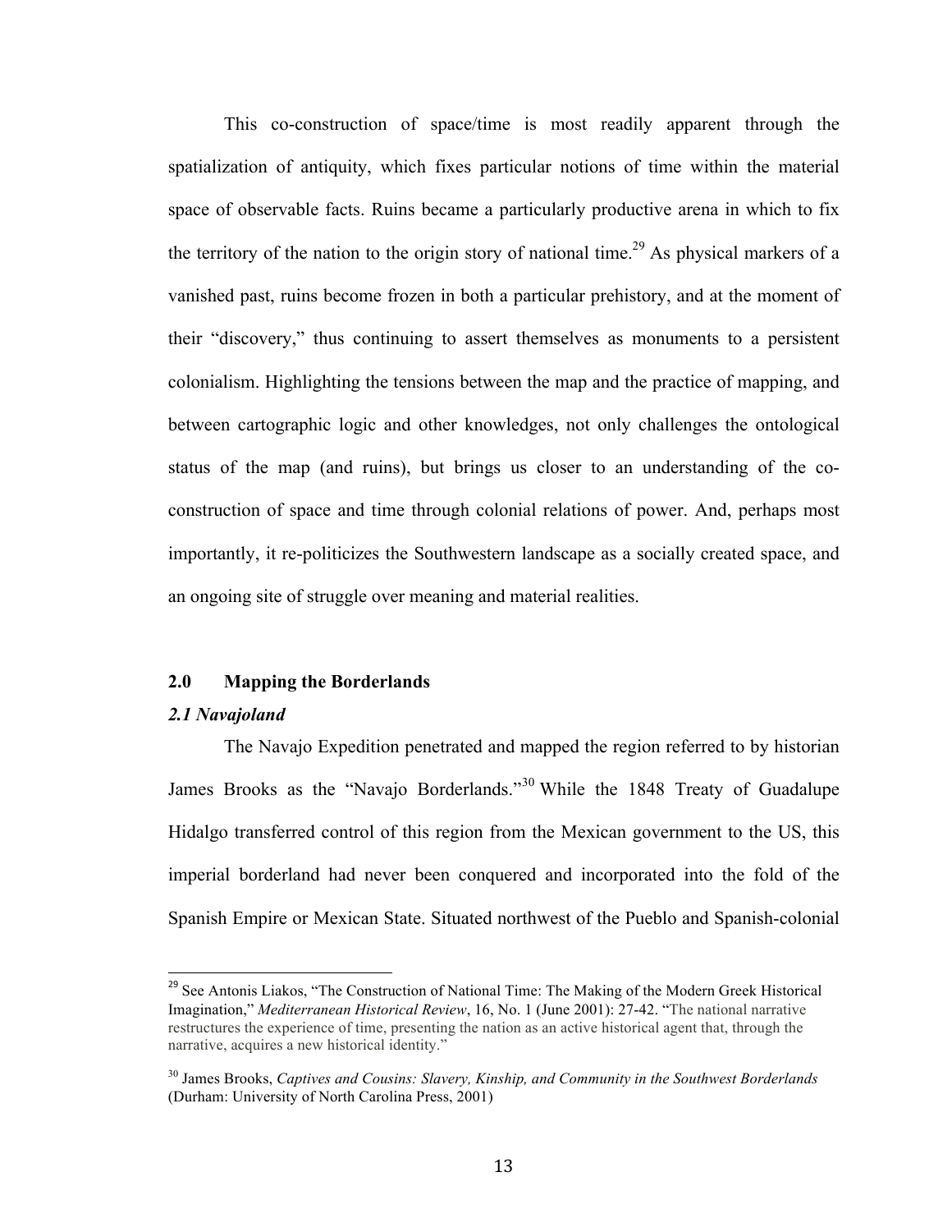This co-construction of space/time is most readily apparent through the spatialization of antiquity, which fixes particular notions of time within the material space of observable facts. Ruins became a particularly productive arena in which to fix the territory of the nation to the origin story of national time.[29] As physical markers of a vanished past, ruins become frozen in both a particular prehistory, and at the moment of their "discovery," thus continuing to assert themselves as monuments to a persistent colonialism. Highlighting the tensions between the map and the practice of mapping, and between cartographic logic and other knowledges, not only challenges the ontological status of the map (and ruins), but brings us closer to an understanding of the co-construction of space and time through colonial relations of power. And, perhaps most importantly, it re-politicizes the Southwestern landscape as a socially created space, and an ongoing site of struggle over meaning and material realities.

## 2.0 Mapping the Borderlands

### *2.1 Navajoland*

The Navajo Expedition penetrated and mapped the region referred to by historian James Brooks as the "Navajo Borderlands."[30] While the 1848 Treaty of Guadalupe Hidalgo transferred control of this region from the Mexican government to the US, this imperial borderland had never been conquered and incorporated into the fold of the Spanish Empire or Mexican State. Situated northwest of the Pueblo and Spanish-colonial

---

[29] See Antonis Liakos, "The Construction of National Time: The Making of the Modern Greek Historical Imagination," *Mediterranean Historical Review*, 16, No. 1 (June 2001): 27-42. "The national narrative restructures the experience of time, presenting the nation as an active historical agent that, through the narrative, acquires a new historical identity."

[30] James Brooks, *Captives and Cousins: Slavery, Kinship, and Community in the Southwest Borderlands* (Durham: University of North Carolina Press, 2001)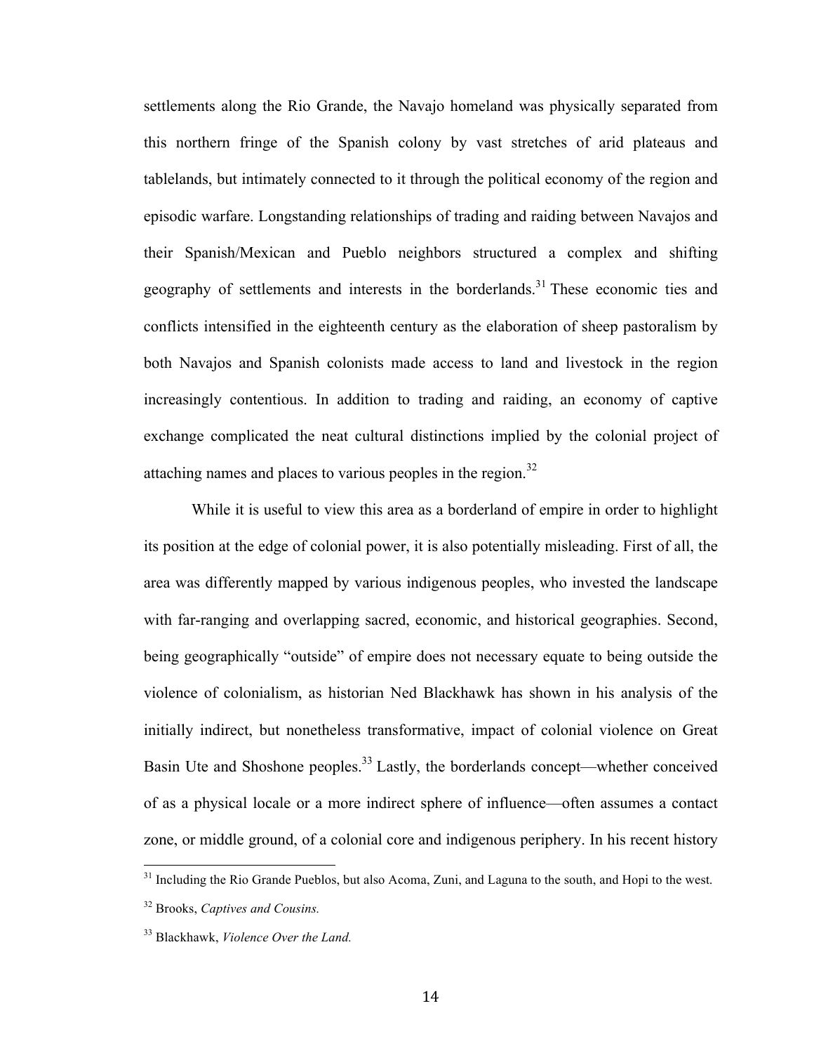settlements along the Rio Grande, the Navajo homeland was physically separated from this northern fringe of the Spanish colony by vast stretches of arid plateaus and tablelands, but intimately connected to it through the political economy of the region and episodic warfare. Longstanding relationships of trading and raiding between Navajos and their Spanish/Mexican and Pueblo neighbors structured a complex and shifting geography of settlements and interests in the borderlands.[31] These economic ties and conflicts intensified in the eighteenth century as the elaboration of sheep pastoralism by both Navajos and Spanish colonists made access to land and livestock in the region increasingly contentious. In addition to trading and raiding, an economy of captive exchange complicated the neat cultural distinctions implied by the colonial project of attaching names and places to various peoples in the region.[32]

While it is useful to view this area as a borderland of empire in order to highlight its position at the edge of colonial power, it is also potentially misleading. First of all, the area was differently mapped by various indigenous peoples, who invested the landscape with far-ranging and overlapping sacred, economic, and historical geographies. Second, being geographically "outside" of empire does not necessary equate to being outside the violence of colonialism, as historian Ned Blackhawk has shown in his analysis of the initially indirect, but nonetheless transformative, impact of colonial violence on Great Basin Ute and Shoshone peoples.[33] Lastly, the borderlands concept—whether conceived of as a physical locale or a more indirect sphere of influence—often assumes a contact zone, or middle ground, of a colonial core and indigenous periphery. In his recent history

---

[31] Including the Rio Grande Pueblos, but also Acoma, Zuni, and Laguna to the south, and Hopi to the west.

[32] Brooks, *Captives and Cousins.*

[33] Blackhawk, *Violence Over the Land.*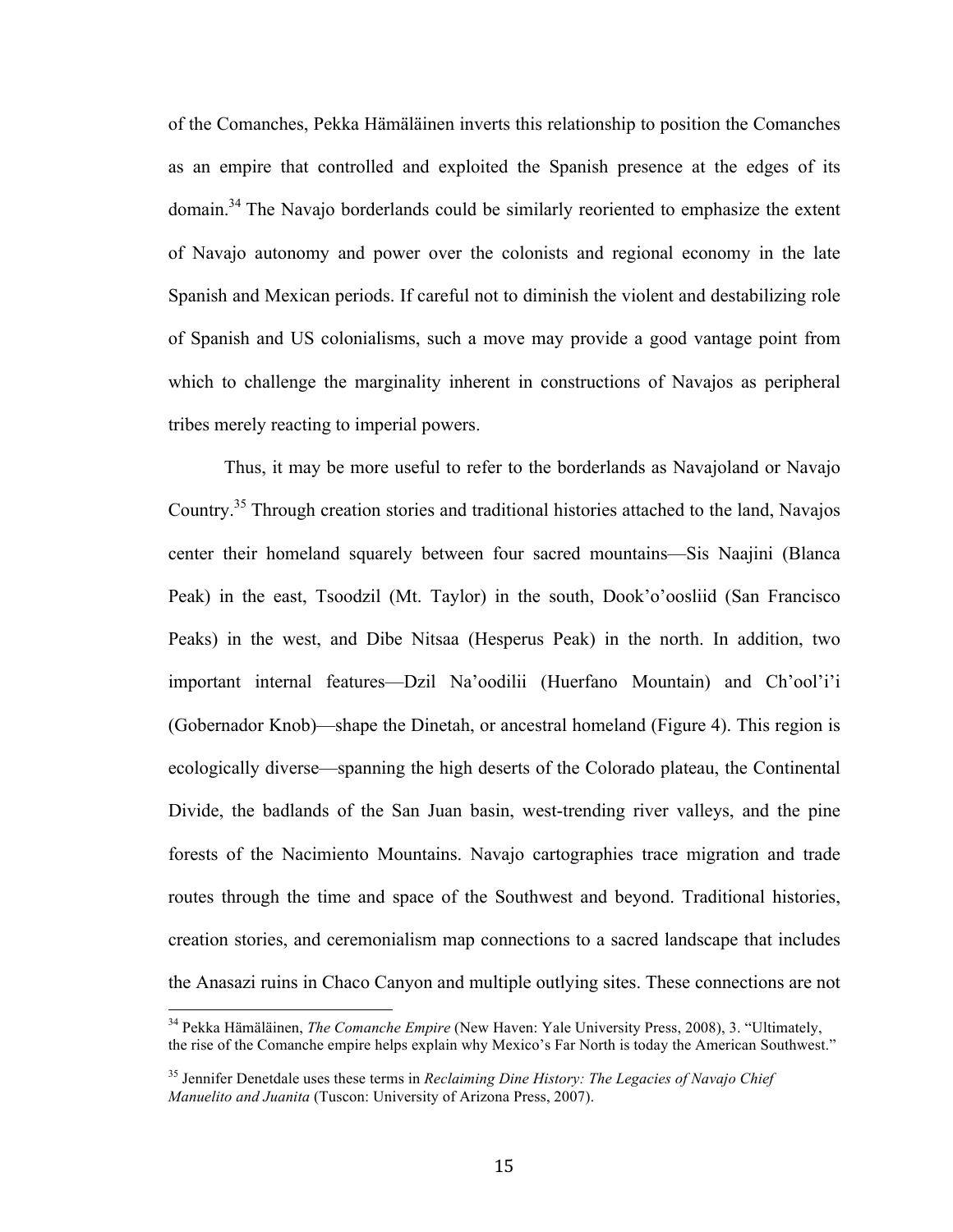of the Comanches, Pekka Hämäläinen inverts this relationship to position the Comanches as an empire that controlled and exploited the Spanish presence at the edges of its domain.[34] The Navajo borderlands could be similarly reoriented to emphasize the extent of Navajo autonomy and power over the colonists and regional economy in the late Spanish and Mexican periods. If careful not to diminish the violent and destabilizing role of Spanish and US colonialisms, such a move may provide a good vantage point from which to challenge the marginality inherent in constructions of Navajos as peripheral tribes merely reacting to imperial powers.

Thus, it may be more useful to refer to the borderlands as Navajoland or Navajo Country.[35] Through creation stories and traditional histories attached to the land, Navajos center their homeland squarely between four sacred mountains—Sis Naajini (Blanca Peak) in the east, Tsoodzil (Mt. Taylor) in the south, Dook'o'oosliid (San Francisco Peaks) in the west, and Dibe Nitsaa (Hesperus Peak) in the north. In addition, two important internal features—Dzil Na'oodilii (Huerfano Mountain) and Ch'ool'i'i (Gobernador Knob)—shape the Dinetah, or ancestral homeland (Figure 4). This region is ecologically diverse—spanning the high deserts of the Colorado plateau, the Continental Divide, the badlands of the San Juan basin, west-trending river valleys, and the pine forests of the Nacimiento Mountains. Navajo cartographies trace migration and trade routes through the time and space of the Southwest and beyond. Traditional histories, creation stories, and ceremonialism map connections to a sacred landscape that includes the Anasazi ruins in Chaco Canyon and multiple outlying sites. These connections are not

---

[34] Pekka Hämäläinen, *The Comanche Empire* (New Haven: Yale University Press, 2008), 3. "Ultimately, the rise of the Comanche empire helps explain why Mexico's Far North is today the American Southwest."

[35] Jennifer Denetdale uses these terms in *Reclaiming Dine History: The Legacies of Navajo Chief Manuelito and Juanita* (Tuscon: University of Arizona Press, 2007).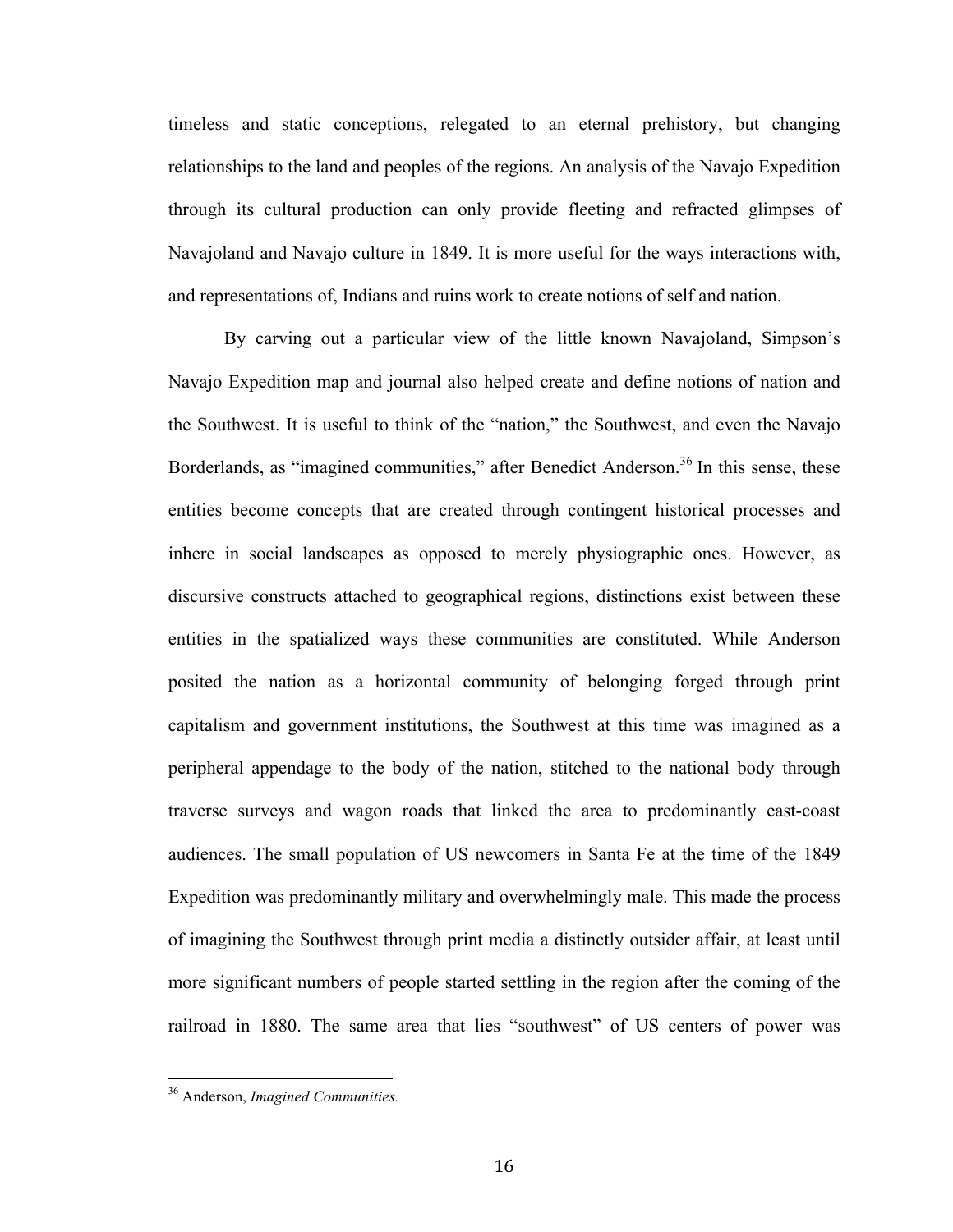timeless and static conceptions, relegated to an eternal prehistory, but changing relationships to the land and peoples of the regions. An analysis of the Navajo Expedition through its cultural production can only provide fleeting and refracted glimpses of Navajoland and Navajo culture in 1849. It is more useful for the ways interactions with, and representations of, Indians and ruins work to create notions of self and nation.

By carving out a particular view of the little known Navajoland, Simpson's Navajo Expedition map and journal also helped create and define notions of nation and the Southwest. It is useful to think of the "nation," the Southwest, and even the Navajo Borderlands, as "imagined communities," after Benedict Anderson.[36] In this sense, these entities become concepts that are created through contingent historical processes and inhere in social landscapes as opposed to merely physiographic ones. However, as discursive constructs attached to geographical regions, distinctions exist between these entities in the spatialized ways these communities are constituted. While Anderson posited the nation as a horizontal community of belonging forged through print capitalism and government institutions, the Southwest at this time was imagined as a peripheral appendage to the body of the nation, stitched to the national body through traverse surveys and wagon roads that linked the area to predominantly east-coast audiences. The small population of US newcomers in Santa Fe at the time of the 1849 Expedition was predominantly military and overwhelmingly male. This made the process of imagining the Southwest through print media a distinctly outsider affair, at least until more significant numbers of people started settling in the region after the coming of the railroad in 1880. The same area that lies "southwest" of US centers of power was

[36] Anderson, *Imagined Communities.*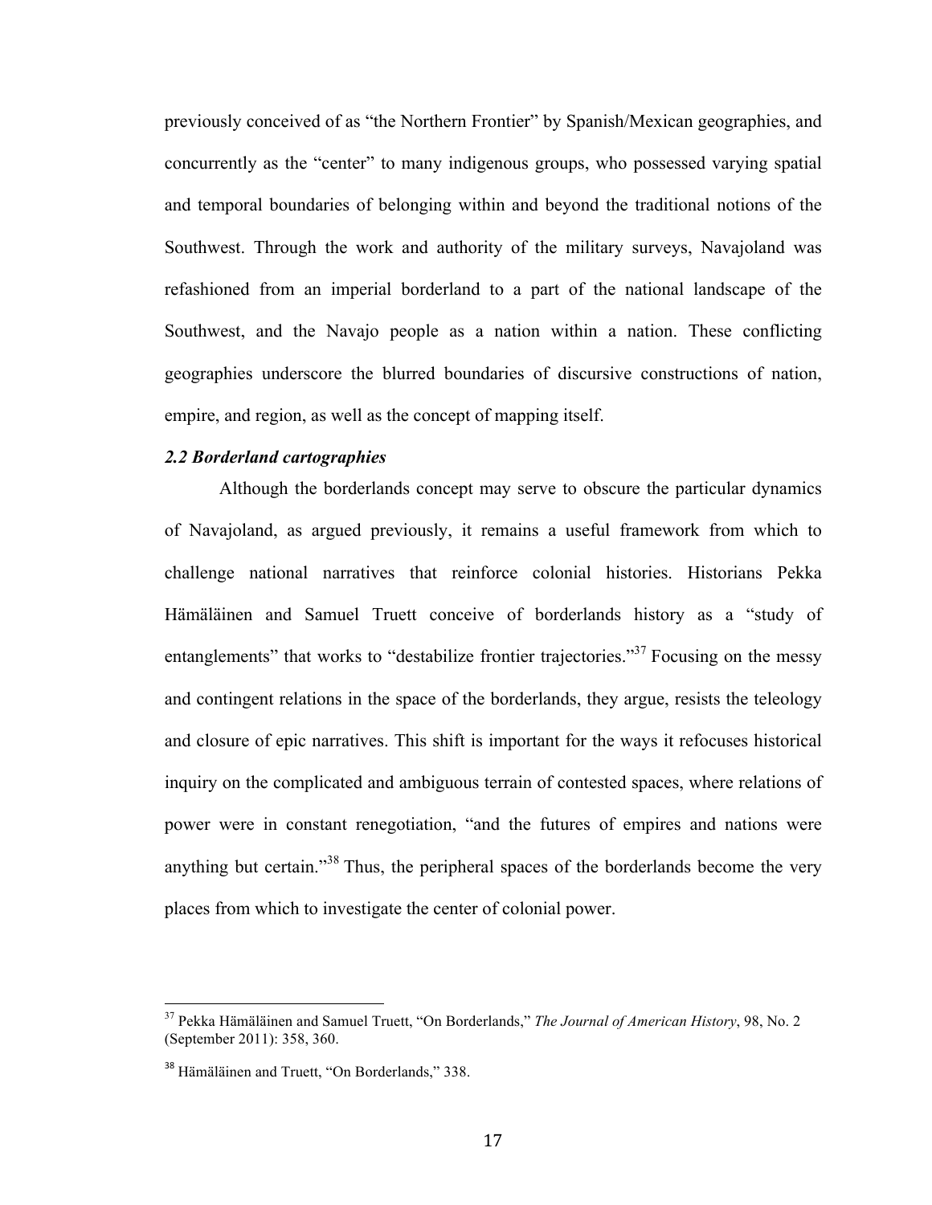previously conceived of as “the Northern Frontier” by Spanish/Mexican geographies, and concurrently as the “center” to many indigenous groups, who possessed varying spatial and temporal boundaries of belonging within and beyond the traditional notions of the Southwest. Through the work and authority of the military surveys, Navajoland was refashioned from an imperial borderland to a part of the national landscape of the Southwest, and the Navajo people as a nation within a nation. These conflicting geographies underscore the blurred boundaries of discursive constructions of nation, empire, and region, as well as the concept of mapping itself.

### *2.2 Borderland cartographies*

Although the borderlands concept may serve to obscure the particular dynamics of Navajoland, as argued previously, it remains a useful framework from which to challenge national narratives that reinforce colonial histories. Historians Pekka Hämäläinen and Samuel Truett conceive of borderlands history as a “study of entanglements” that works to “destabilize frontier trajectories.”[37] Focusing on the messy and contingent relations in the space of the borderlands, they argue, resists the teleology and closure of epic narratives. This shift is important for the ways it refocuses historical inquiry on the complicated and ambiguous terrain of contested spaces, where relations of power were in constant renegotiation, “and the futures of empires and nations were anything but certain.”[38] Thus, the peripheral spaces of the borderlands become the very places from which to investigate the center of colonial power.

---

[37] Pekka Hämäläinen and Samuel Truett, “On Borderlands,” *The Journal of American History*, 98, No. 2 (September 2011): 358, 360.

[38] Hämäläinen and Truett, “On Borderlands,” 338.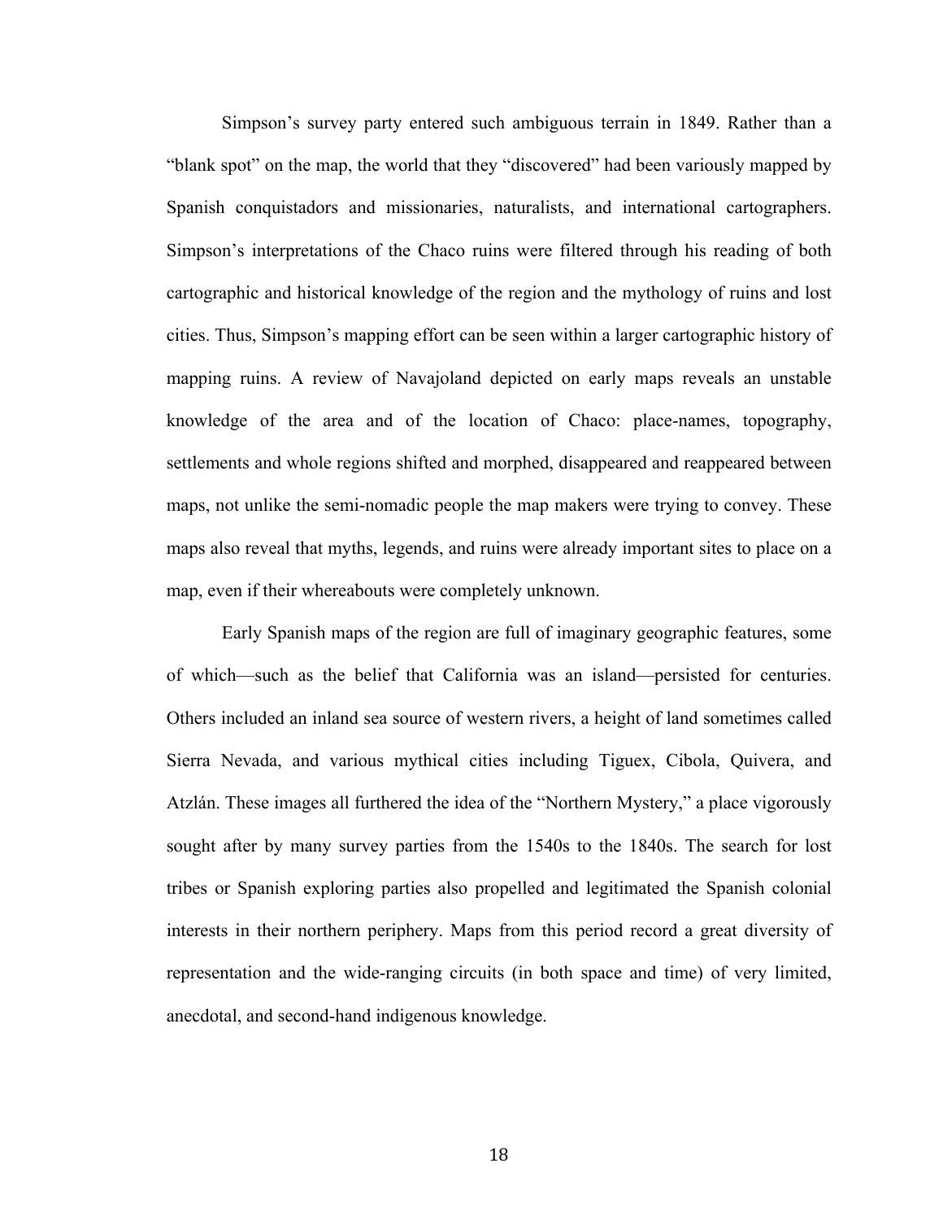Simpson's survey party entered such ambiguous terrain in 1849. Rather than a "blank spot" on the map, the world that they "discovered" had been variously mapped by Spanish conquistadors and missionaries, naturalists, and international cartographers. Simpson's interpretations of the Chaco ruins were filtered through his reading of both cartographic and historical knowledge of the region and the mythology of ruins and lost cities. Thus, Simpson's mapping effort can be seen within a larger cartographic history of mapping ruins. A review of Navajoland depicted on early maps reveals an unstable knowledge of the area and of the location of Chaco: place-names, topography, settlements and whole regions shifted and morphed, disappeared and reappeared between maps, not unlike the semi-nomadic people the map makers were trying to convey. These maps also reveal that myths, legends, and ruins were already important sites to place on a map, even if their whereabouts were completely unknown.

Early Spanish maps of the region are full of imaginary geographic features, some of which—such as the belief that California was an island—persisted for centuries. Others included an inland sea source of western rivers, a height of land sometimes called Sierra Nevada, and various mythical cities including Tiguex, Cibola, Quivera, and Atzlán. These images all furthered the idea of the "Northern Mystery," a place vigorously sought after by many survey parties from the 1540s to the 1840s. The search for lost tribes or Spanish exploring parties also propelled and legitimated the Spanish colonial interests in their northern periphery. Maps from this period record a great diversity of representation and the wide-ranging circuits (in both space and time) of very limited, anecdotal, and second-hand indigenous knowledge.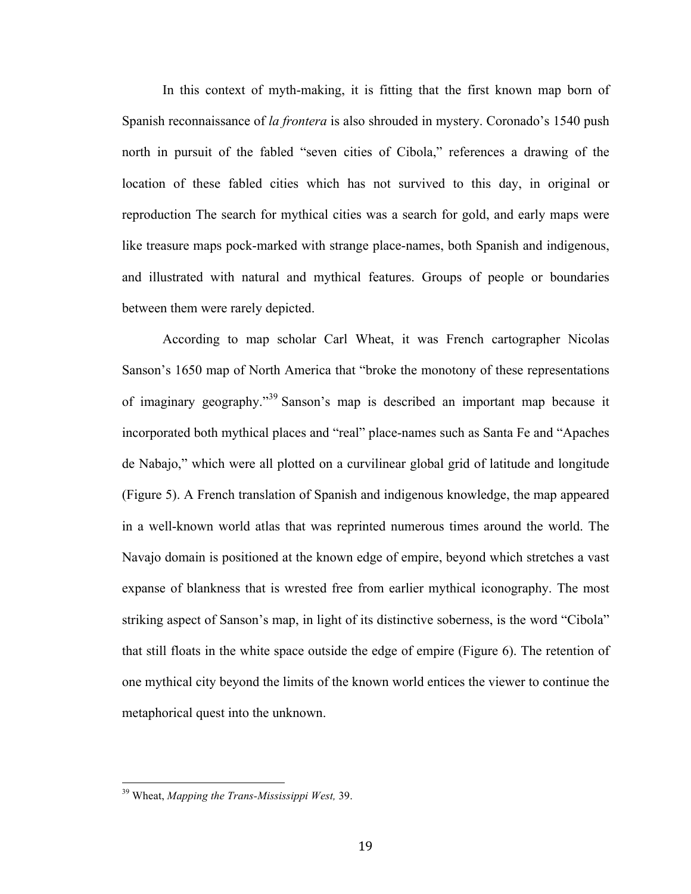In this context of myth-making, it is fitting that the first known map born of Spanish reconnaissance of *la frontera* is also shrouded in mystery. Coronado's 1540 push north in pursuit of the fabled "seven cities of Cibola," references a drawing of the location of these fabled cities which has not survived to this day, in original or reproduction The search for mythical cities was a search for gold, and early maps were like treasure maps pock-marked with strange place-names, both Spanish and indigenous, and illustrated with natural and mythical features. Groups of people or boundaries between them were rarely depicted.

According to map scholar Carl Wheat, it was French cartographer Nicolas Sanson's 1650 map of North America that "broke the monotony of these representations of imaginary geography."[39] Sanson's map is described an important map because it incorporated both mythical places and "real" place-names such as Santa Fe and "Apaches de Nabajo," which were all plotted on a curvilinear global grid of latitude and longitude (Figure 5). A French translation of Spanish and indigenous knowledge, the map appeared in a well-known world atlas that was reprinted numerous times around the world. The Navajo domain is positioned at the known edge of empire, beyond which stretches a vast expanse of blankness that is wrested free from earlier mythical iconography. The most striking aspect of Sanson's map, in light of its distinctive soberness, is the word "Cibola" that still floats in the white space outside the edge of empire (Figure 6). The retention of one mythical city beyond the limits of the known world entices the viewer to continue the metaphorical quest into the unknown.

---

[39] Wheat, *Mapping the Trans-Mississippi West,* 39.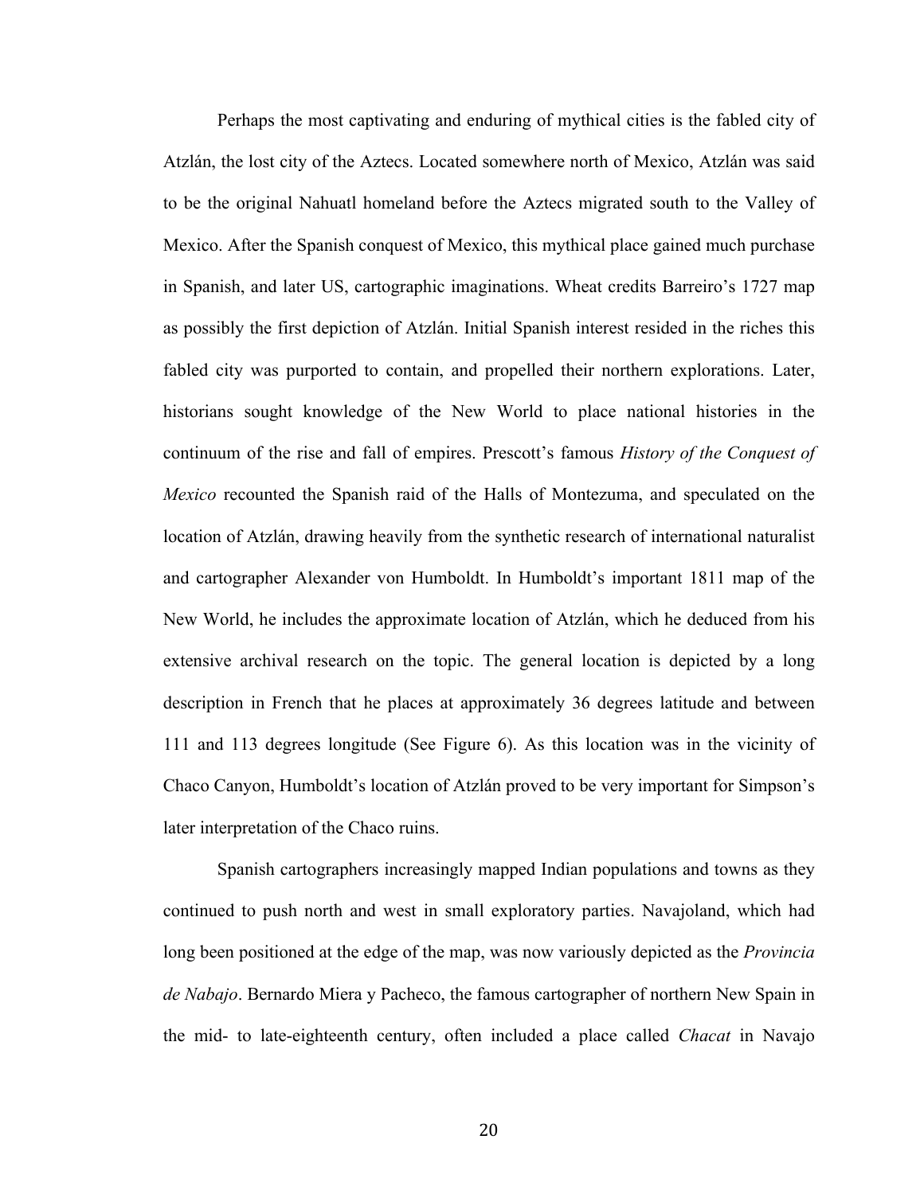Perhaps the most captivating and enduring of mythical cities is the fabled city of Atzlán, the lost city of the Aztecs. Located somewhere north of Mexico, Atzlán was said to be the original Nahuatl homeland before the Aztecs migrated south to the Valley of Mexico. After the Spanish conquest of Mexico, this mythical place gained much purchase in Spanish, and later US, cartographic imaginations. Wheat credits Barreiro's 1727 map as possibly the first depiction of Atzlán. Initial Spanish interest resided in the riches this fabled city was purported to contain, and propelled their northern explorations. Later, historians sought knowledge of the New World to place national histories in the continuum of the rise and fall of empires. Prescott's famous *History of the Conquest of Mexico* recounted the Spanish raid of the Halls of Montezuma, and speculated on the location of Atzlán, drawing heavily from the synthetic research of international naturalist and cartographer Alexander von Humboldt. In Humboldt's important 1811 map of the New World, he includes the approximate location of Atzlán, which he deduced from his extensive archival research on the topic. The general location is depicted by a long description in French that he places at approximately 36 degrees latitude and between 111 and 113 degrees longitude (See Figure 6). As this location was in the vicinity of Chaco Canyon, Humboldt's location of Atzlán proved to be very important for Simpson's later interpretation of the Chaco ruins.

Spanish cartographers increasingly mapped Indian populations and towns as they continued to push north and west in small exploratory parties. Navajoland, which had long been positioned at the edge of the map, was now variously depicted as the *Provincia de Nabajo*. Bernardo Miera y Pacheco, the famous cartographer of northern New Spain in the mid- to late-eighteenth century, often included a place called *Chacat* in Navajo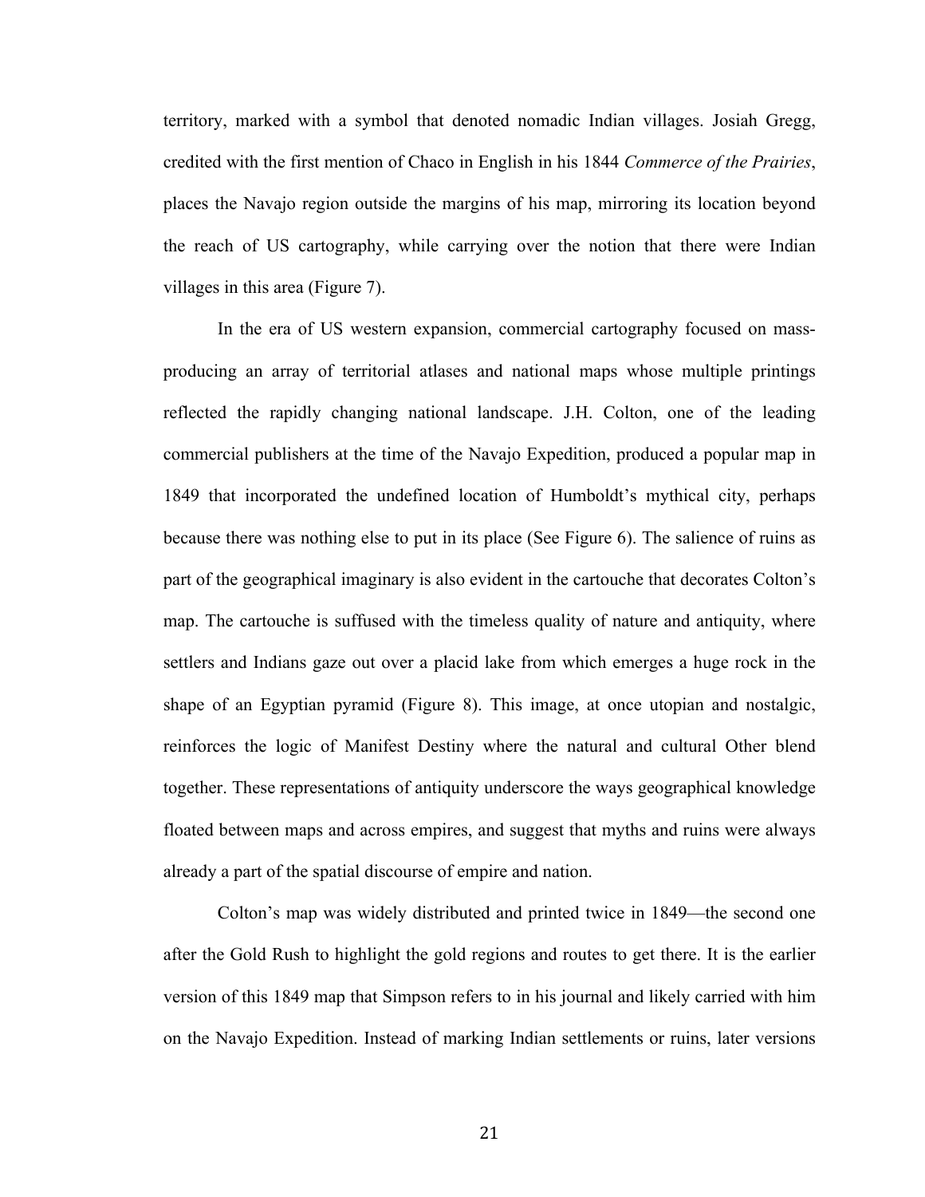territory, marked with a symbol that denoted nomadic Indian villages. Josiah Gregg, credited with the first mention of Chaco in English in his 1844 *Commerce of the Prairies*, places the Navajo region outside the margins of his map, mirroring its location beyond the reach of US cartography, while carrying over the notion that there were Indian villages in this area (Figure 7).

In the era of US western expansion, commercial cartography focused on mass-producing an array of territorial atlases and national maps whose multiple printings reflected the rapidly changing national landscape. J.H. Colton, one of the leading commercial publishers at the time of the Navajo Expedition, produced a popular map in 1849 that incorporated the undefined location of Humboldt's mythical city, perhaps because there was nothing else to put in its place (See Figure 6). The salience of ruins as part of the geographical imaginary is also evident in the cartouche that decorates Colton's map. The cartouche is suffused with the timeless quality of nature and antiquity, where settlers and Indians gaze out over a placid lake from which emerges a huge rock in the shape of an Egyptian pyramid (Figure 8). This image, at once utopian and nostalgic, reinforces the logic of Manifest Destiny where the natural and cultural Other blend together. These representations of antiquity underscore the ways geographical knowledge floated between maps and across empires, and suggest that myths and ruins were always already a part of the spatial discourse of empire and nation.

Colton's map was widely distributed and printed twice in 1849—the second one after the Gold Rush to highlight the gold regions and routes to get there. It is the earlier version of this 1849 map that Simpson refers to in his journal and likely carried with him on the Navajo Expedition. Instead of marking Indian settlements or ruins, later versions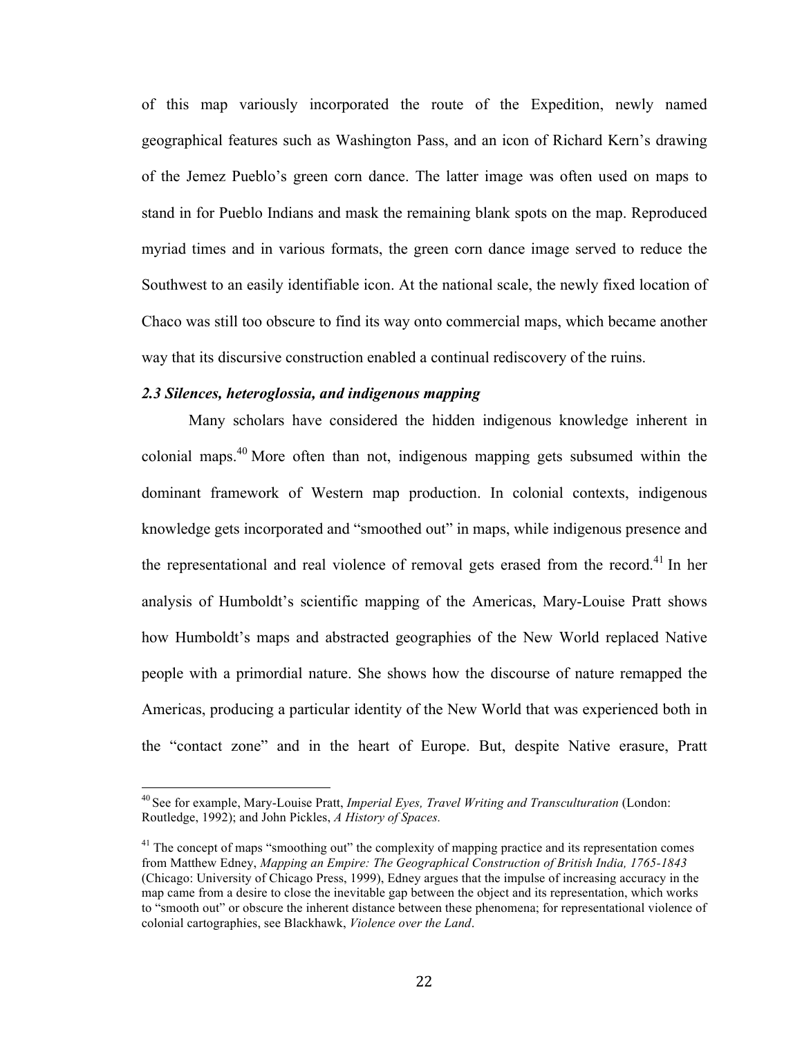of this map variously incorporated the route of the Expedition, newly named geographical features such as Washington Pass, and an icon of Richard Kern's drawing of the Jemez Pueblo's green corn dance. The latter image was often used on maps to stand in for Pueblo Indians and mask the remaining blank spots on the map. Reproduced myriad times and in various formats, the green corn dance image served to reduce the Southwest to an easily identifiable icon. At the national scale, the newly fixed location of Chaco was still too obscure to find its way onto commercial maps, which became another way that its discursive construction enabled a continual rediscovery of the ruins.

### *2.3 Silences, heteroglossia, and indigenous mapping*

Many scholars have considered the hidden indigenous knowledge inherent in colonial maps.[40] More often than not, indigenous mapping gets subsumed within the dominant framework of Western map production. In colonial contexts, indigenous knowledge gets incorporated and "smoothed out" in maps, while indigenous presence and the representational and real violence of removal gets erased from the record.[41] In her analysis of Humboldt's scientific mapping of the Americas, Mary-Louise Pratt shows how Humboldt's maps and abstracted geographies of the New World replaced Native people with a primordial nature. She shows how the discourse of nature remapped the Americas, producing a particular identity of the New World that was experienced both in the "contact zone" and in the heart of Europe. But, despite Native erasure, Pratt

---

[40] See for example, Mary-Louise Pratt, *Imperial Eyes, Travel Writing and Transculturation* (London: Routledge, 1992); and John Pickles, *A History of Spaces.*

[41] The concept of maps "smoothing out" the complexity of mapping practice and its representation comes from Matthew Edney, *Mapping an Empire: The Geographical Construction of British India, 1765-1843* (Chicago: University of Chicago Press, 1999), Edney argues that the impulse of increasing accuracy in the map came from a desire to close the inevitable gap between the object and its representation, which works to "smooth out" or obscure the inherent distance between these phenomena; for representational violence of colonial cartographies, see Blackhawk, *Violence over the Land*.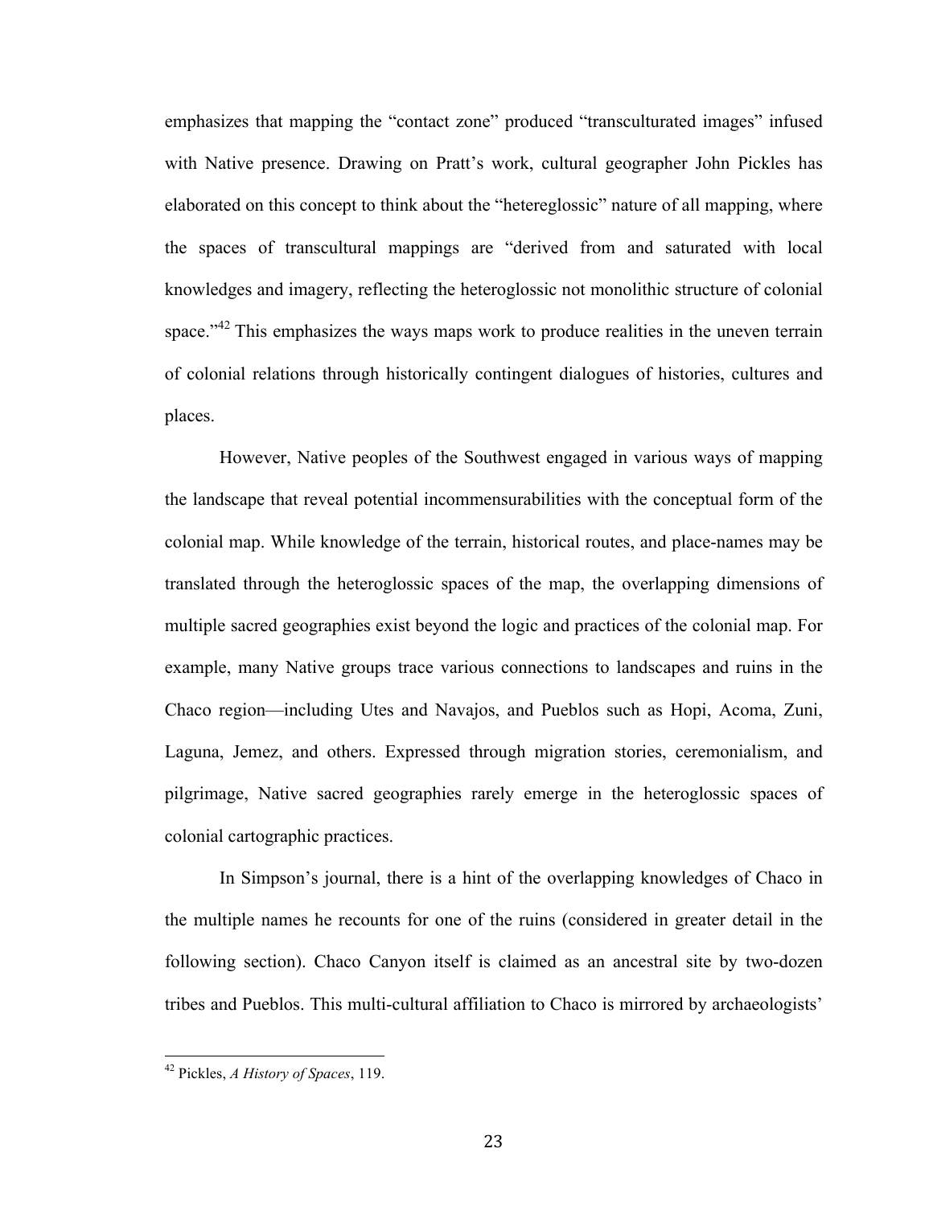emphasizes that mapping the "contact zone" produced "transculturated images" infused with Native presence. Drawing on Pratt's work, cultural geographer John Pickles has elaborated on this concept to think about the "hetereglossic" nature of all mapping, where the spaces of transcultural mappings are "derived from and saturated with local knowledges and imagery, reflecting the heteroglossic not monolithic structure of colonial space."[42] This emphasizes the ways maps work to produce realities in the uneven terrain of colonial relations through historically contingent dialogues of histories, cultures and places.

However, Native peoples of the Southwest engaged in various ways of mapping the landscape that reveal potential incommensurabilities with the conceptual form of the colonial map. While knowledge of the terrain, historical routes, and place-names may be translated through the heteroglossic spaces of the map, the overlapping dimensions of multiple sacred geographies exist beyond the logic and practices of the colonial map. For example, many Native groups trace various connections to landscapes and ruins in the Chaco region—including Utes and Navajos, and Pueblos such as Hopi, Acoma, Zuni, Laguna, Jemez, and others. Expressed through migration stories, ceremonialism, and pilgrimage, Native sacred geographies rarely emerge in the heteroglossic spaces of colonial cartographic practices.

In Simpson's journal, there is a hint of the overlapping knowledges of Chaco in the multiple names he recounts for one of the ruins (considered in greater detail in the following section). Chaco Canyon itself is claimed as an ancestral site by two-dozen tribes and Pueblos. This multi-cultural affiliation to Chaco is mirrored by archaeologists'

[42] Pickles, *A History of Spaces*, 119.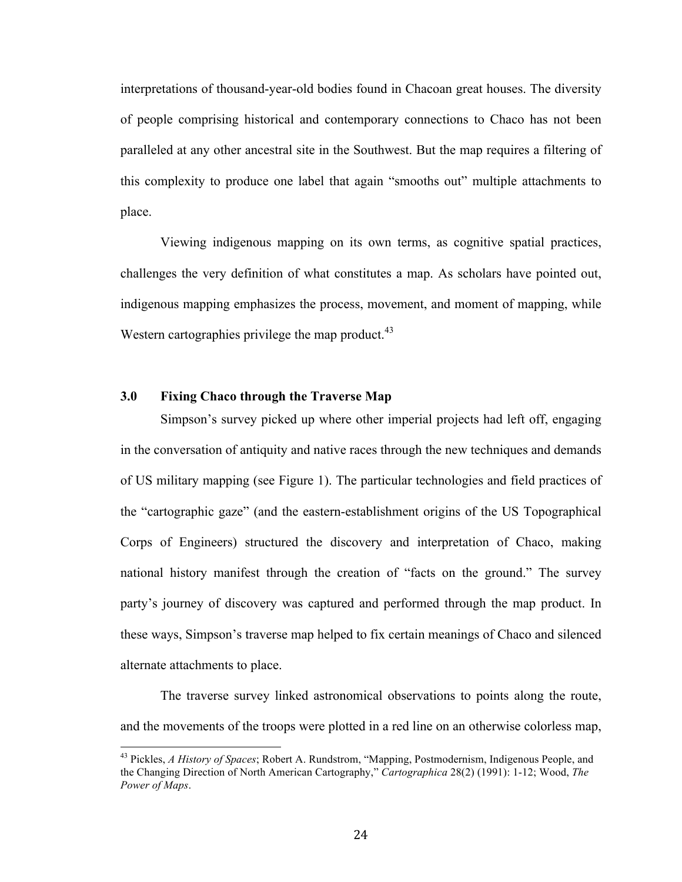interpretations of thousand-year-old bodies found in Chacoan great houses. The diversity of people comprising historical and contemporary connections to Chaco has not been paralleled at any other ancestral site in the Southwest. But the map requires a filtering of this complexity to produce one label that again "smooths out" multiple attachments to place.

Viewing indigenous mapping on its own terms, as cognitive spatial practices, challenges the very definition of what constitutes a map. As scholars have pointed out, indigenous mapping emphasizes the process, movement, and moment of mapping, while Western cartographies privilege the map product.[43]

## 3.0 Fixing Chaco through the Traverse Map

Simpson's survey picked up where other imperial projects had left off, engaging in the conversation of antiquity and native races through the new techniques and demands of US military mapping (see Figure 1). The particular technologies and field practices of the "cartographic gaze" (and the eastern-establishment origins of the US Topographical Corps of Engineers) structured the discovery and interpretation of Chaco, making national history manifest through the creation of "facts on the ground." The survey party's journey of discovery was captured and performed through the map product. In these ways, Simpson's traverse map helped to fix certain meanings of Chaco and silenced alternate attachments to place.

The traverse survey linked astronomical observations to points along the route, and the movements of the troops were plotted in a red line on an otherwise colorless map,

[43] Pickles, *A History of Spaces*; Robert A. Rundstrom, "Mapping, Postmodernism, Indigenous People, and the Changing Direction of North American Cartography," *Cartographica* 28(2) (1991): 1-12; Wood, *The Power of Maps*.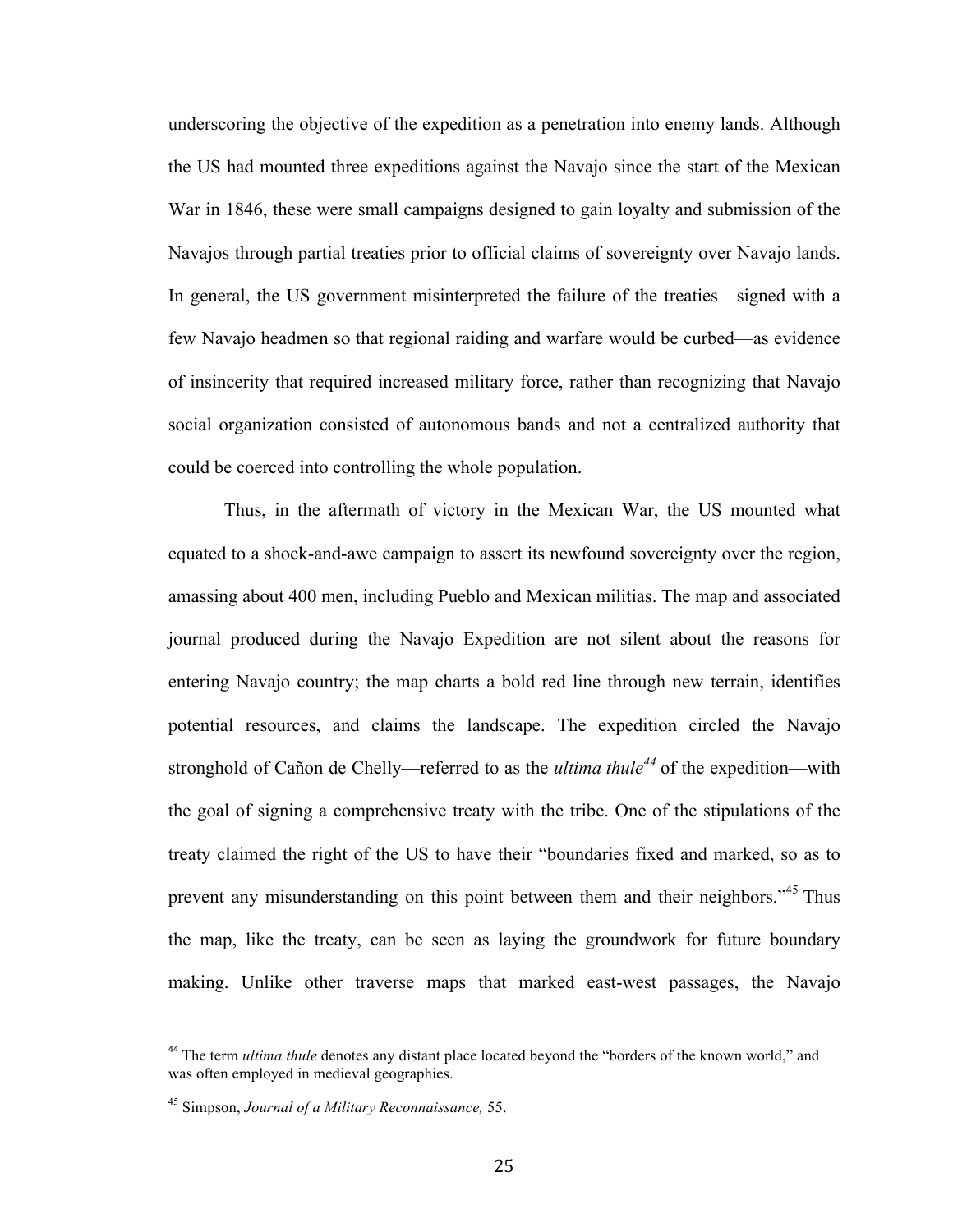underscoring the objective of the expedition as a penetration into enemy lands. Although the US had mounted three expeditions against the Navajo since the start of the Mexican War in 1846, these were small campaigns designed to gain loyalty and submission of the Navajos through partial treaties prior to official claims of sovereignty over Navajo lands. In general, the US government misinterpreted the failure of the treaties—signed with a few Navajo headmen so that regional raiding and warfare would be curbed—as evidence of insincerity that required increased military force, rather than recognizing that Navajo social organization consisted of autonomous bands and not a centralized authority that could be coerced into controlling the whole population.

Thus, in the aftermath of victory in the Mexican War, the US mounted what equated to a shock-and-awe campaign to assert its newfound sovereignty over the region, amassing about 400 men, including Pueblo and Mexican militias. The map and associated journal produced during the Navajo Expedition are not silent about the reasons for entering Navajo country; the map charts a bold red line through new terrain, identifies potential resources, and claims the landscape. The expedition circled the Navajo stronghold of Cañon de Chelly—referred to as the *ultima thule*[44] of the expedition—with the goal of signing a comprehensive treaty with the tribe. One of the stipulations of the treaty claimed the right of the US to have their "boundaries fixed and marked, so as to prevent any misunderstanding on this point between them and their neighbors."[45] Thus the map, like the treaty, can be seen as laying the groundwork for future boundary making. Unlike other traverse maps that marked east-west passages, the Navajo

---

[44] The term *ultima thule* denotes any distant place located beyond the "borders of the known world," and was often employed in medieval geographies.

[45] Simpson, *Journal of a Military Reconnaissance,* 55.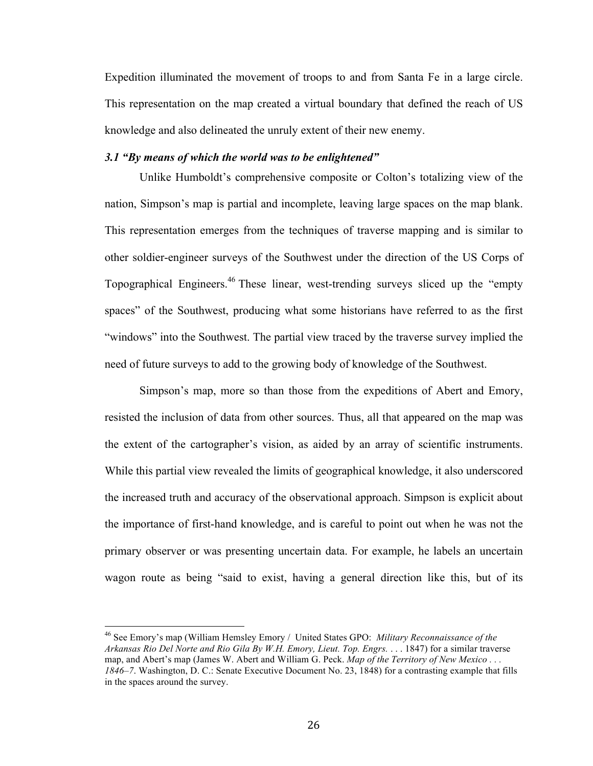Expedition illuminated the movement of troops to and from Santa Fe in a large circle. This representation on the map created a virtual boundary that defined the reach of US knowledge and also delineated the unruly extent of their new enemy.

### *3.1 "By means of which the world was to be enlightened"*

Unlike Humboldt's comprehensive composite or Colton's totalizing view of the nation, Simpson's map is partial and incomplete, leaving large spaces on the map blank. This representation emerges from the techniques of traverse mapping and is similar to other soldier-engineer surveys of the Southwest under the direction of the US Corps of Topographical Engineers.[46] These linear, west-trending surveys sliced up the "empty spaces" of the Southwest, producing what some historians have referred to as the first "windows" into the Southwest. The partial view traced by the traverse survey implied the need of future surveys to add to the growing body of knowledge of the Southwest.

Simpson's map, more so than those from the expeditions of Abert and Emory, resisted the inclusion of data from other sources. Thus, all that appeared on the map was the extent of the cartographer's vision, as aided by an array of scientific instruments. While this partial view revealed the limits of geographical knowledge, it also underscored the increased truth and accuracy of the observational approach. Simpson is explicit about the importance of first-hand knowledge, and is careful to point out when he was not the primary observer or was presenting uncertain data. For example, he labels an uncertain wagon route as being "said to exist, having a general direction like this, but of its

---

[46] See Emory's map (William Hemsley Emory / United States GPO: *Military Reconnaissance of the Arkansas Rio Del Norte and Rio Gila By W.H. Emory, Lieut. Top. Engrs.* . . . 1847) for a similar traverse map, and Abert's map (James W. Abert and William G. Peck. *Map of the Territory of New Mexico . . . 1846–7*. Washington, D. C.: Senate Executive Document No. 23, 1848) for a contrasting example that fills in the spaces around the survey.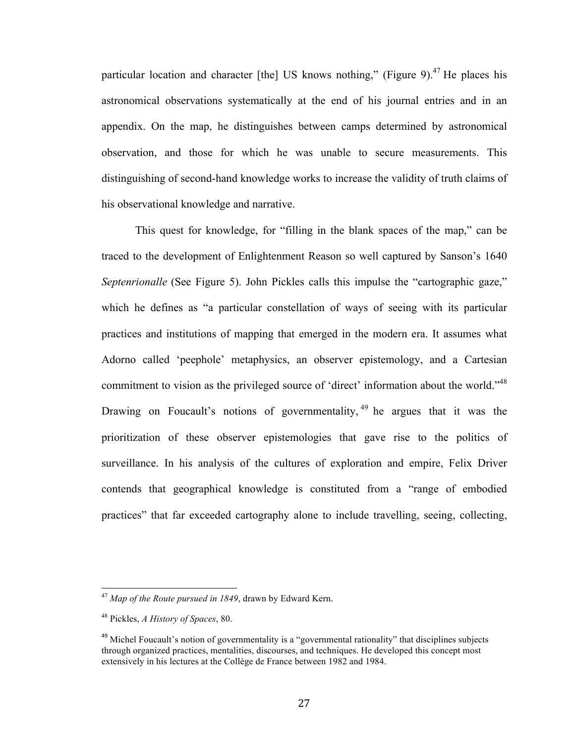particular location and character [the] US knows nothing," (Figure 9).[47] He places his astronomical observations systematically at the end of his journal entries and in an appendix. On the map, he distinguishes between camps determined by astronomical observation, and those for which he was unable to secure measurements. This distinguishing of second-hand knowledge works to increase the validity of truth claims of his observational knowledge and narrative.

This quest for knowledge, for "filling in the blank spaces of the map," can be traced to the development of Enlightenment Reason so well captured by Sanson's 1640 *Septenrionalle* (See Figure 5). John Pickles calls this impulse the "cartographic gaze," which he defines as "a particular constellation of ways of seeing with its particular practices and institutions of mapping that emerged in the modern era. It assumes what Adorno called 'peephole' metaphysics, an observer epistemology, and a Cartesian commitment to vision as the privileged source of 'direct' information about the world."[48] Drawing on Foucault's notions of governmentality,[49] he argues that it was the prioritization of these observer epistemologies that gave rise to the politics of surveillance. In his analysis of the cultures of exploration and empire, Felix Driver contends that geographical knowledge is constituted from a "range of embodied practices" that far exceeded cartography alone to include travelling, seeing, collecting,

---

[47] *Map of the Route pursued in 1849*, drawn by Edward Kern.

[48] Pickles, *A History of Spaces*, 80.

[49] Michel Foucault's notion of governmentality is a "governmental rationality" that disciplines subjects through organized practices, mentalities, discourses, and techniques. He developed this concept most extensively in his lectures at the Collège de France between 1982 and 1984.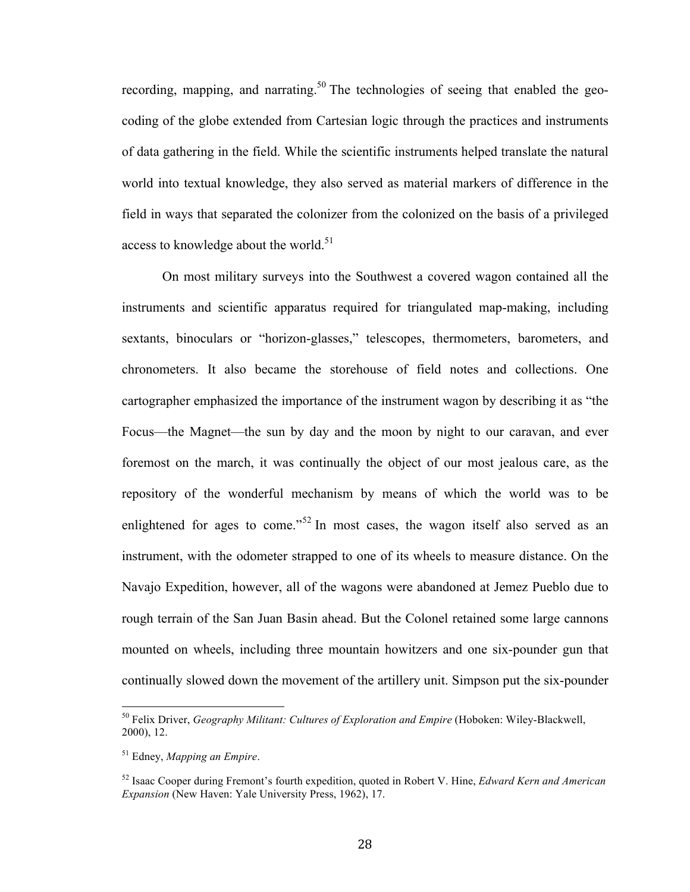recording, mapping, and narrating.[50] The technologies of seeing that enabled the geo-coding of the globe extended from Cartesian logic through the practices and instruments of data gathering in the field. While the scientific instruments helped translate the natural world into textual knowledge, they also served as material markers of difference in the field in ways that separated the colonizer from the colonized on the basis of a privileged access to knowledge about the world.[51]

On most military surveys into the Southwest a covered wagon contained all the instruments and scientific apparatus required for triangulated map-making, including sextants, binoculars or "horizon-glasses," telescopes, thermometers, barometers, and chronometers. It also became the storehouse of field notes and collections. One cartographer emphasized the importance of the instrument wagon by describing it as "the Focus—the Magnet—the sun by day and the moon by night to our caravan, and ever foremost on the march, it was continually the object of our most jealous care, as the repository of the wonderful mechanism by means of which the world was to be enlightened for ages to come."[52] In most cases, the wagon itself also served as an instrument, with the odometer strapped to one of its wheels to measure distance. On the Navajo Expedition, however, all of the wagons were abandoned at Jemez Pueblo due to rough terrain of the San Juan Basin ahead. But the Colonel retained some large cannons mounted on wheels, including three mountain howitzers and one six-pounder gun that continually slowed down the movement of the artillery unit. Simpson put the six-pounder

---

[50] Felix Driver, *Geography Militant: Cultures of Exploration and Empire* (Hoboken: Wiley-Blackwell, 2000), 12.

[51] Edney, *Mapping an Empire*.

[52] Isaac Cooper during Fremont's fourth expedition, quoted in Robert V. Hine, *Edward Kern and American Expansion* (New Haven: Yale University Press, 1962), 17.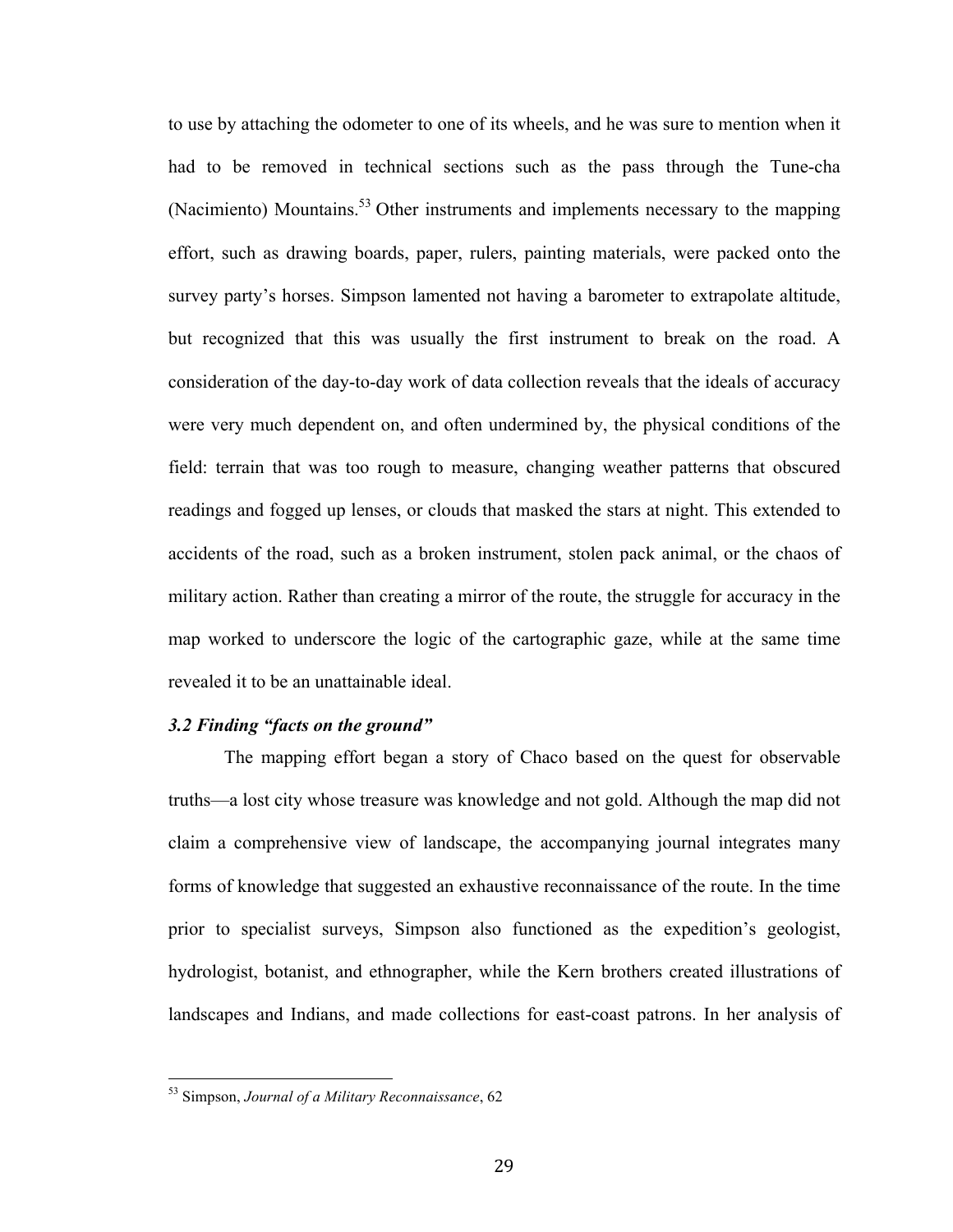to use by attaching the odometer to one of its wheels, and he was sure to mention when it had to be removed in technical sections such as the pass through the Tune-cha (Nacimiento) Mountains.[53] Other instruments and implements necessary to the mapping effort, such as drawing boards, paper, rulers, painting materials, were packed onto the survey party's horses. Simpson lamented not having a barometer to extrapolate altitude, but recognized that this was usually the first instrument to break on the road. A consideration of the day-to-day work of data collection reveals that the ideals of accuracy were very much dependent on, and often undermined by, the physical conditions of the field: terrain that was too rough to measure, changing weather patterns that obscured readings and fogged up lenses, or clouds that masked the stars at night. This extended to accidents of the road, such as a broken instrument, stolen pack animal, or the chaos of military action. Rather than creating a mirror of the route, the struggle for accuracy in the map worked to underscore the logic of the cartographic gaze, while at the same time revealed it to be an unattainable ideal.

### *3.2 Finding "facts on the ground"*

The mapping effort began a story of Chaco based on the quest for observable truths—a lost city whose treasure was knowledge and not gold. Although the map did not claim a comprehensive view of landscape, the accompanying journal integrates many forms of knowledge that suggested an exhaustive reconnaissance of the route. In the time prior to specialist surveys, Simpson also functioned as the expedition's geologist, hydrologist, botanist, and ethnographer, while the Kern brothers created illustrations of landscapes and Indians, and made collections for east-coast patrons. In her analysis of

[53] Simpson, *Journal of a Military Reconnaissance*, 62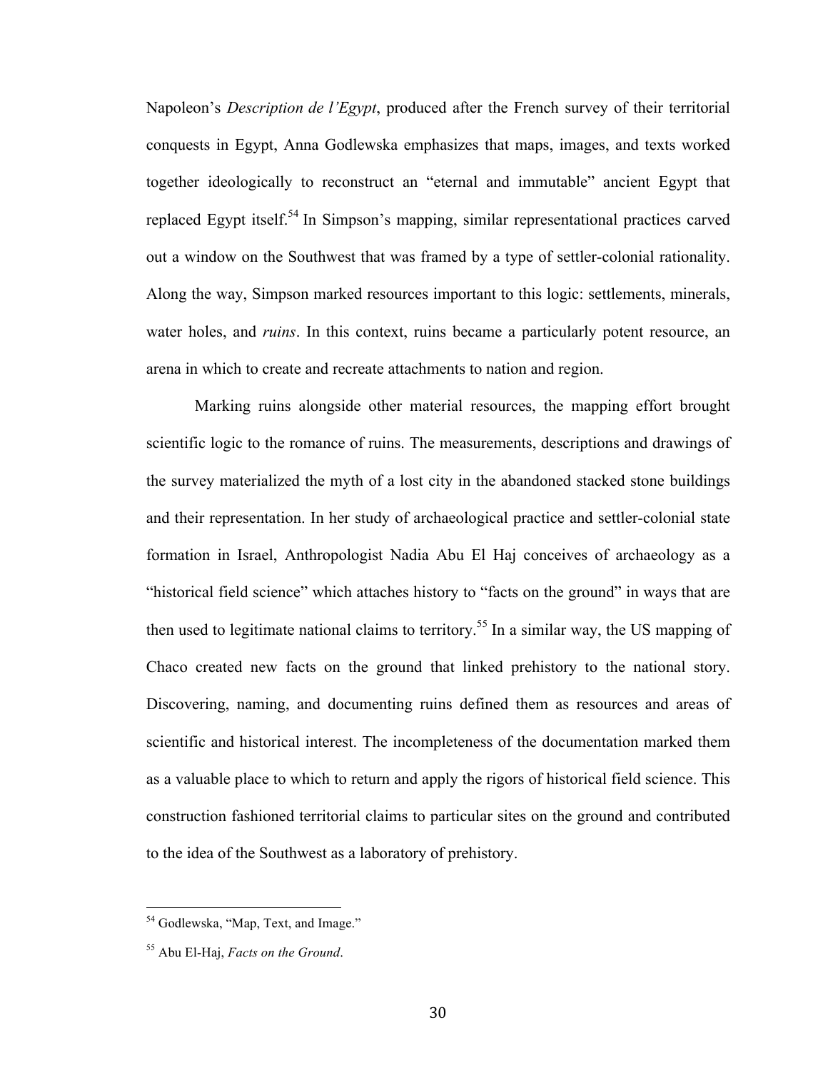Napoleon's *Description de l'Egypt*, produced after the French survey of their territorial conquests in Egypt, Anna Godlewska emphasizes that maps, images, and texts worked together ideologically to reconstruct an "eternal and immutable" ancient Egypt that replaced Egypt itself.[54] In Simpson's mapping, similar representational practices carved out a window on the Southwest that was framed by a type of settler-colonial rationality. Along the way, Simpson marked resources important to this logic: settlements, minerals, water holes, and *ruins*. In this context, ruins became a particularly potent resource, an arena in which to create and recreate attachments to nation and region.

Marking ruins alongside other material resources, the mapping effort brought scientific logic to the romance of ruins. The measurements, descriptions and drawings of the survey materialized the myth of a lost city in the abandoned stacked stone buildings and their representation. In her study of archaeological practice and settler-colonial state formation in Israel, Anthropologist Nadia Abu El Haj conceives of archaeology as a "historical field science" which attaches history to "facts on the ground" in ways that are then used to legitimate national claims to territory.[55] In a similar way, the US mapping of Chaco created new facts on the ground that linked prehistory to the national story. Discovering, naming, and documenting ruins defined them as resources and areas of scientific and historical interest. The incompleteness of the documentation marked them as a valuable place to which to return and apply the rigors of historical field science. This construction fashioned territorial claims to particular sites on the ground and contributed to the idea of the Southwest as a laboratory of prehistory.

---

[54] Godlewska, "Map, Text, and Image."

[55] Abu El-Haj, *Facts on the Ground*.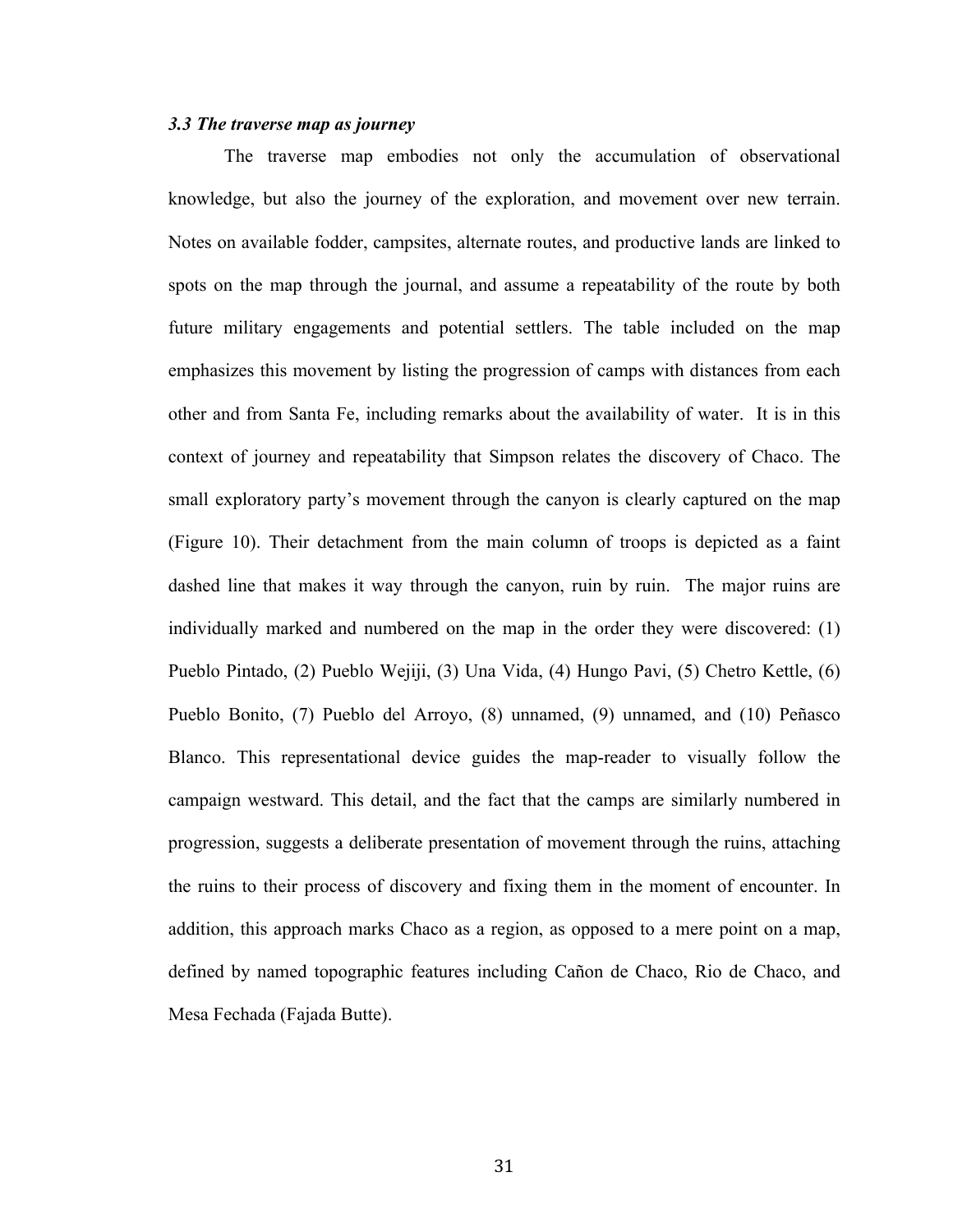### *3.3 The traverse map as journey*

The traverse map embodies not only the accumulation of observational knowledge, but also the journey of the exploration, and movement over new terrain. Notes on available fodder, campsites, alternate routes, and productive lands are linked to spots on the map through the journal, and assume a repeatability of the route by both future military engagements and potential settlers. The table included on the map emphasizes this movement by listing the progression of camps with distances from each other and from Santa Fe, including remarks about the availability of water. It is in this context of journey and repeatability that Simpson relates the discovery of Chaco. The small exploratory party's movement through the canyon is clearly captured on the map (Figure 10). Their detachment from the main column of troops is depicted as a faint dashed line that makes it way through the canyon, ruin by ruin. The major ruins are individually marked and numbered on the map in the order they were discovered: (1) Pueblo Pintado, (2) Pueblo Wejiji, (3) Una Vida, (4) Hungo Pavi, (5) Chetro Kettle, (6) Pueblo Bonito, (7) Pueblo del Arroyo, (8) unnamed, (9) unnamed, and (10) Peñasco Blanco. This representational device guides the map-reader to visually follow the campaign westward. This detail, and the fact that the camps are similarly numbered in progression, suggests a deliberate presentation of movement through the ruins, attaching the ruins to their process of discovery and fixing them in the moment of encounter. In addition, this approach marks Chaco as a region, as opposed to a mere point on a map, defined by named topographic features including Cañon de Chaco, Rio de Chaco, and Mesa Fechada (Fajada Butte).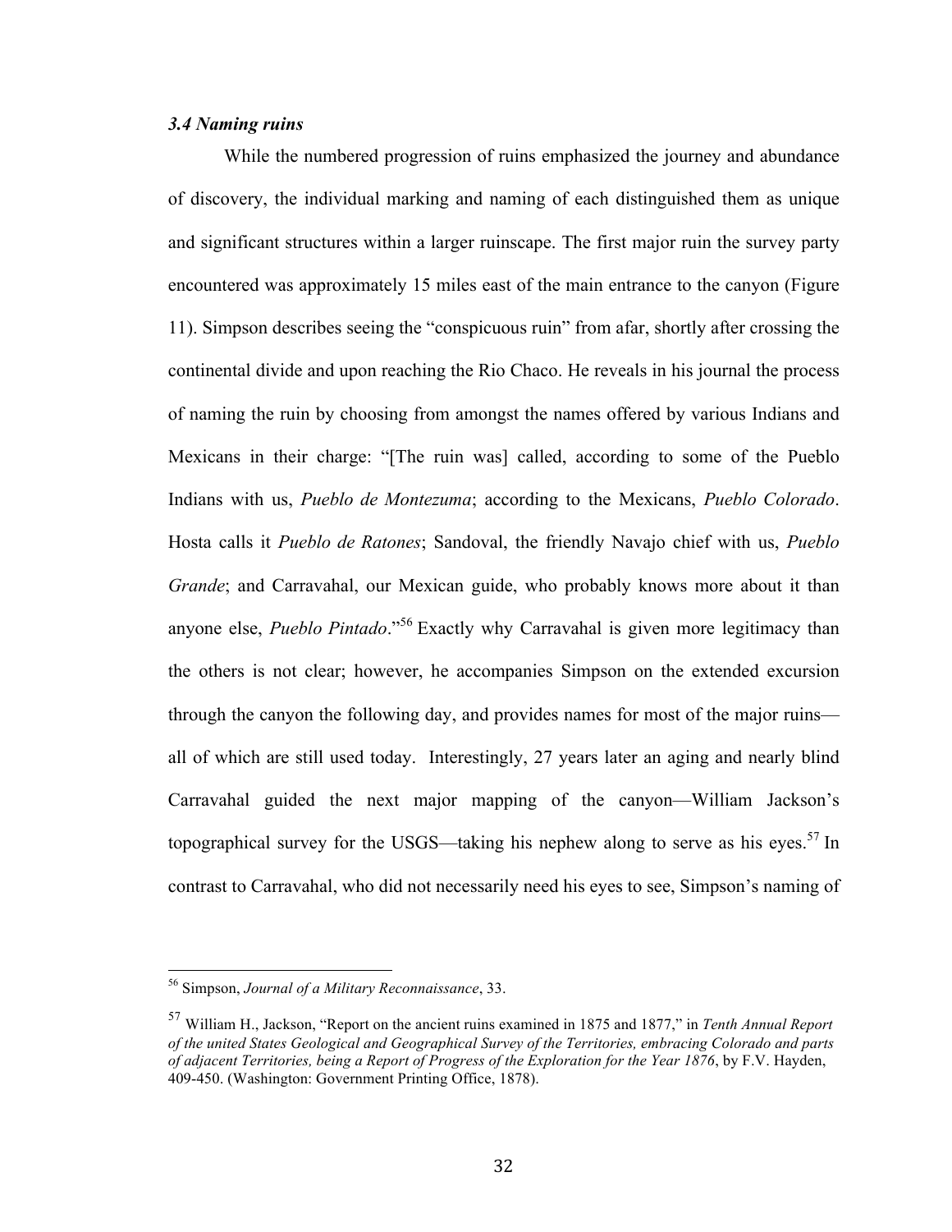### *3.4 Naming ruins*

While the numbered progression of ruins emphasized the journey and abundance of discovery, the individual marking and naming of each distinguished them as unique and significant structures within a larger ruinscape. The first major ruin the survey party encountered was approximately 15 miles east of the main entrance to the canyon (Figure 11). Simpson describes seeing the "conspicuous ruin" from afar, shortly after crossing the continental divide and upon reaching the Rio Chaco. He reveals in his journal the process of naming the ruin by choosing from amongst the names offered by various Indians and Mexicans in their charge: "[The ruin was] called, according to some of the Pueblo Indians with us, *Pueblo de Montezuma*; according to the Mexicans, *Pueblo Colorado*. Hosta calls it *Pueblo de Ratones*; Sandoval, the friendly Navajo chief with us, *Pueblo Grande*; and Carravahal, our Mexican guide, who probably knows more about it than anyone else, *Pueblo Pintado*."[56] Exactly why Carravahal is given more legitimacy than the others is not clear; however, he accompanies Simpson on the extended excursion through the canyon the following day, and provides names for most of the major ruins—all of which are still used today. Interestingly, 27 years later an aging and nearly blind Carravahal guided the next major mapping of the canyon—William Jackson's topographical survey for the USGS—taking his nephew along to serve as his eyes.[57] In contrast to Carravahal, who did not necessarily need his eyes to see, Simpson's naming of

---

[56] Simpson, *Journal of a Military Reconnaissance*, 33.

[57] William H., Jackson, "Report on the ancient ruins examined in 1875 and 1877," in *Tenth Annual Report of the united States Geological and Geographical Survey of the Territories, embracing Colorado and parts of adjacent Territories, being a Report of Progress of the Exploration for the Year 1876*, by F.V. Hayden, 409-450. (Washington: Government Printing Office, 1878).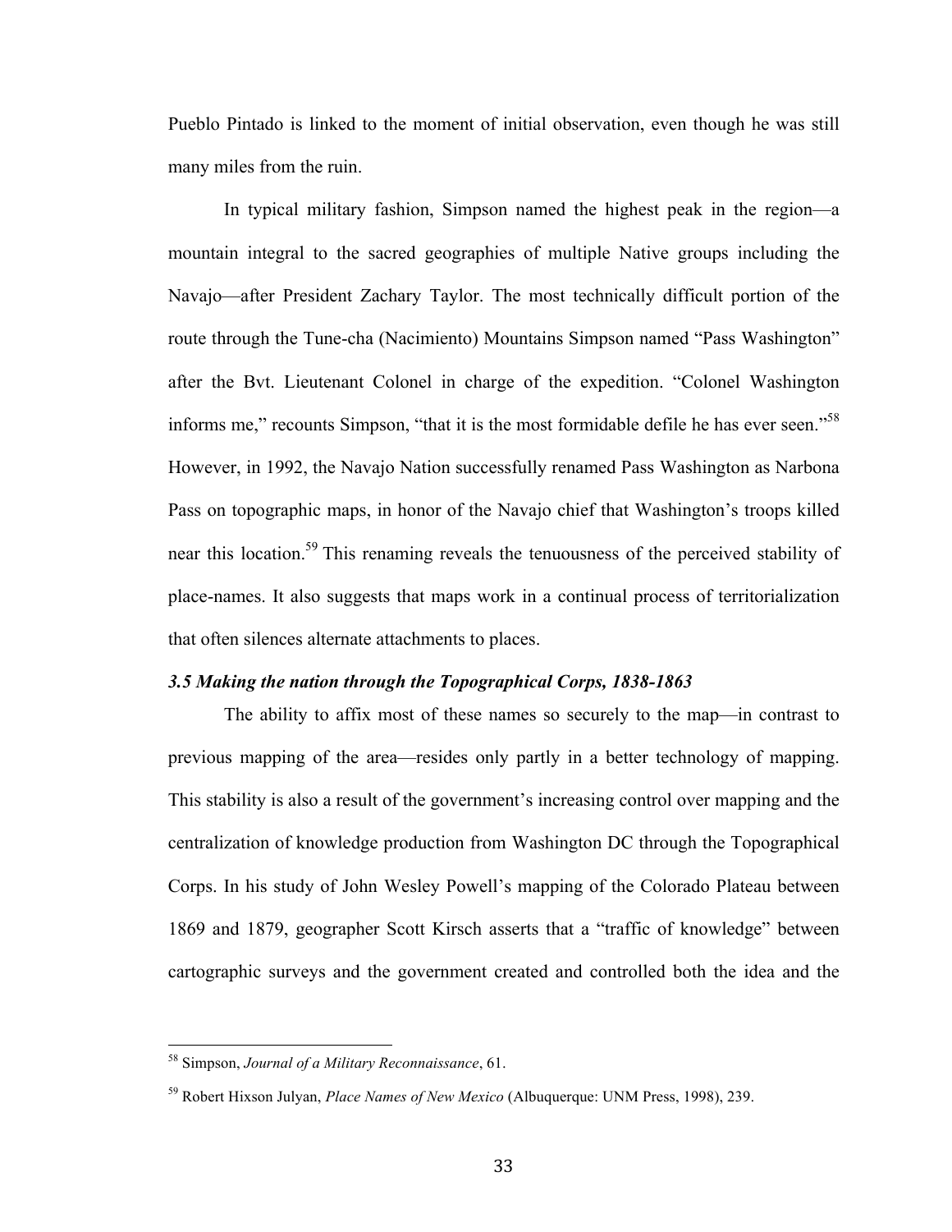Pueblo Pintado is linked to the moment of initial observation, even though he was still many miles from the ruin.

In typical military fashion, Simpson named the highest peak in the region—a mountain integral to the sacred geographies of multiple Native groups including the Navajo—after President Zachary Taylor. The most technically difficult portion of the route through the Tune-cha (Nacimiento) Mountains Simpson named "Pass Washington" after the Bvt. Lieutenant Colonel in charge of the expedition. "Colonel Washington informs me," recounts Simpson, "that it is the most formidable defile he has ever seen."[58] However, in 1992, the Navajo Nation successfully renamed Pass Washington as Narbona Pass on topographic maps, in honor of the Navajo chief that Washington's troops killed near this location.[59] This renaming reveals the tenuousness of the perceived stability of place-names. It also suggests that maps work in a continual process of territorialization that often silences alternate attachments to places.

### *3.5 Making the nation through the Topographical Corps, 1838-1863*

The ability to affix most of these names so securely to the map—in contrast to previous mapping of the area—resides only partly in a better technology of mapping. This stability is also a result of the government's increasing control over mapping and the centralization of knowledge production from Washington DC through the Topographical Corps. In his study of John Wesley Powell's mapping of the Colorado Plateau between 1869 and 1879, geographer Scott Kirsch asserts that a "traffic of knowledge" between cartographic surveys and the government created and controlled both the idea and the

---

[58] Simpson, *Journal of a Military Reconnaissance*, 61.

[59] Robert Hixson Julyan, *Place Names of New Mexico* (Albuquerque: UNM Press, 1998), 239.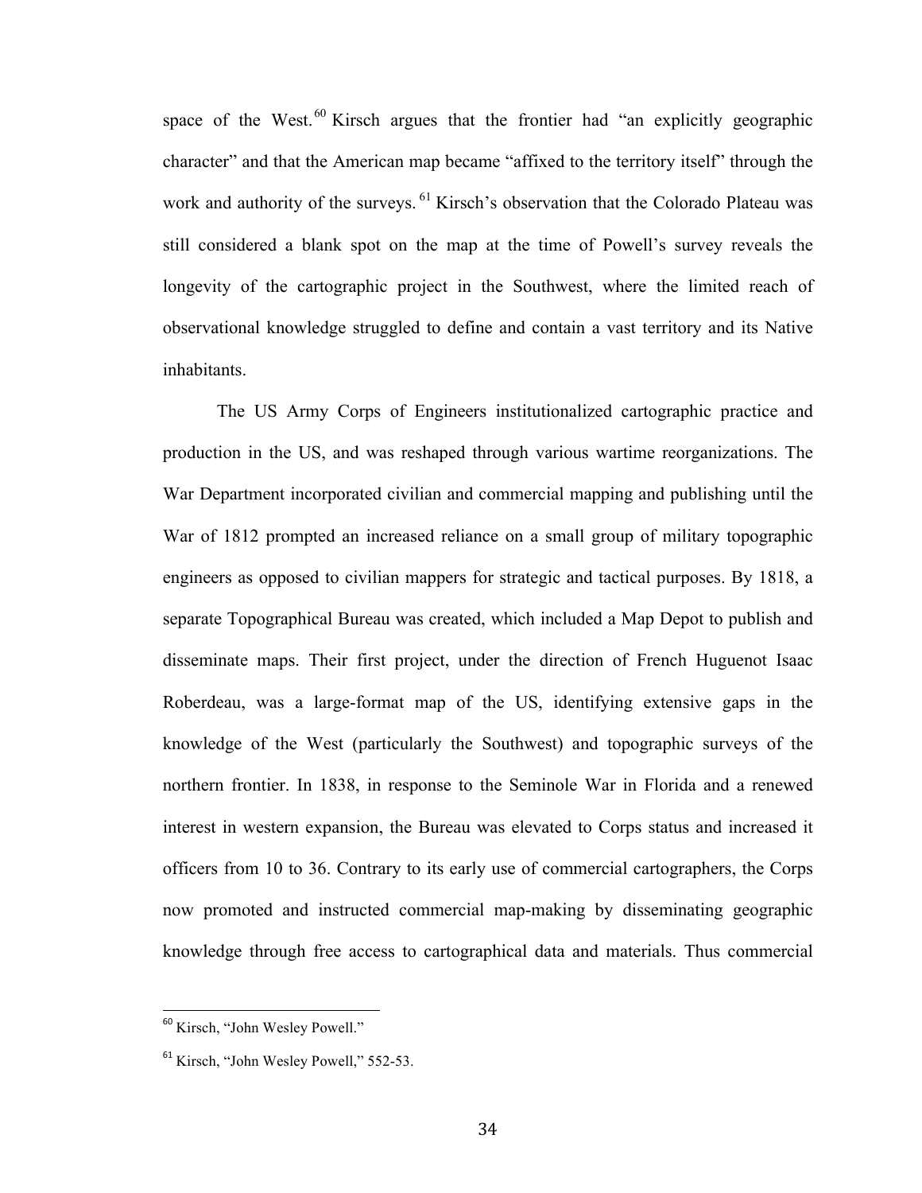space of the West.[60] Kirsch argues that the frontier had "an explicitly geographic character" and that the American map became "affixed to the territory itself" through the work and authority of the surveys.[61] Kirsch's observation that the Colorado Plateau was still considered a blank spot on the map at the time of Powell's survey reveals the longevity of the cartographic project in the Southwest, where the limited reach of observational knowledge struggled to define and contain a vast territory and its Native inhabitants.

The US Army Corps of Engineers institutionalized cartographic practice and production in the US, and was reshaped through various wartime reorganizations. The War Department incorporated civilian and commercial mapping and publishing until the War of 1812 prompted an increased reliance on a small group of military topographic engineers as opposed to civilian mappers for strategic and tactical purposes. By 1818, a separate Topographical Bureau was created, which included a Map Depot to publish and disseminate maps. Their first project, under the direction of French Huguenot Isaac Roberdeau, was a large-format map of the US, identifying extensive gaps in the knowledge of the West (particularly the Southwest) and topographic surveys of the northern frontier. In 1838, in response to the Seminole War in Florida and a renewed interest in western expansion, the Bureau was elevated to Corps status and increased it officers from 10 to 36. Contrary to its early use of commercial cartographers, the Corps now promoted and instructed commercial map-making by disseminating geographic knowledge through free access to cartographical data and materials. Thus commercial

---

[60] Kirsch, "John Wesley Powell."

[61] Kirsch, "John Wesley Powell," 552-53.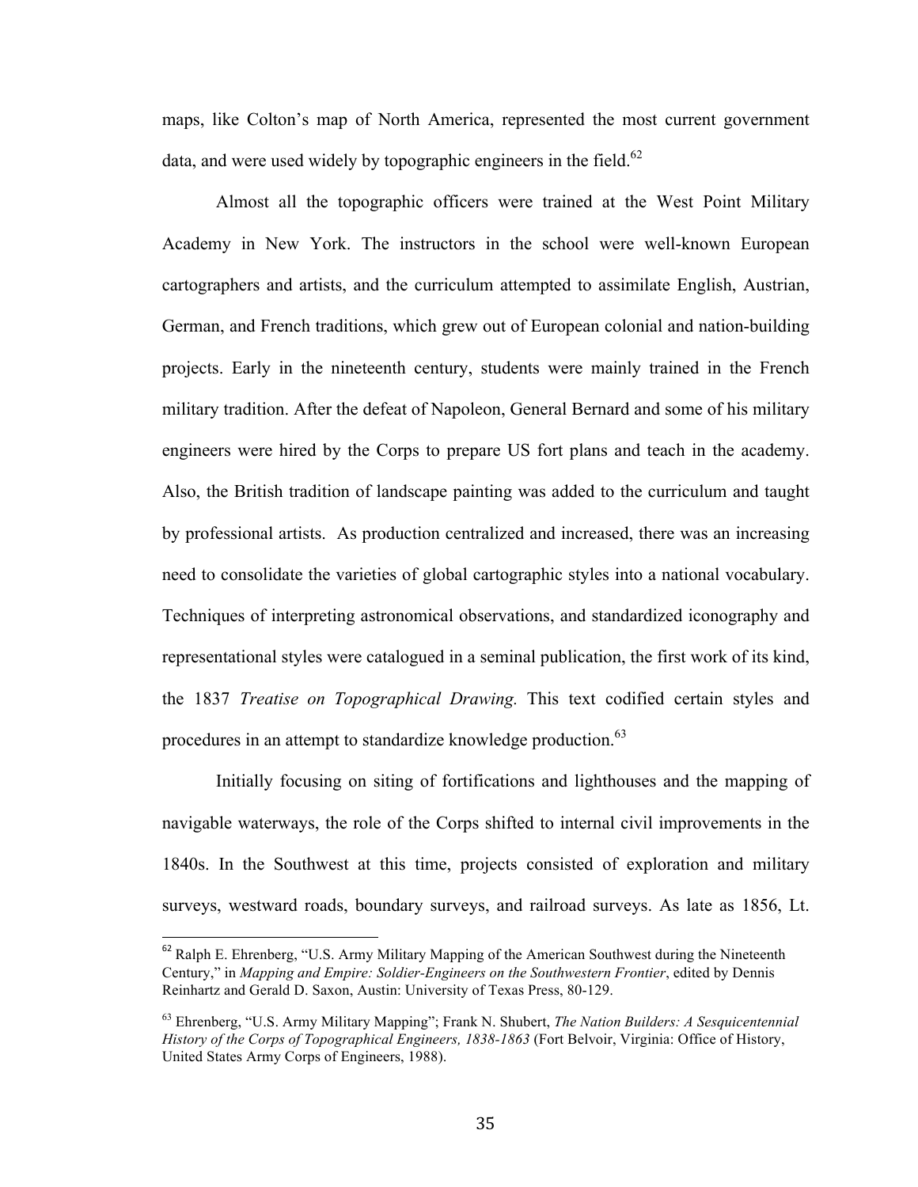maps, like Colton's map of North America, represented the most current government data, and were used widely by topographic engineers in the field.[62]

Almost all the topographic officers were trained at the West Point Military Academy in New York. The instructors in the school were well-known European cartographers and artists, and the curriculum attempted to assimilate English, Austrian, German, and French traditions, which grew out of European colonial and nation-building projects. Early in the nineteenth century, students were mainly trained in the French military tradition. After the defeat of Napoleon, General Bernard and some of his military engineers were hired by the Corps to prepare US fort plans and teach in the academy. Also, the British tradition of landscape painting was added to the curriculum and taught by professional artists. As production centralized and increased, there was an increasing need to consolidate the varieties of global cartographic styles into a national vocabulary. Techniques of interpreting astronomical observations, and standardized iconography and representational styles were catalogued in a seminal publication, the first work of its kind, the 1837 *Treatise on Topographical Drawing.* This text codified certain styles and procedures in an attempt to standardize knowledge production.[63]

Initially focusing on siting of fortifications and lighthouses and the mapping of navigable waterways, the role of the Corps shifted to internal civil improvements in the 1840s. In the Southwest at this time, projects consisted of exploration and military surveys, westward roads, boundary surveys, and railroad surveys. As late as 1856, Lt.

---

[62] Ralph E. Ehrenberg, "U.S. Army Military Mapping of the American Southwest during the Nineteenth Century," in *Mapping and Empire: Soldier-Engineers on the Southwestern Frontier*, edited by Dennis Reinhartz and Gerald D. Saxon, Austin: University of Texas Press, 80-129.

[63] Ehrenberg, "U.S. Army Military Mapping"; Frank N. Shubert, *The Nation Builders: A Sesquicentennial History of the Corps of Topographical Engineers, 1838-1863* (Fort Belvoir, Virginia: Office of History, United States Army Corps of Engineers, 1988).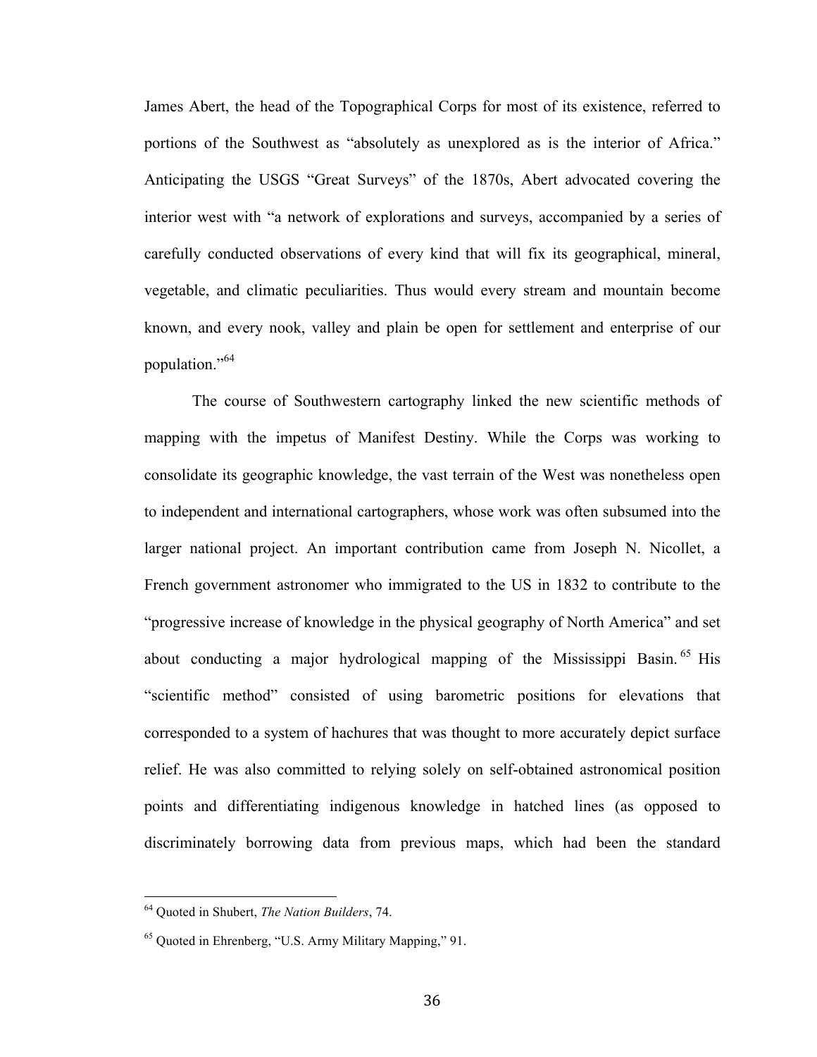James Abert, the head of the Topographical Corps for most of its existence, referred to portions of the Southwest as "absolutely as unexplored as is the interior of Africa." Anticipating the USGS "Great Surveys" of the 1870s, Abert advocated covering the interior west with "a network of explorations and surveys, accompanied by a series of carefully conducted observations of every kind that will fix its geographical, mineral, vegetable, and climatic peculiarities. Thus would every stream and mountain become known, and every nook, valley and plain be open for settlement and enterprise of our population."[64]

The course of Southwestern cartography linked the new scientific methods of mapping with the impetus of Manifest Destiny. While the Corps was working to consolidate its geographic knowledge, the vast terrain of the West was nonetheless open to independent and international cartographers, whose work was often subsumed into the larger national project. An important contribution came from Joseph N. Nicollet, a French government astronomer who immigrated to the US in 1832 to contribute to the "progressive increase of knowledge in the physical geography of North America" and set about conducting a major hydrological mapping of the Mississippi Basin.[65] His "scientific method" consisted of using barometric positions for elevations that corresponded to a system of hachures that was thought to more accurately depict surface relief. He was also committed to relying solely on self-obtained astronomical position points and differentiating indigenous knowledge in hatched lines (as opposed to discriminately borrowing data from previous maps, which had been the standard

---

[64] Quoted in Shubert, *The Nation Builders*, 74.

[65] Quoted in Ehrenberg, "U.S. Army Military Mapping," 91.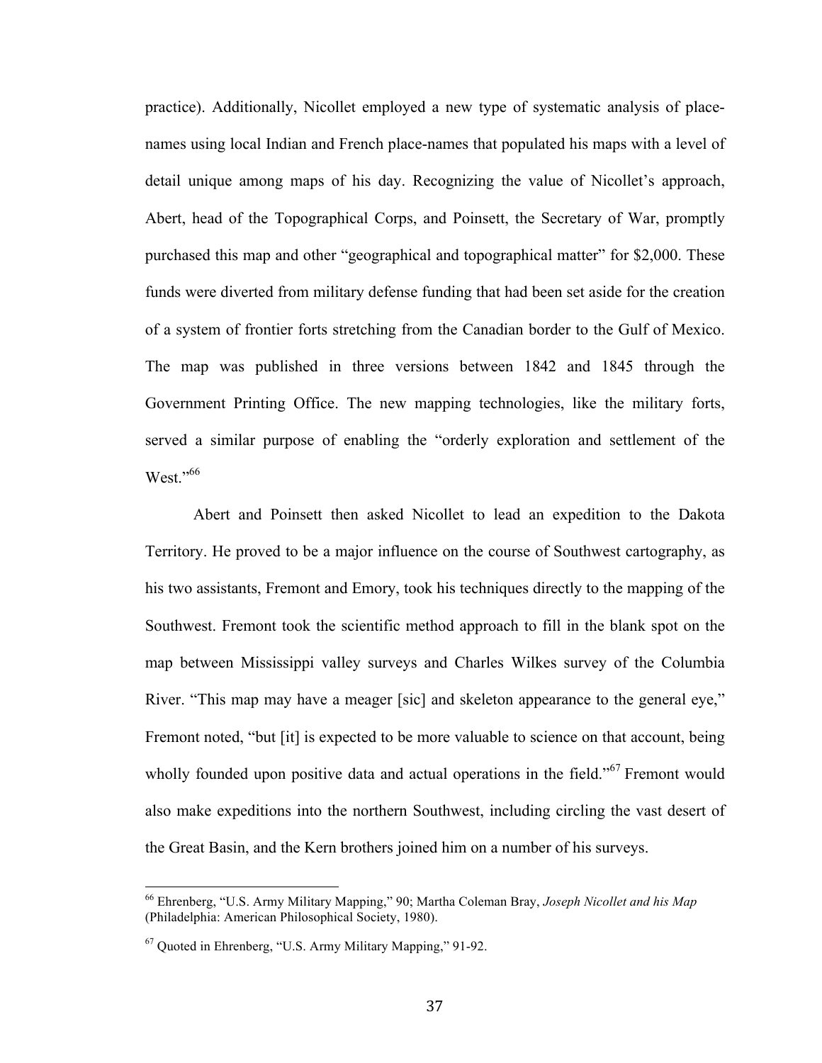practice). Additionally, Nicollet employed a new type of systematic analysis of place-names using local Indian and French place-names that populated his maps with a level of detail unique among maps of his day. Recognizing the value of Nicollet's approach, Abert, head of the Topographical Corps, and Poinsett, the Secretary of War, promptly purchased this map and other "geographical and topographical matter" for $2,000. These funds were diverted from military defense funding that had been set aside for the creation of a system of frontier forts stretching from the Canadian border to the Gulf of Mexico. The map was published in three versions between 1842 and 1845 through the Government Printing Office. The new mapping technologies, like the military forts, served a similar purpose of enabling the "orderly exploration and settlement of the West."[66]

Abert and Poinsett then asked Nicollet to lead an expedition to the Dakota Territory. He proved to be a major influence on the course of Southwest cartography, as his two assistants, Fremont and Emory, took his techniques directly to the mapping of the Southwest. Fremont took the scientific method approach to fill in the blank spot on the map between Mississippi valley surveys and Charles Wilkes survey of the Columbia River. "This map may have a meager [sic] and skeleton appearance to the general eye," Fremont noted, "but [it] is expected to be more valuable to science on that account, being wholly founded upon positive data and actual operations in the field."[67] Fremont would also make expeditions into the northern Southwest, including circling the vast desert of the Great Basin, and the Kern brothers joined him on a number of his surveys.

---

[66] Ehrenberg, "U.S. Army Military Mapping," 90; Martha Coleman Bray, *Joseph Nicollet and his Map* (Philadelphia: American Philosophical Society, 1980).

[67] Quoted in Ehrenberg, "U.S. Army Military Mapping," 91-92.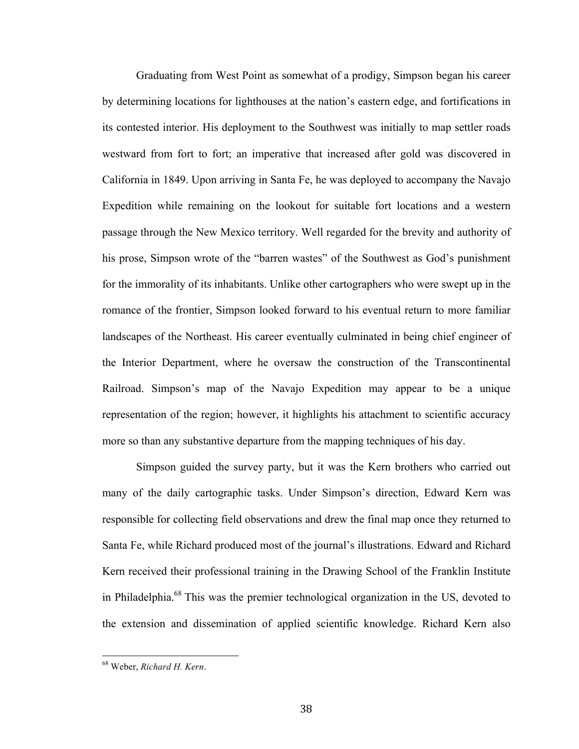Graduating from West Point as somewhat of a prodigy, Simpson began his career by determining locations for lighthouses at the nation's eastern edge, and fortifications in its contested interior. His deployment to the Southwest was initially to map settler roads westward from fort to fort; an imperative that increased after gold was discovered in California in 1849. Upon arriving in Santa Fe, he was deployed to accompany the Navajo Expedition while remaining on the lookout for suitable fort locations and a western passage through the New Mexico territory. Well regarded for the brevity and authority of his prose, Simpson wrote of the "barren wastes" of the Southwest as God's punishment for the immorality of its inhabitants. Unlike other cartographers who were swept up in the romance of the frontier, Simpson looked forward to his eventual return to more familiar landscapes of the Northeast. His career eventually culminated in being chief engineer of the Interior Department, where he oversaw the construction of the Transcontinental Railroad. Simpson's map of the Navajo Expedition may appear to be a unique representation of the region; however, it highlights his attachment to scientific accuracy more so than any substantive departure from the mapping techniques of his day.

Simpson guided the survey party, but it was the Kern brothers who carried out many of the daily cartographic tasks. Under Simpson's direction, Edward Kern was responsible for collecting field observations and drew the final map once they returned to Santa Fe, while Richard produced most of the journal's illustrations. Edward and Richard Kern received their professional training in the Drawing School of the Franklin Institute in Philadelphia.[68] This was the premier technological organization in the US, devoted to the extension and dissemination of applied scientific knowledge. Richard Kern also

---

[68] Weber, *Richard H. Kern*.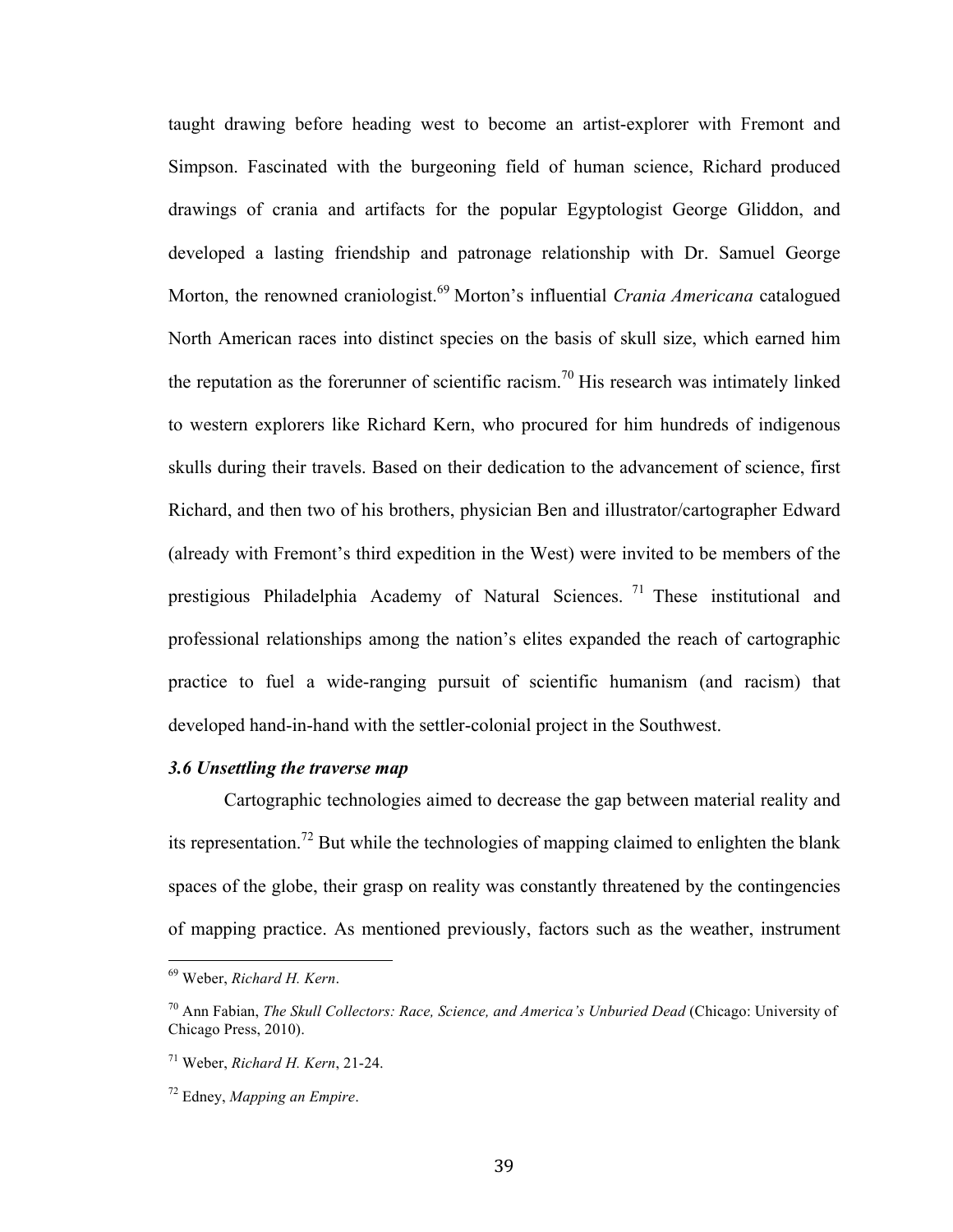taught drawing before heading west to become an artist-explorer with Fremont and Simpson. Fascinated with the burgeoning field of human science, Richard produced drawings of crania and artifacts for the popular Egyptologist George Gliddon, and developed a lasting friendship and patronage relationship with Dr. Samuel George Morton, the renowned craniologist.[69] Morton's influential *Crania Americana* catalogued North American races into distinct species on the basis of skull size, which earned him the reputation as the forerunner of scientific racism.[70] His research was intimately linked to western explorers like Richard Kern, who procured for him hundreds of indigenous skulls during their travels. Based on their dedication to the advancement of science, first Richard, and then two of his brothers, physician Ben and illustrator/cartographer Edward (already with Fremont's third expedition in the West) were invited to be members of the prestigious Philadelphia Academy of Natural Sciences.[71] These institutional and professional relationships among the nation's elites expanded the reach of cartographic practice to fuel a wide-ranging pursuit of scientific humanism (and racism) that developed hand-in-hand with the settler-colonial project in the Southwest.

### *3.6 Unsettling the traverse map*

Cartographic technologies aimed to decrease the gap between material reality and its representation.[72] But while the technologies of mapping claimed to enlighten the blank spaces of the globe, their grasp on reality was constantly threatened by the contingencies of mapping practice. As mentioned previously, factors such as the weather, instrument

---

[69] Weber, *Richard H. Kern*.

[70] Ann Fabian, *The Skull Collectors: Race, Science, and America's Unburied Dead* (Chicago: University of Chicago Press, 2010).

[71] Weber, *Richard H. Kern*, 21-24.

[72] Edney, *Mapping an Empire*.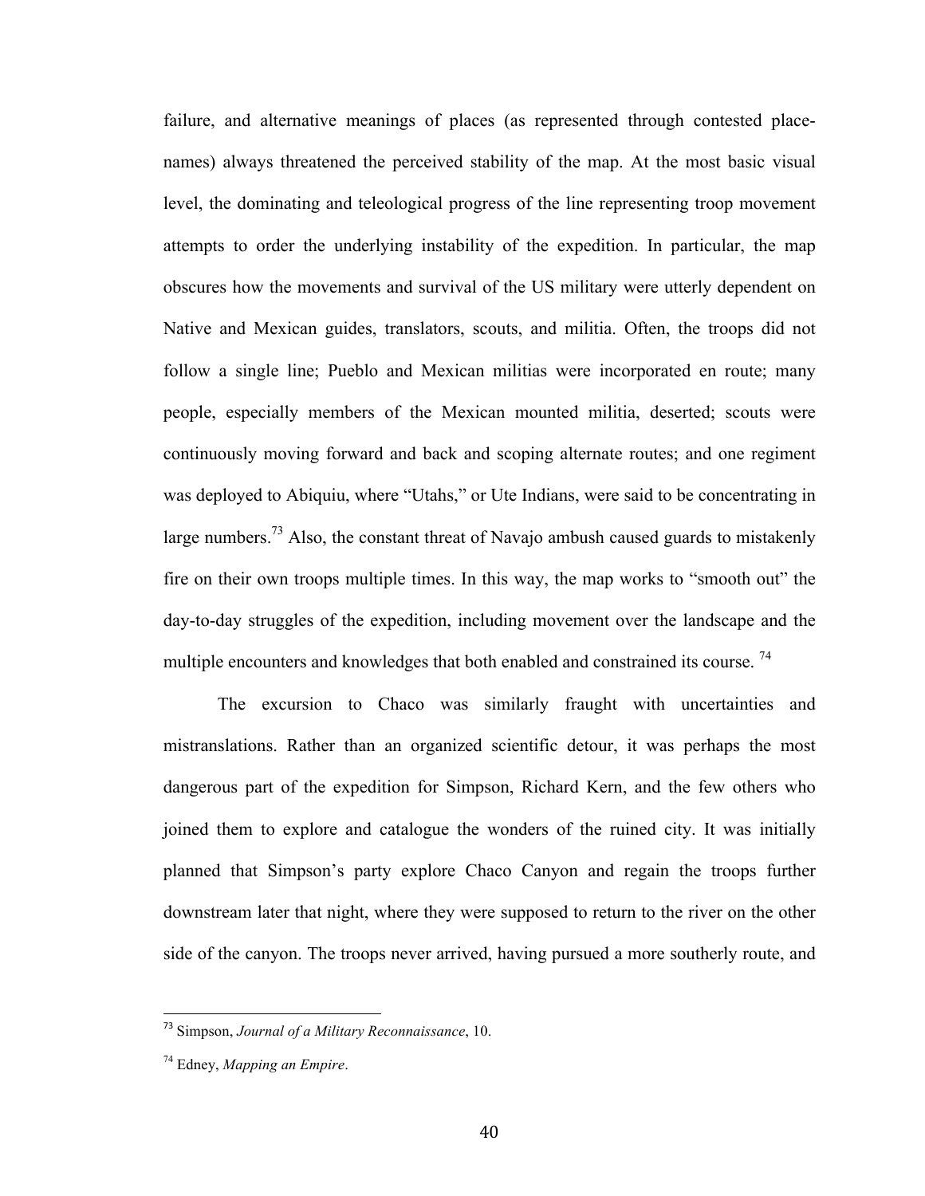failure, and alternative meanings of places (as represented through contested place-names) always threatened the perceived stability of the map. At the most basic visual level, the dominating and teleological progress of the line representing troop movement attempts to order the underlying instability of the expedition. In particular, the map obscures how the movements and survival of the US military were utterly dependent on Native and Mexican guides, translators, scouts, and militia. Often, the troops did not follow a single line; Pueblo and Mexican militias were incorporated en route; many people, especially members of the Mexican mounted militia, deserted; scouts were continuously moving forward and back and scoping alternate routes; and one regiment was deployed to Abiquiu, where "Utahs," or Ute Indians, were said to be concentrating in large numbers.[73] Also, the constant threat of Navajo ambush caused guards to mistakenly fire on their own troops multiple times. In this way, the map works to "smooth out" the day-to-day struggles of the expedition, including movement over the landscape and the multiple encounters and knowledges that both enabled and constrained its course.[74]

The excursion to Chaco was similarly fraught with uncertainties and mistranslations. Rather than an organized scientific detour, it was perhaps the most dangerous part of the expedition for Simpson, Richard Kern, and the few others who joined them to explore and catalogue the wonders of the ruined city. It was initially planned that Simpson's party explore Chaco Canyon and regain the troops further downstream later that night, where they were supposed to return to the river on the other side of the canyon. The troops never arrived, having pursued a more southerly route, and

---

[73] Simpson, *Journal of a Military Reconnaissance*, 10.

[74] Edney, *Mapping an Empire*.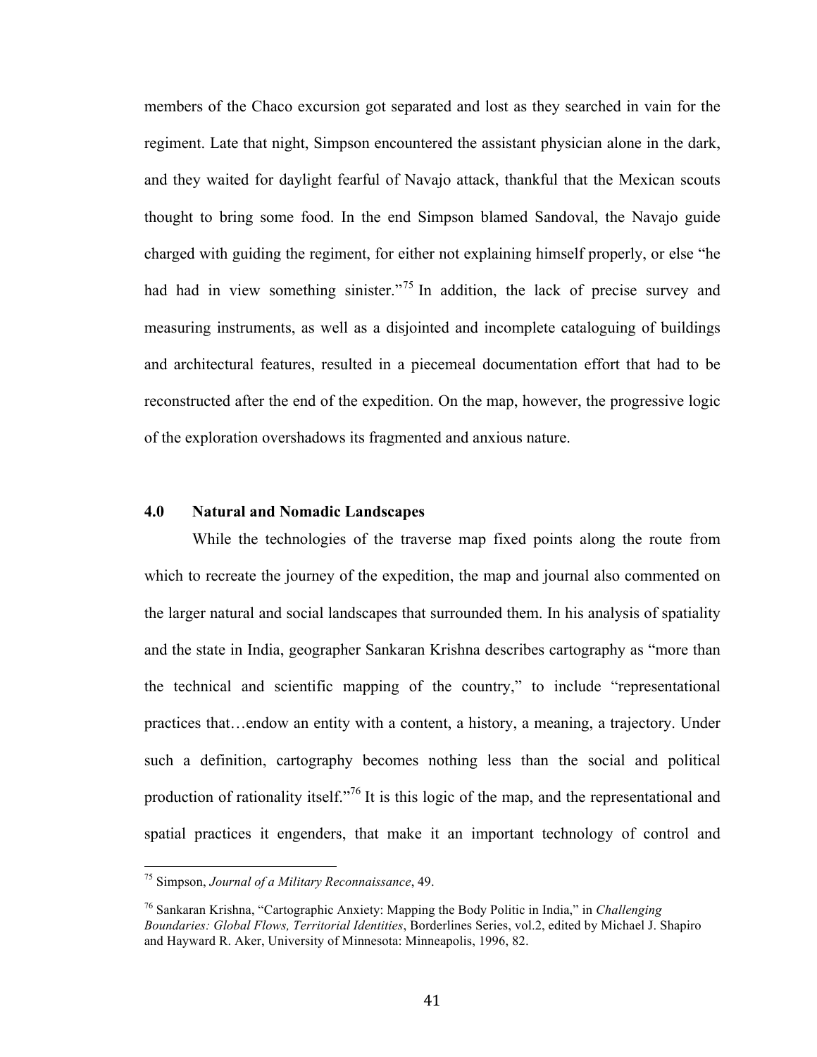members of the Chaco excursion got separated and lost as they searched in vain for the regiment. Late that night, Simpson encountered the assistant physician alone in the dark, and they waited for daylight fearful of Navajo attack, thankful that the Mexican scouts thought to bring some food. In the end Simpson blamed Sandoval, the Navajo guide charged with guiding the regiment, for either not explaining himself properly, or else "he had had in view something sinister."[75] In addition, the lack of precise survey and measuring instruments, as well as a disjointed and incomplete cataloguing of buildings and architectural features, resulted in a piecemeal documentation effort that had to be reconstructed after the end of the expedition. On the map, however, the progressive logic of the exploration overshadows its fragmented and anxious nature.

### 4.0 Natural and Nomadic Landscapes

While the technologies of the traverse map fixed points along the route from which to recreate the journey of the expedition, the map and journal also commented on the larger natural and social landscapes that surrounded them. In his analysis of spatiality and the state in India, geographer Sankaran Krishna describes cartography as "more than the technical and scientific mapping of the country," to include "representational practices that…endow an entity with a content, a history, a meaning, a trajectory. Under such a definition, cartography becomes nothing less than the social and political production of rationality itself."[76] It is this logic of the map, and the representational and spatial practices it engenders, that make it an important technology of control and

---

[75] Simpson, *Journal of a Military Reconnaissance*, 49.

[76] Sankaran Krishna, "Cartographic Anxiety: Mapping the Body Politic in India," in *Challenging Boundaries: Global Flows, Territorial Identities*, Borderlines Series, vol.2, edited by Michael J. Shapiro and Hayward R. Aker, University of Minnesota: Minneapolis, 1996, 82.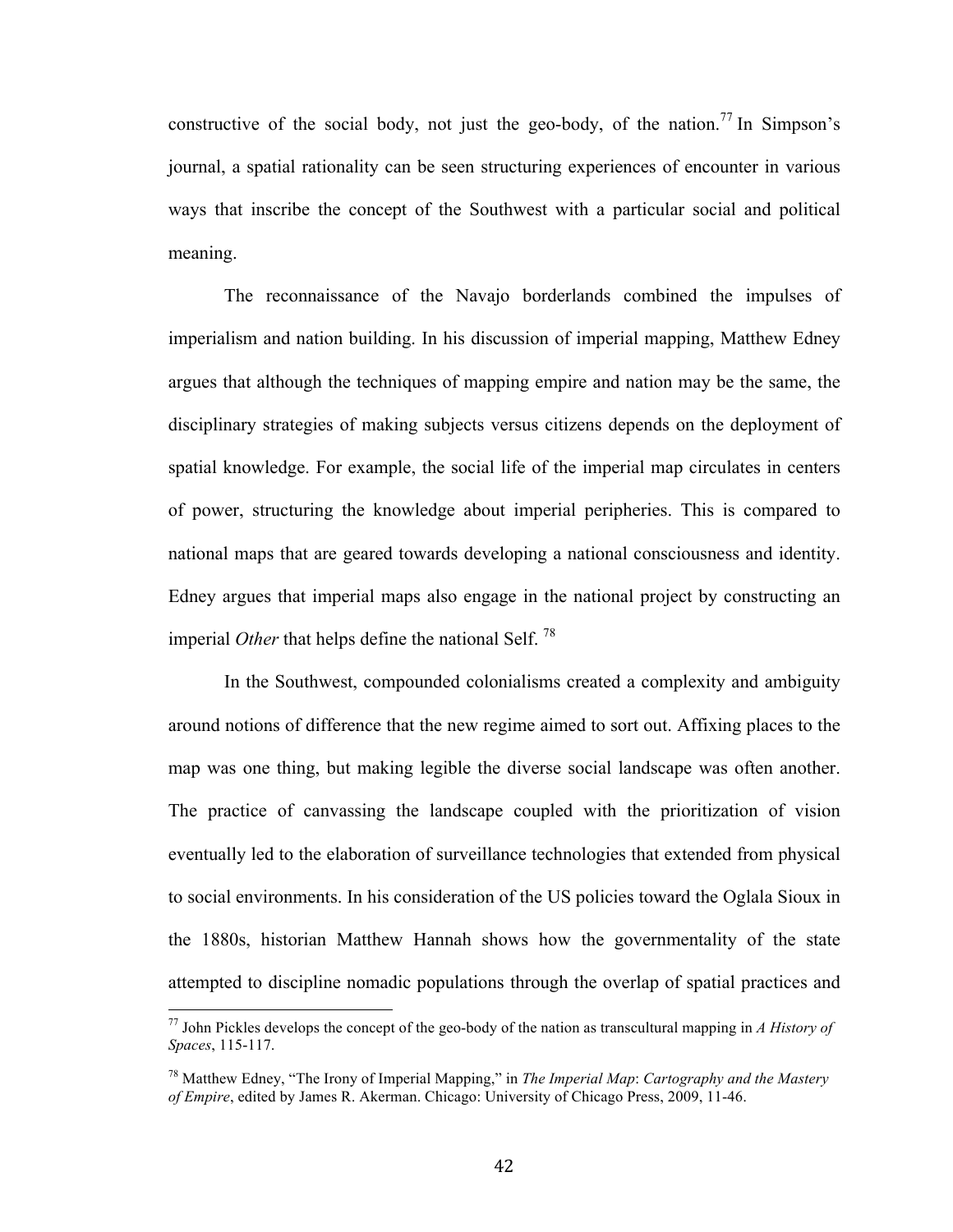constructive of the social body, not just the geo-body, of the nation.[77] In Simpson's journal, a spatial rationality can be seen structuring experiences of encounter in various ways that inscribe the concept of the Southwest with a particular social and political meaning.

The reconnaissance of the Navajo borderlands combined the impulses of imperialism and nation building. In his discussion of imperial mapping, Matthew Edney argues that although the techniques of mapping empire and nation may be the same, the disciplinary strategies of making subjects versus citizens depends on the deployment of spatial knowledge. For example, the social life of the imperial map circulates in centers of power, structuring the knowledge about imperial peripheries. This is compared to national maps that are geared towards developing a national consciousness and identity. Edney argues that imperial maps also engage in the national project by constructing an imperial *Other* that helps define the national Self.[78]

In the Southwest, compounded colonialisms created a complexity and ambiguity around notions of difference that the new regime aimed to sort out. Affixing places to the map was one thing, but making legible the diverse social landscape was often another. The practice of canvassing the landscape coupled with the prioritization of vision eventually led to the elaboration of surveillance technologies that extended from physical to social environments. In his consideration of the US policies toward the Oglala Sioux in the 1880s, historian Matthew Hannah shows how the governmentality of the state attempted to discipline nomadic populations through the overlap of spatial practices and

---

[77] John Pickles develops the concept of the geo-body of the nation as transcultural mapping in *A History of Spaces*, 115-117.

[78] Matthew Edney, "The Irony of Imperial Mapping," in *The Imperial Map: Cartography and the Mastery of Empire*, edited by James R. Akerman. Chicago: University of Chicago Press, 2009, 11-46.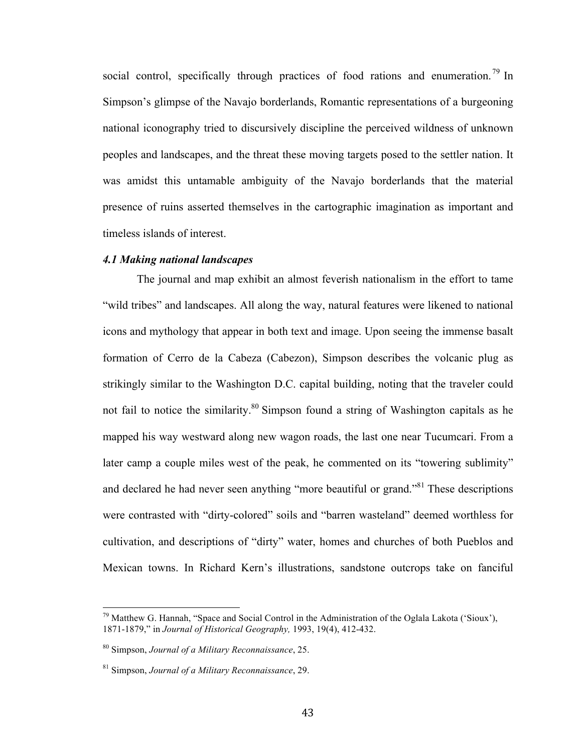social control, specifically through practices of food rations and enumeration.[79] In Simpson's glimpse of the Navajo borderlands, Romantic representations of a burgeoning national iconography tried to discursively discipline the perceived wildness of unknown peoples and landscapes, and the threat these moving targets posed to the settler nation. It was amidst this untamable ambiguity of the Navajo borderlands that the material presence of ruins asserted themselves in the cartographic imagination as important and timeless islands of interest.

### *4.1 Making national landscapes*

The journal and map exhibit an almost feverish nationalism in the effort to tame "wild tribes" and landscapes. All along the way, natural features were likened to national icons and mythology that appear in both text and image. Upon seeing the immense basalt formation of Cerro de la Cabeza (Cabezon), Simpson describes the volcanic plug as strikingly similar to the Washington D.C. capital building, noting that the traveler could not fail to notice the similarity.[80] Simpson found a string of Washington capitals as he mapped his way westward along new wagon roads, the last one near Tucumcari. From a later camp a couple miles west of the peak, he commented on its "towering sublimity" and declared he had never seen anything "more beautiful or grand."[81] These descriptions were contrasted with "dirty-colored" soils and "barren wasteland" deemed worthless for cultivation, and descriptions of "dirty" water, homes and churches of both Pueblos and Mexican towns. In Richard Kern's illustrations, sandstone outcrops take on fanciful

---

[79] Matthew G. Hannah, "Space and Social Control in the Administration of the Oglala Lakota ('Sioux'), 1871-1879," in *Journal of Historical Geography,* 1993, 19(4), 412-432.

[80] Simpson, *Journal of a Military Reconnaissance*, 25.

[81] Simpson, *Journal of a Military Reconnaissance*, 29.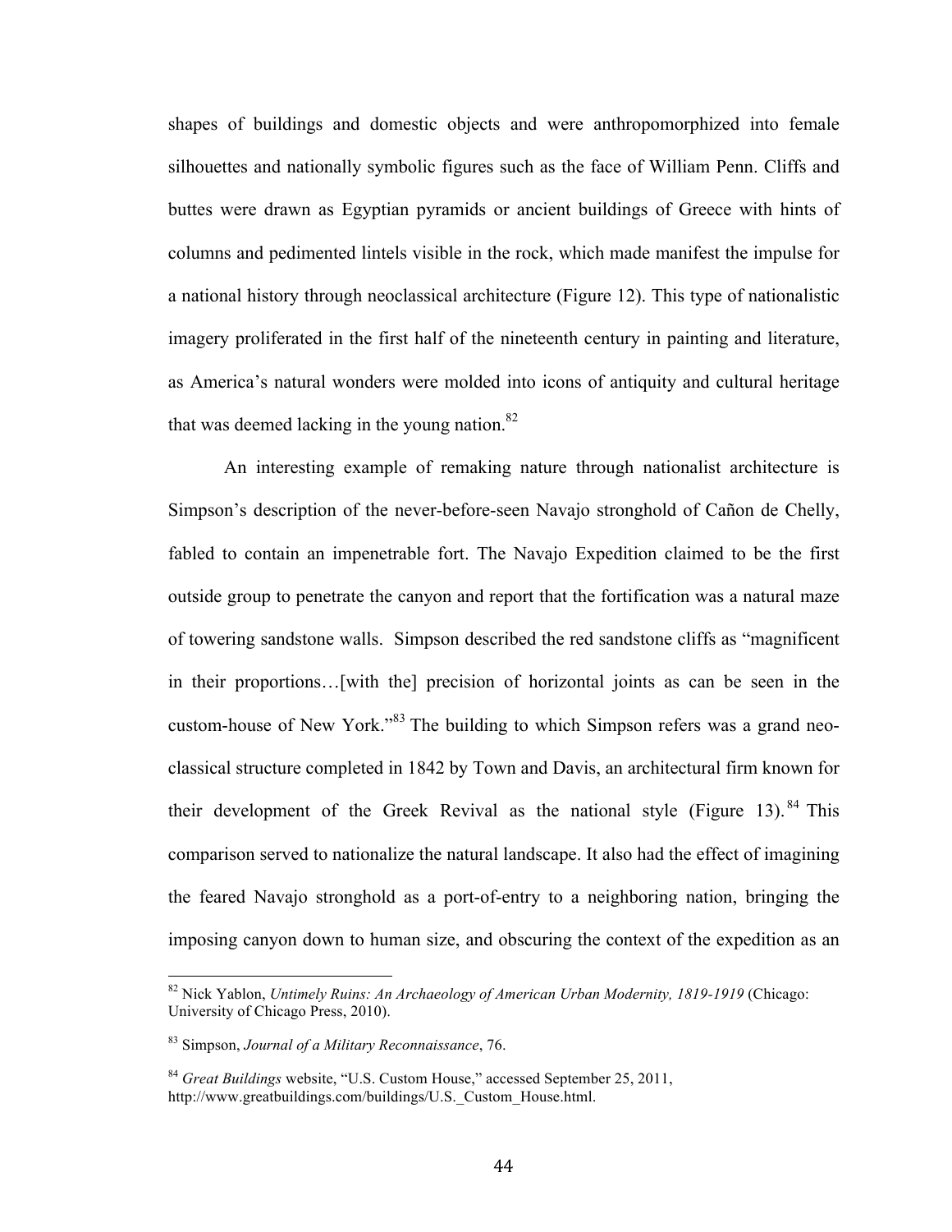shapes of buildings and domestic objects and were anthropomorphized into female silhouettes and nationally symbolic figures such as the face of William Penn. Cliffs and buttes were drawn as Egyptian pyramids or ancient buildings of Greece with hints of columns and pedimented lintels visible in the rock, which made manifest the impulse for a national history through neoclassical architecture (Figure 12). This type of nationalistic imagery proliferated in the first half of the nineteenth century in painting and literature, as America's natural wonders were molded into icons of antiquity and cultural heritage that was deemed lacking in the young nation.[82]

An interesting example of remaking nature through nationalist architecture is Simpson's description of the never-before-seen Navajo stronghold of Cañon de Chelly, fabled to contain an impenetrable fort. The Navajo Expedition claimed to be the first outside group to penetrate the canyon and report that the fortification was a natural maze of towering sandstone walls. Simpson described the red sandstone cliffs as "magnificent in their proportions…[with the] precision of horizontal joints as can be seen in the custom-house of New York."[83] The building to which Simpson refers was a grand neo-classical structure completed in 1842 by Town and Davis, an architectural firm known for their development of the Greek Revival as the national style (Figure 13).[84] This comparison served to nationalize the natural landscape. It also had the effect of imagining the feared Navajo stronghold as a port-of-entry to a neighboring nation, bringing the imposing canyon down to human size, and obscuring the context of the expedition as an

---

[82] Nick Yablon, *Untimely Ruins: An Archaeology of American Urban Modernity, 1819-1919* (Chicago: University of Chicago Press, 2010).

[83] Simpson, *Journal of a Military Reconnaissance*, 76.

[84] *Great Buildings* website, "U.S. Custom House," accessed September 25, 2011, http://www.greatbuildings.com/buildings/U.S._Custom_House.html.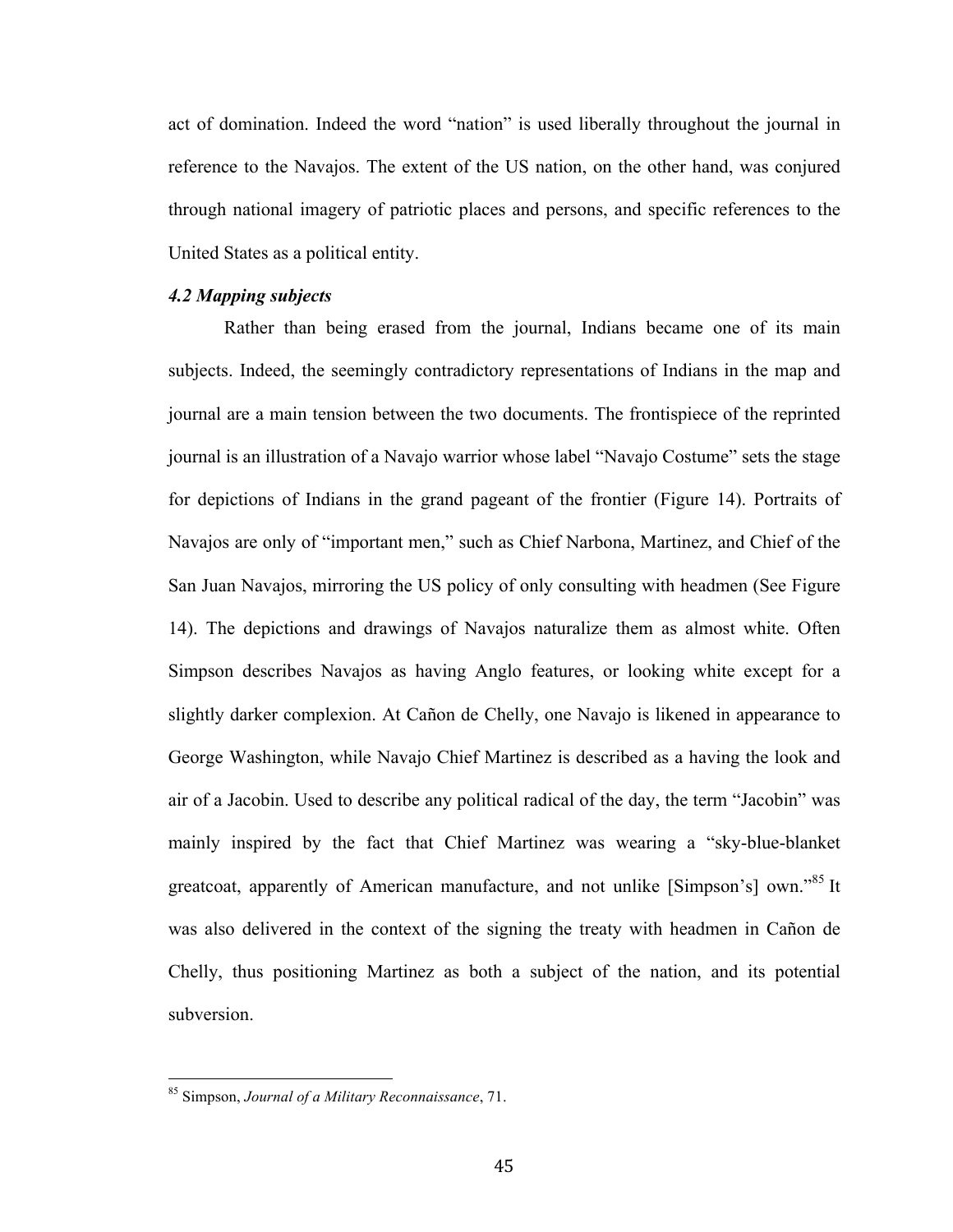act of domination. Indeed the word "nation" is used liberally throughout the journal in reference to the Navajos. The extent of the US nation, on the other hand, was conjured through national imagery of patriotic places and persons, and specific references to the United States as a political entity.

### *4.2 Mapping subjects*

Rather than being erased from the journal, Indians became one of its main subjects. Indeed, the seemingly contradictory representations of Indians in the map and journal are a main tension between the two documents. The frontispiece of the reprinted journal is an illustration of a Navajo warrior whose label "Navajo Costume" sets the stage for depictions of Indians in the grand pageant of the frontier (Figure 14). Portraits of Navajos are only of "important men," such as Chief Narbona, Martinez, and Chief of the San Juan Navajos, mirroring the US policy of only consulting with headmen (See Figure 14). The depictions and drawings of Navajos naturalize them as almost white. Often Simpson describes Navajos as having Anglo features, or looking white except for a slightly darker complexion. At Cañon de Chelly, one Navajo is likened in appearance to George Washington, while Navajo Chief Martinez is described as a having the look and air of a Jacobin. Used to describe any political radical of the day, the term "Jacobin" was mainly inspired by the fact that Chief Martinez was wearing a "sky-blue-blanket greatcoat, apparently of American manufacture, and not unlike [Simpson's] own."[85] It was also delivered in the context of the signing the treaty with headmen in Cañon de Chelly, thus positioning Martinez as both a subject of the nation, and its potential subversion.

[85] Simpson, *Journal of a Military Reconnaissance*, 71.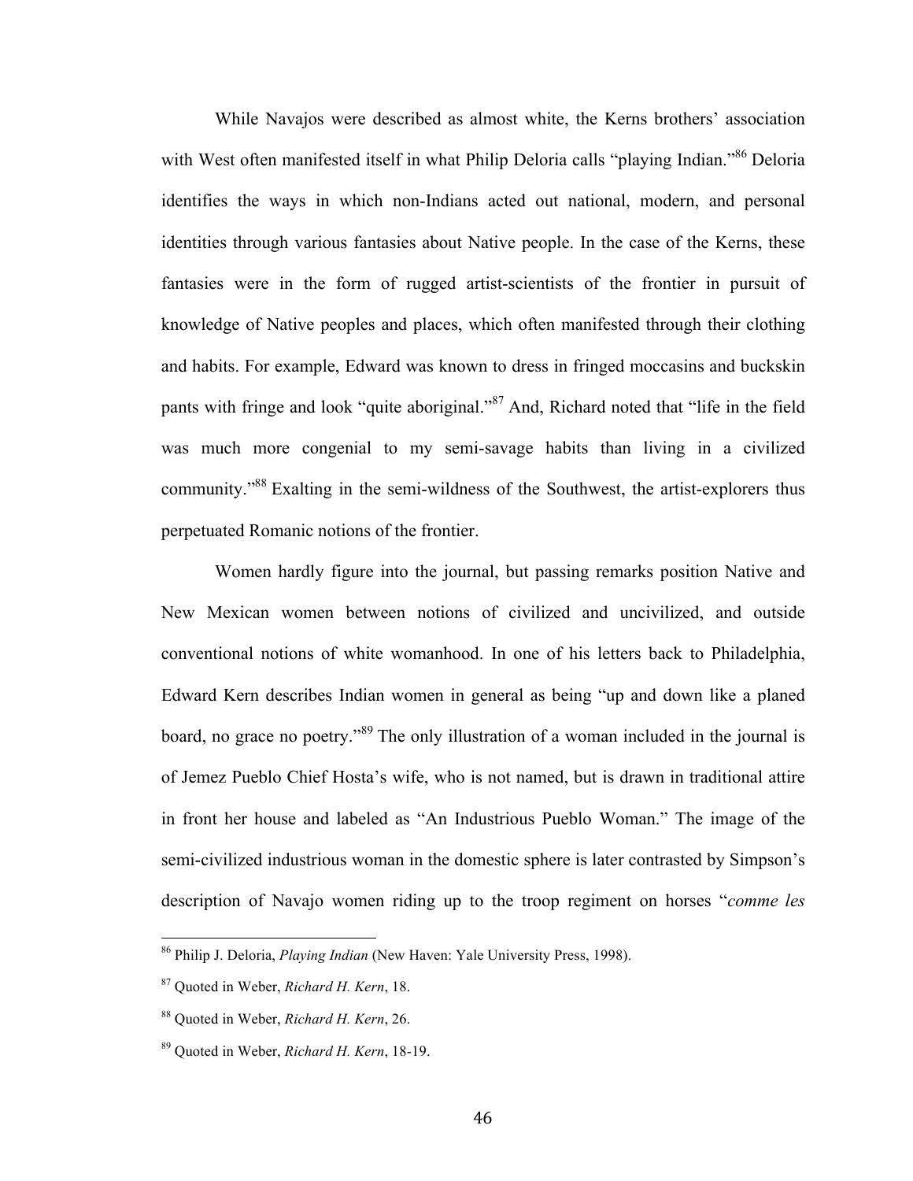While Navajos were described as almost white, the Kerns brothers' association with West often manifested itself in what Philip Deloria calls "playing Indian."[86] Deloria identifies the ways in which non-Indians acted out national, modern, and personal identities through various fantasies about Native people. In the case of the Kerns, these fantasies were in the form of rugged artist-scientists of the frontier in pursuit of knowledge of Native peoples and places, which often manifested through their clothing and habits. For example, Edward was known to dress in fringed moccasins and buckskin pants with fringe and look "quite aboriginal."[87] And, Richard noted that "life in the field was much more congenial to my semi-savage habits than living in a civilized community."[88] Exalting in the semi-wildness of the Southwest, the artist-explorers thus perpetuated Romanic notions of the frontier.

Women hardly figure into the journal, but passing remarks position Native and New Mexican women between notions of civilized and uncivilized, and outside conventional notions of white womanhood. In one of his letters back to Philadelphia, Edward Kern describes Indian women in general as being "up and down like a planed board, no grace no poetry."[89] The only illustration of a woman included in the journal is of Jemez Pueblo Chief Hosta's wife, who is not named, but is drawn in traditional attire in front her house and labeled as "An Industrious Pueblo Woman." The image of the semi-civilized industrious woman in the domestic sphere is later contrasted by Simpson's description of Navajo women riding up to the troop regiment on horses "*comme les*

---

[86] Philip J. Deloria, *Playing Indian* (New Haven: Yale University Press, 1998).

[87] Quoted in Weber, *Richard H. Kern*, 18.

[88] Quoted in Weber, *Richard H. Kern*, 26.

[89] Quoted in Weber, *Richard H. Kern*, 18-19.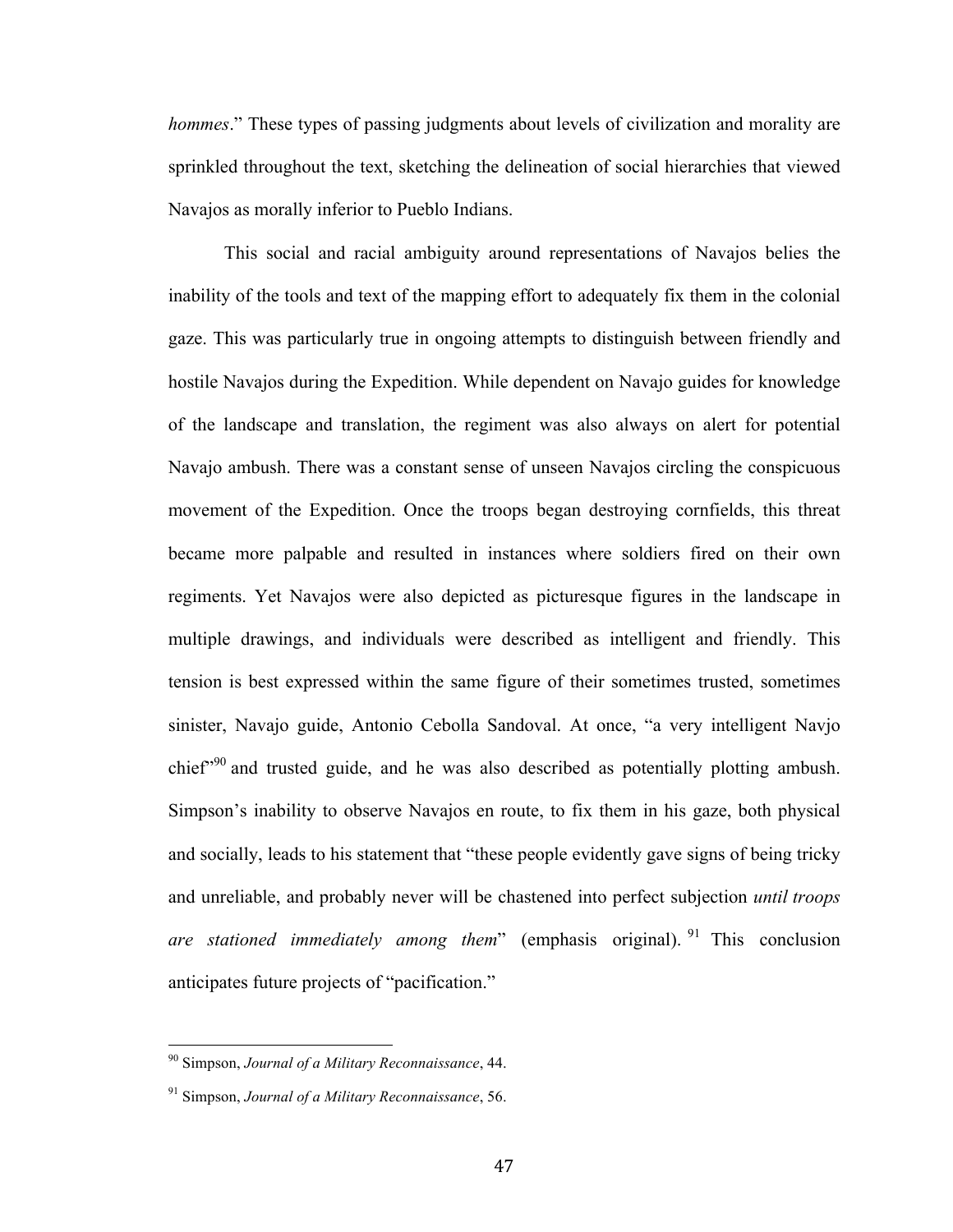*hommes*." These types of passing judgments about levels of civilization and morality are sprinkled throughout the text, sketching the delineation of social hierarchies that viewed Navajos as morally inferior to Pueblo Indians.

This social and racial ambiguity around representations of Navajos belies the inability of the tools and text of the mapping effort to adequately fix them in the colonial gaze. This was particularly true in ongoing attempts to distinguish between friendly and hostile Navajos during the Expedition. While dependent on Navajo guides for knowledge of the landscape and translation, the regiment was also always on alert for potential Navajo ambush. There was a constant sense of unseen Navajos circling the conspicuous movement of the Expedition. Once the troops began destroying cornfields, this threat became more palpable and resulted in instances where soldiers fired on their own regiments. Yet Navajos were also depicted as picturesque figures in the landscape in multiple drawings, and individuals were described as intelligent and friendly. This tension is best expressed within the same figure of their sometimes trusted, sometimes sinister, Navajo guide, Antonio Cebolla Sandoval. At once, "a very intelligent Navjo chief"[90] and trusted guide, and he was also described as potentially plotting ambush. Simpson's inability to observe Navajos en route, to fix them in his gaze, both physical and socially, leads to his statement that "these people evidently gave signs of being tricky and unreliable, and probably never will be chastened into perfect subjection *until troops are stationed immediately among them*" (emphasis original).[91] This conclusion anticipates future projects of "pacification."

---

[90] Simpson, *Journal of a Military Reconnaissance*, 44.

[91] Simpson, *Journal of a Military Reconnaissance*, 56.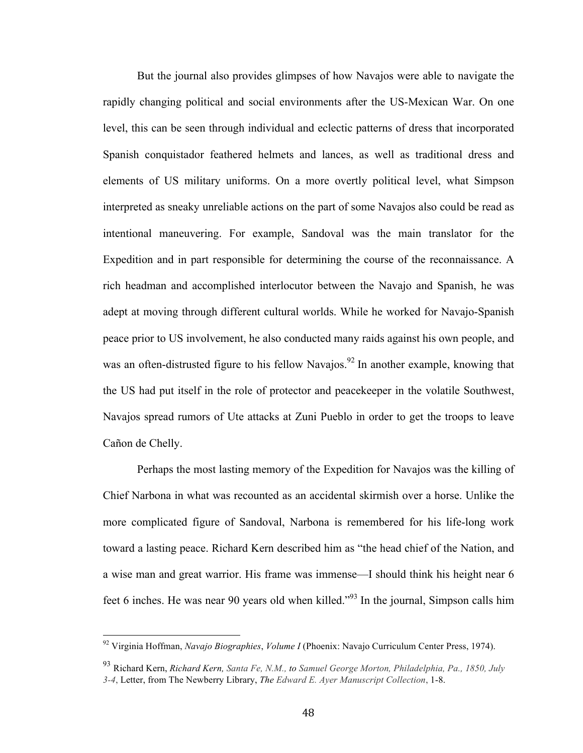But the journal also provides glimpses of how Navajos were able to navigate the rapidly changing political and social environments after the US-Mexican War. On one level, this can be seen through individual and eclectic patterns of dress that incorporated Spanish conquistador feathered helmets and lances, as well as traditional dress and elements of US military uniforms. On a more overtly political level, what Simpson interpreted as sneaky unreliable actions on the part of some Navajos also could be read as intentional maneuvering. For example, Sandoval was the main translator for the Expedition and in part responsible for determining the course of the reconnaissance. A rich headman and accomplished interlocutor between the Navajo and Spanish, he was adept at moving through different cultural worlds. While he worked for Navajo-Spanish peace prior to US involvement, he also conducted many raids against his own people, and was an often-distrusted figure to his fellow Navajos.[92] In another example, knowing that the US had put itself in the role of protector and peacekeeper in the volatile Southwest, Navajos spread rumors of Ute attacks at Zuni Pueblo in order to get the troops to leave Cañon de Chelly.

Perhaps the most lasting memory of the Expedition for Navajos was the killing of Chief Narbona in what was recounted as an accidental skirmish over a horse. Unlike the more complicated figure of Sandoval, Narbona is remembered for his life-long work toward a lasting peace. Richard Kern described him as "the head chief of the Nation, and a wise man and great warrior. His frame was immense—I should think his height near 6 feet 6 inches. He was near 90 years old when killed."[93] In the journal, Simpson calls him

---

[92] Virginia Hoffman, *Navajo Biographies*, *Volume I* (Phoenix: Navajo Curriculum Center Press, 1974).

[93] Richard Kern, *Richard Kern, Santa Fe, N.M., to Samuel George Morton, Philadelphia, Pa., 1850, July 3-4*, Letter, from The Newberry Library, *The Edward E. Ayer Manuscript Collection*, 1-8.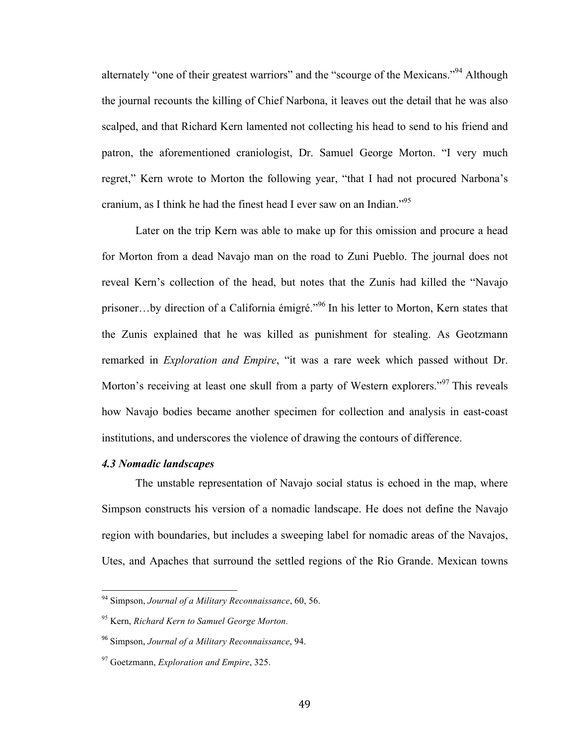alternately "one of their greatest warriors" and the "scourge of the Mexicans."[94] Although the journal recounts the killing of Chief Narbona, it leaves out the detail that he was also scalped, and that Richard Kern lamented not collecting his head to send to his friend and patron, the aforementioned craniologist, Dr. Samuel George Morton. "I very much regret," Kern wrote to Morton the following year, "that I had not procured Narbona's cranium, as I think he had the finest head I ever saw on an Indian."[95]

Later on the trip Kern was able to make up for this omission and procure a head for Morton from a dead Navajo man on the road to Zuni Pueblo. The journal does not reveal Kern's collection of the head, but notes that the Zunis had killed the "Navajo prisoner…by direction of a California émigré."[96] In his letter to Morton, Kern states that the Zunis explained that he was killed as punishment for stealing. As Geotzmann remarked in *Exploration and Empire*, "it was a rare week which passed without Dr. Morton's receiving at least one skull from a party of Western explorers."[97] This reveals how Navajo bodies became another specimen for collection and analysis in east-coast institutions, and underscores the violence of drawing the contours of difference.

### *4.3 Nomadic landscapes*

The unstable representation of Navajo social status is echoed in the map, where Simpson constructs his version of a nomadic landscape. He does not define the Navajo region with boundaries, but includes a sweeping label for nomadic areas of the Navajos, Utes, and Apaches that surround the settled regions of the Rio Grande. Mexican towns

---

[94] Simpson, *Journal of a Military Reconnaissance*, 60, 56.

[95] Kern, *Richard Kern to Samuel George Morton.*

[96] Simpson, *Journal of a Military Reconnaissance*, 94.

[97] Goetzmann, *Exploration and Empire*, 325.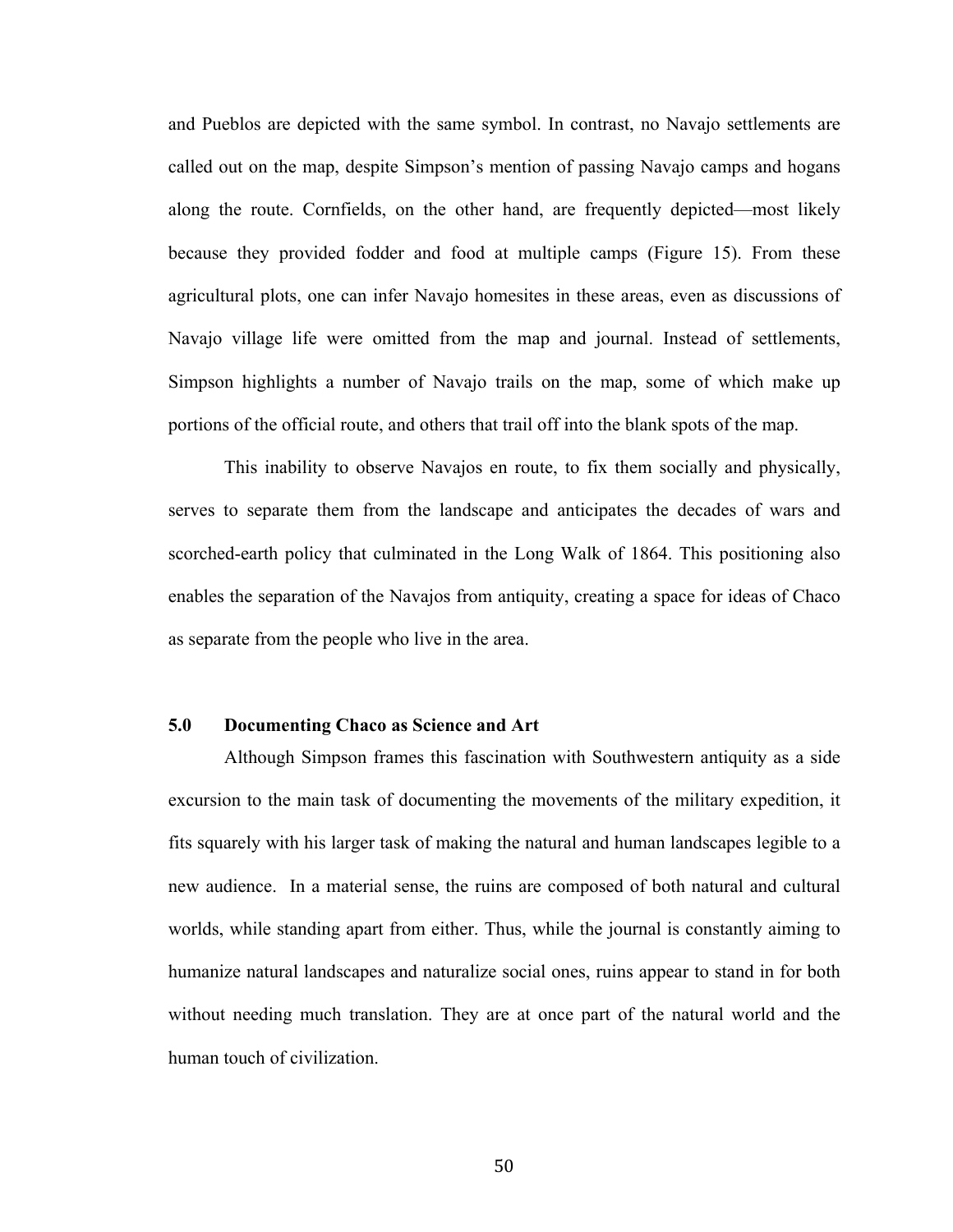and Pueblos are depicted with the same symbol. In contrast, no Navajo settlements are called out on the map, despite Simpson's mention of passing Navajo camps and hogans along the route. Cornfields, on the other hand, are frequently depicted—most likely because they provided fodder and food at multiple camps (Figure 15). From these agricultural plots, one can infer Navajo homesites in these areas, even as discussions of Navajo village life were omitted from the map and journal. Instead of settlements, Simpson highlights a number of Navajo trails on the map, some of which make up portions of the official route, and others that trail off into the blank spots of the map.

This inability to observe Navajos en route, to fix them socially and physically, serves to separate them from the landscape and anticipates the decades of wars and scorched-earth policy that culminated in the Long Walk of 1864. This positioning also enables the separation of the Navajos from antiquity, creating a space for ideas of Chaco as separate from the people who live in the area.

## 5.0 Documenting Chaco as Science and Art

Although Simpson frames this fascination with Southwestern antiquity as a side excursion to the main task of documenting the movements of the military expedition, it fits squarely with his larger task of making the natural and human landscapes legible to a new audience. In a material sense, the ruins are composed of both natural and cultural worlds, while standing apart from either. Thus, while the journal is constantly aiming to humanize natural landscapes and naturalize social ones, ruins appear to stand in for both without needing much translation. They are at once part of the natural world and the human touch of civilization.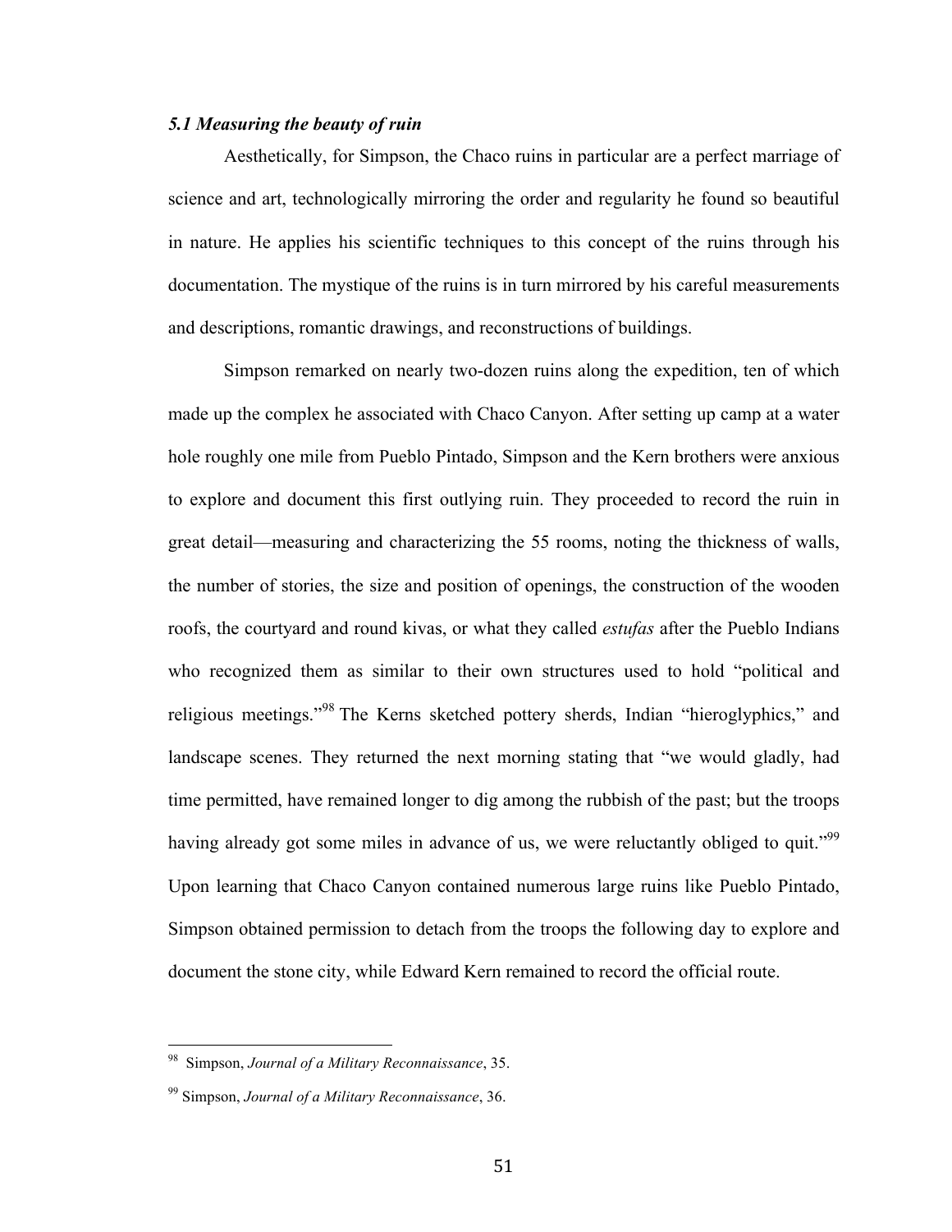### *5.1 Measuring the beauty of ruin*

Aesthetically, for Simpson, the Chaco ruins in particular are a perfect marriage of science and art, technologically mirroring the order and regularity he found so beautiful in nature. He applies his scientific techniques to this concept of the ruins through his documentation. The mystique of the ruins is in turn mirrored by his careful measurements and descriptions, romantic drawings, and reconstructions of buildings.

Simpson remarked on nearly two-dozen ruins along the expedition, ten of which made up the complex he associated with Chaco Canyon. After setting up camp at a water hole roughly one mile from Pueblo Pintado, Simpson and the Kern brothers were anxious to explore and document this first outlying ruin. They proceeded to record the ruin in great detail—measuring and characterizing the 55 rooms, noting the thickness of walls, the number of stories, the size and position of openings, the construction of the wooden roofs, the courtyard and round kivas, or what they called *estufas* after the Pueblo Indians who recognized them as similar to their own structures used to hold "political and religious meetings."[98] The Kerns sketched pottery sherds, Indian "hieroglyphics," and landscape scenes. They returned the next morning stating that "we would gladly, had time permitted, have remained longer to dig among the rubbish of the past; but the troops having already got some miles in advance of us, we were reluctantly obliged to quit."[99] Upon learning that Chaco Canyon contained numerous large ruins like Pueblo Pintado, Simpson obtained permission to detach from the troops the following day to explore and document the stone city, while Edward Kern remained to record the official route.

---

[98] Simpson, *Journal of a Military Reconnaissance*, 35.

[99] Simpson, *Journal of a Military Reconnaissance*, 36.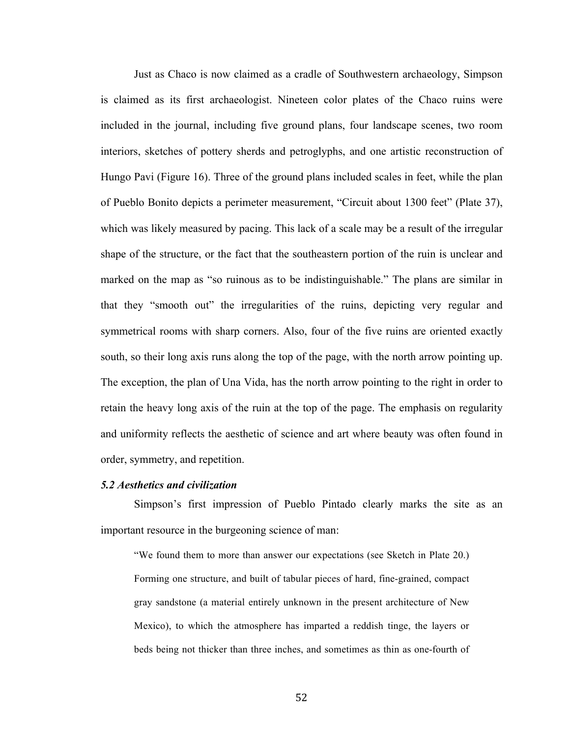Just as Chaco is now claimed as a cradle of Southwestern archaeology, Simpson is claimed as its first archaeologist. Nineteen color plates of the Chaco ruins were included in the journal, including five ground plans, four landscape scenes, two room interiors, sketches of pottery sherds and petroglyphs, and one artistic reconstruction of Hungo Pavi (Figure 16). Three of the ground plans included scales in feet, while the plan of Pueblo Bonito depicts a perimeter measurement, "Circuit about 1300 feet" (Plate 37), which was likely measured by pacing. This lack of a scale may be a result of the irregular shape of the structure, or the fact that the southeastern portion of the ruin is unclear and marked on the map as "so ruinous as to be indistinguishable." The plans are similar in that they "smooth out" the irregularities of the ruins, depicting very regular and symmetrical rooms with sharp corners. Also, four of the five ruins are oriented exactly south, so their long axis runs along the top of the page, with the north arrow pointing up. The exception, the plan of Una Vida, has the north arrow pointing to the right in order to retain the heavy long axis of the ruin at the top of the page. The emphasis on regularity and uniformity reflects the aesthetic of science and art where beauty was often found in order, symmetry, and repetition.

### *5.2 Aesthetics and civilization*

Simpson's first impression of Pueblo Pintado clearly marks the site as an important resource in the burgeoning science of man:

> "We found them to more than answer our expectations (see Sketch in Plate 20.) Forming one structure, and built of tabular pieces of hard, fine-grained, compact gray sandstone (a material entirely unknown in the present architecture of New Mexico), to which the atmosphere has imparted a reddish tinge, the layers or beds being not thicker than three inches, and sometimes as thin as one-fourth of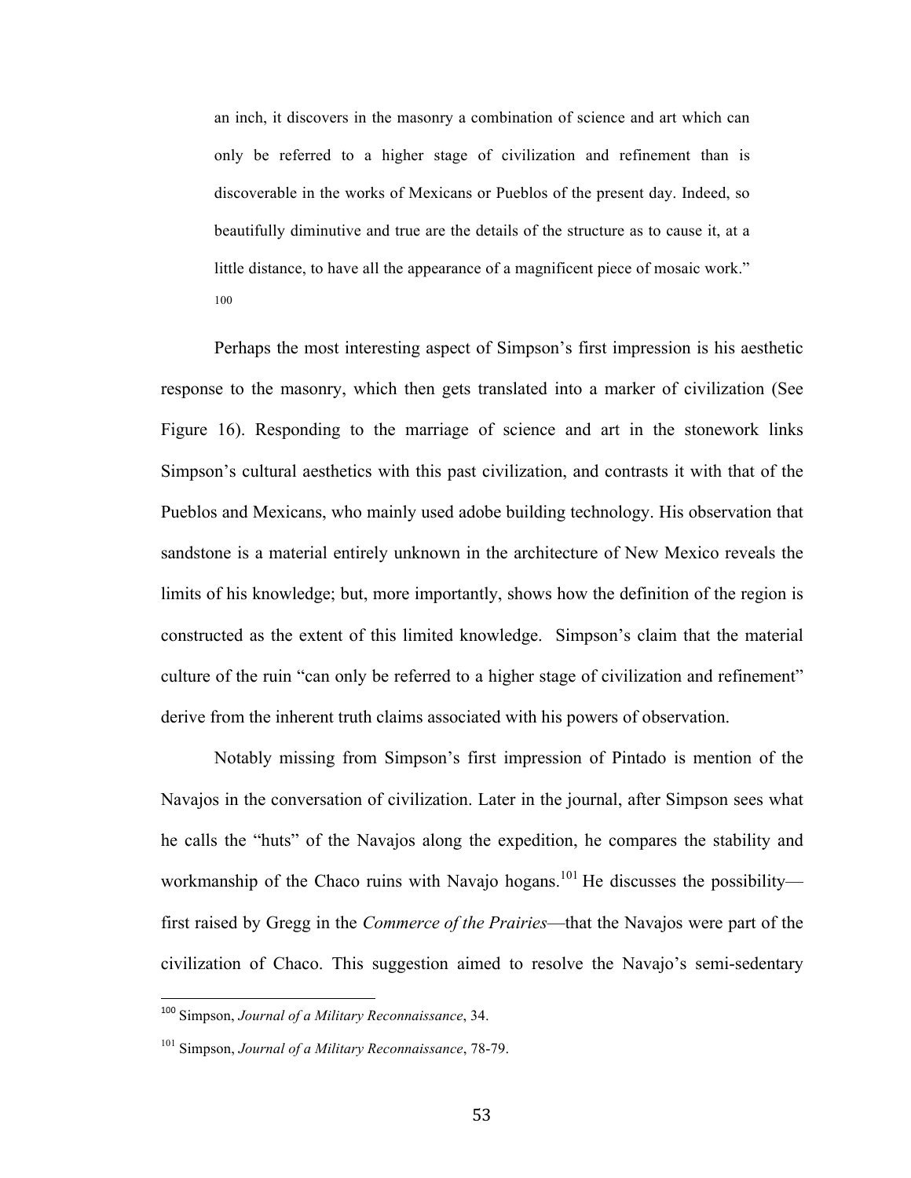> an inch, it discovers in the masonry a combination of science and art which can only be referred to a higher stage of civilization and refinement than is discoverable in the works of Mexicans or Pueblos of the present day. Indeed, so beautifully diminutive and true are the details of the structure as to cause it, at a little distance, to have all the appearance of a magnificent piece of mosaic work."[100]

Perhaps the most interesting aspect of Simpson's first impression is his aesthetic response to the masonry, which then gets translated into a marker of civilization (See Figure 16). Responding to the marriage of science and art in the stonework links Simpson's cultural aesthetics with this past civilization, and contrasts it with that of the Pueblos and Mexicans, who mainly used adobe building technology. His observation that sandstone is a material entirely unknown in the architecture of New Mexico reveals the limits of his knowledge; but, more importantly, shows how the definition of the region is constructed as the extent of this limited knowledge. Simpson's claim that the material culture of the ruin "can only be referred to a higher stage of civilization and refinement" derive from the inherent truth claims associated with his powers of observation.

Notably missing from Simpson's first impression of Pintado is mention of the Navajos in the conversation of civilization. Later in the journal, after Simpson sees what he calls the "huts" of the Navajos along the expedition, he compares the stability and workmanship of the Chaco ruins with Navajo hogans.[101] He discusses the possibility—first raised by Gregg in the *Commerce of the Prairies*—that the Navajos were part of the civilization of Chaco. This suggestion aimed to resolve the Navajo's semi-sedentary

---

[100] Simpson, *Journal of a Military Reconnaissance*, 34.

[101] Simpson, *Journal of a Military Reconnaissance*, 78-79.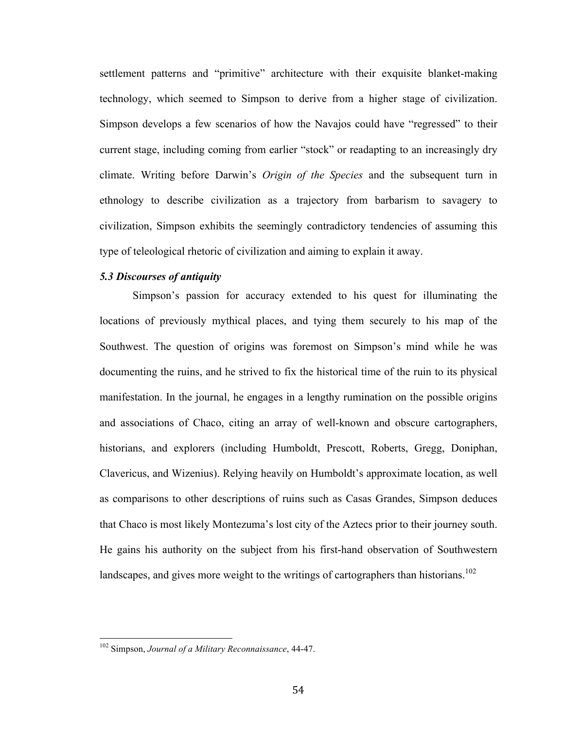settlement patterns and "primitive" architecture with their exquisite blanket-making technology, which seemed to Simpson to derive from a higher stage of civilization. Simpson develops a few scenarios of how the Navajos could have "regressed" to their current stage, including coming from earlier "stock" or readapting to an increasingly dry climate. Writing before Darwin's *Origin of the Species* and the subsequent turn in ethnology to describe civilization as a trajectory from barbarism to savagery to civilization, Simpson exhibits the seemingly contradictory tendencies of assuming this type of teleological rhetoric of civilization and aiming to explain it away.

### *5.3 Discourses of antiquity*

Simpson's passion for accuracy extended to his quest for illuminating the locations of previously mythical places, and tying them securely to his map of the Southwest. The question of origins was foremost on Simpson's mind while he was documenting the ruins, and he strived to fix the historical time of the ruin to its physical manifestation. In the journal, he engages in a lengthy rumination on the possible origins and associations of Chaco, citing an array of well-known and obscure cartographers, historians, and explorers (including Humboldt, Prescott, Roberts, Gregg, Doniphan, Clavericus, and Wizenius). Relying heavily on Humboldt's approximate location, as well as comparisons to other descriptions of ruins such as Casas Grandes, Simpson deduces that Chaco is most likely Montezuma's lost city of the Aztecs prior to their journey south. He gains his authority on the subject from his first-hand observation of Southwestern landscapes, and gives more weight to the writings of cartographers than historians.[102]

---

[102] Simpson, *Journal of a Military Reconnaissance*, 44-47.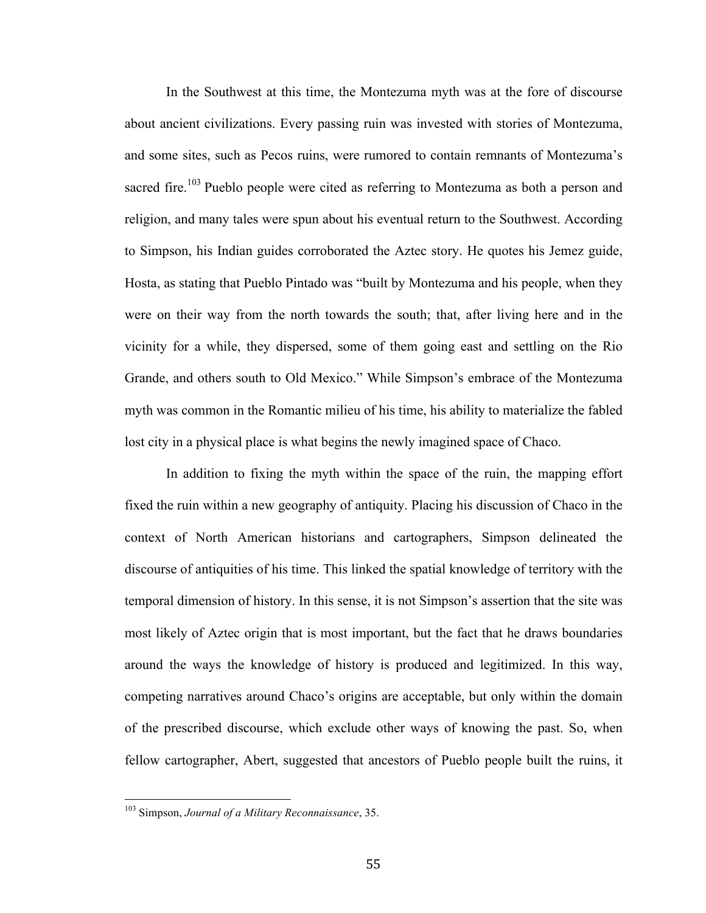In the Southwest at this time, the Montezuma myth was at the fore of discourse about ancient civilizations. Every passing ruin was invested with stories of Montezuma, and some sites, such as Pecos ruins, were rumored to contain remnants of Montezuma's sacred fire.[103] Pueblo people were cited as referring to Montezuma as both a person and religion, and many tales were spun about his eventual return to the Southwest. According to Simpson, his Indian guides corroborated the Aztec story. He quotes his Jemez guide, Hosta, as stating that Pueblo Pintado was "built by Montezuma and his people, when they were on their way from the north towards the south; that, after living here and in the vicinity for a while, they dispersed, some of them going east and settling on the Rio Grande, and others south to Old Mexico." While Simpson's embrace of the Montezuma myth was common in the Romantic milieu of his time, his ability to materialize the fabled lost city in a physical place is what begins the newly imagined space of Chaco.

In addition to fixing the myth within the space of the ruin, the mapping effort fixed the ruin within a new geography of antiquity. Placing his discussion of Chaco in the context of North American historians and cartographers, Simpson delineated the discourse of antiquities of his time. This linked the spatial knowledge of territory with the temporal dimension of history. In this sense, it is not Simpson's assertion that the site was most likely of Aztec origin that is most important, but the fact that he draws boundaries around the ways the knowledge of history is produced and legitimized. In this way, competing narratives around Chaco's origins are acceptable, but only within the domain of the prescribed discourse, which exclude other ways of knowing the past. So, when fellow cartographer, Abert, suggested that ancestors of Pueblo people built the ruins, it

[103] Simpson, *Journal of a Military Reconnaissance*, 35.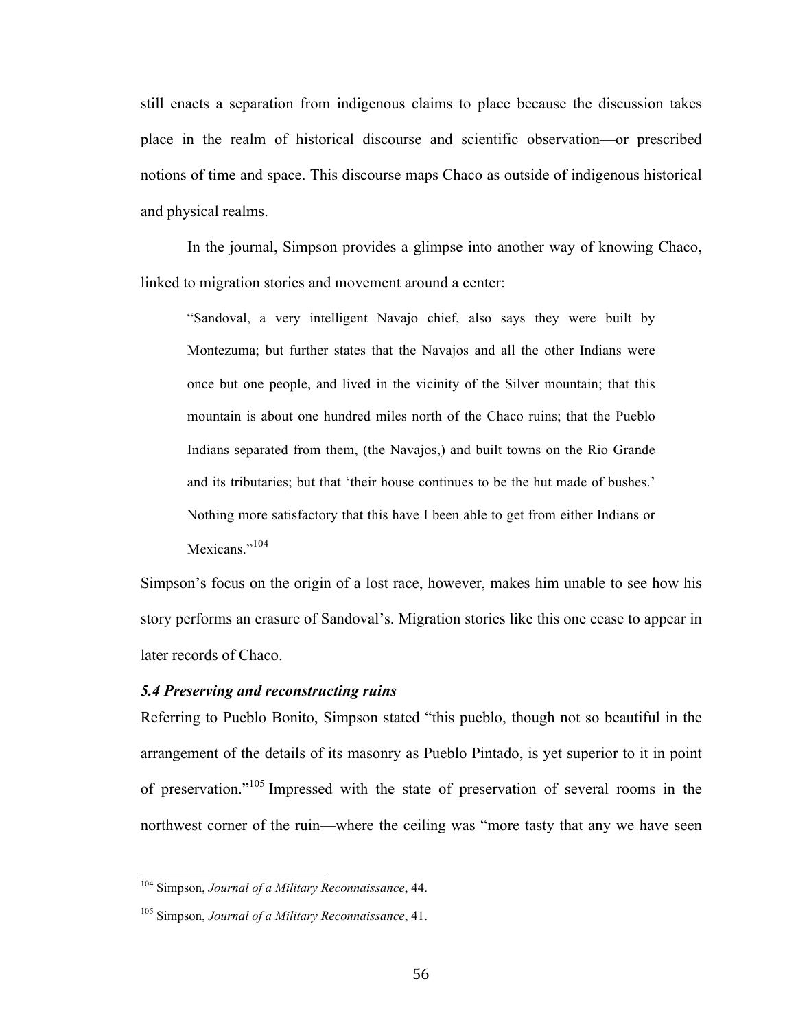still enacts a separation from indigenous claims to place because the discussion takes place in the realm of historical discourse and scientific observation—or prescribed notions of time and space. This discourse maps Chaco as outside of indigenous historical and physical realms.

In the journal, Simpson provides a glimpse into another way of knowing Chaco, linked to migration stories and movement around a center:

> "Sandoval, a very intelligent Navajo chief, also says they were built by Montezuma; but further states that the Navajos and all the other Indians were once but one people, and lived in the vicinity of the Silver mountain; that this mountain is about one hundred miles north of the Chaco ruins; that the Pueblo Indians separated from them, (the Navajos,) and built towns on the Rio Grande and its tributaries; but that 'their house continues to be the hut made of bushes.' Nothing more satisfactory that this have I been able to get from either Indians or Mexicans."[104]

Simpson's focus on the origin of a lost race, however, makes him unable to see how his story performs an erasure of Sandoval's. Migration stories like this one cease to appear in later records of Chaco.

### *5.4 Preserving and reconstructing ruins*

Referring to Pueblo Bonito, Simpson stated "this pueblo, though not so beautiful in the arrangement of the details of its masonry as Pueblo Pintado, is yet superior to it in point of preservation."[105] Impressed with the state of preservation of several rooms in the northwest corner of the ruin—where the ceiling was "more tasty that any we have seen

---

[104] Simpson, *Journal of a Military Reconnaissance*, 44.

[105] Simpson, *Journal of a Military Reconnaissance*, 41.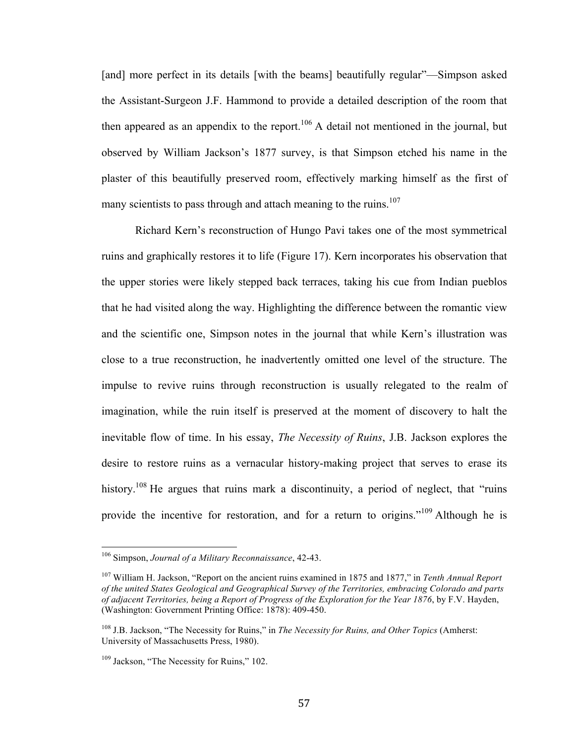[and] more perfect in its details [with the beams] beautifully regular"—Simpson asked the Assistant-Surgeon J.F. Hammond to provide a detailed description of the room that then appeared as an appendix to the report.[106] A detail not mentioned in the journal, but observed by William Jackson's 1877 survey, is that Simpson etched his name in the plaster of this beautifully preserved room, effectively marking himself as the first of many scientists to pass through and attach meaning to the ruins.[107]

Richard Kern's reconstruction of Hungo Pavi takes one of the most symmetrical ruins and graphically restores it to life (Figure 17). Kern incorporates his observation that the upper stories were likely stepped back terraces, taking his cue from Indian pueblos that he had visited along the way. Highlighting the difference between the romantic view and the scientific one, Simpson notes in the journal that while Kern's illustration was close to a true reconstruction, he inadvertently omitted one level of the structure. The impulse to revive ruins through reconstruction is usually relegated to the realm of imagination, while the ruin itself is preserved at the moment of discovery to halt the inevitable flow of time. In his essay, *The Necessity of Ruins*, J.B. Jackson explores the desire to restore ruins as a vernacular history-making project that serves to erase its history.[108] He argues that ruins mark a discontinuity, a period of neglect, that "ruins provide the incentive for restoration, and for a return to origins."[109] Although he is

---

[106] Simpson, *Journal of a Military Reconnaissance*, 42-43.

[107] William H. Jackson, "Report on the ancient ruins examined in 1875 and 1877," in *Tenth Annual Report of the united States Geological and Geographical Survey of the Territories, embracing Colorado and parts of adjacent Territories, being a Report of Progress of the Exploration for the Year 1876*, by F.V. Hayden, (Washington: Government Printing Office: 1878): 409-450.

[108] J.B. Jackson, "The Necessity for Ruins," in *The Necessity for Ruins, and Other Topics* (Amherst: University of Massachusetts Press, 1980).

[109] Jackson, "The Necessity for Ruins," 102.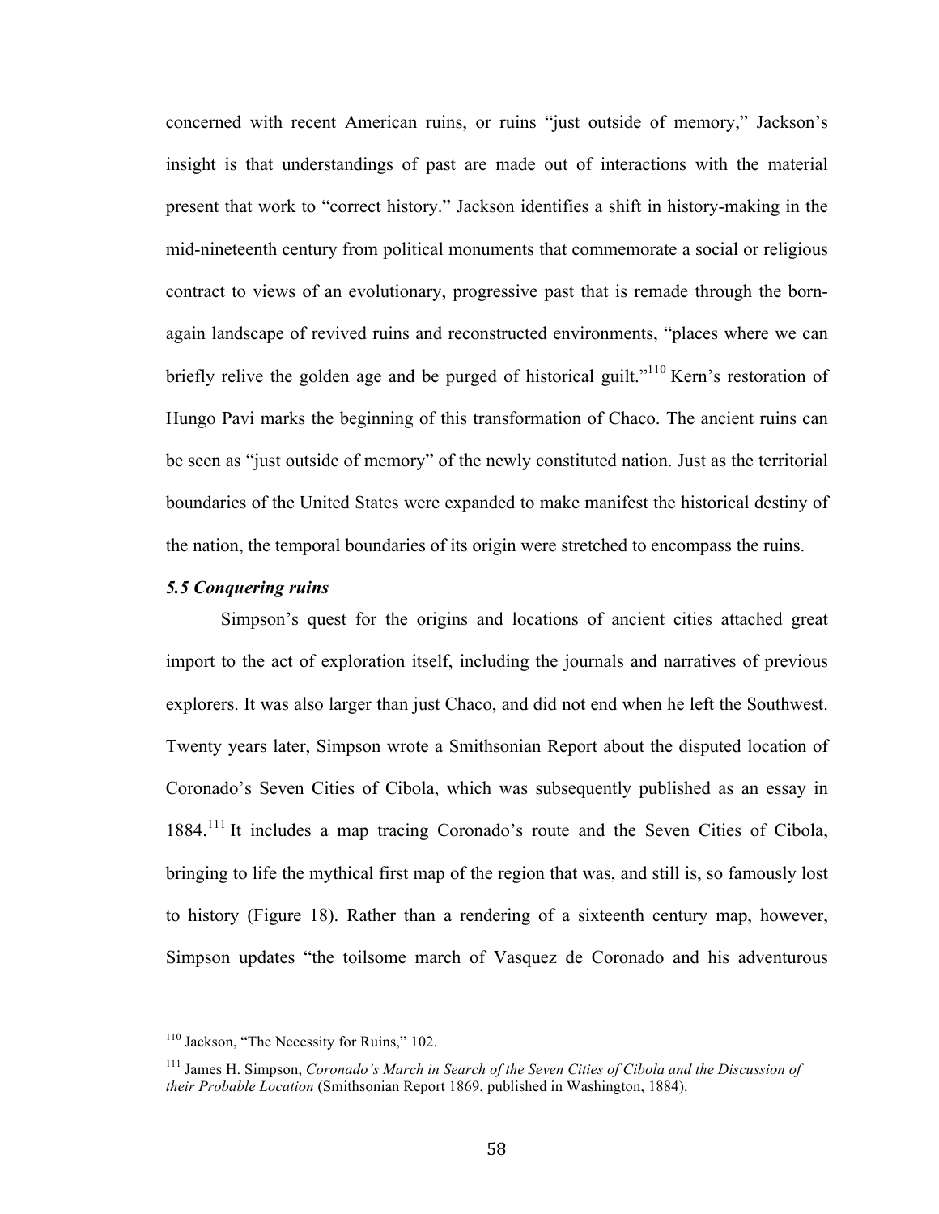concerned with recent American ruins, or ruins "just outside of memory," Jackson's insight is that understandings of past are made out of interactions with the material present that work to "correct history." Jackson identifies a shift in history-making in the mid-nineteenth century from political monuments that commemorate a social or religious contract to views of an evolutionary, progressive past that is remade through the born-again landscape of revived ruins and reconstructed environments, "places where we can briefly relive the golden age and be purged of historical guilt."[110] Kern's restoration of Hungo Pavi marks the beginning of this transformation of Chaco. The ancient ruins can be seen as "just outside of memory" of the newly constituted nation. Just as the territorial boundaries of the United States were expanded to make manifest the historical destiny of the nation, the temporal boundaries of its origin were stretched to encompass the ruins.

### *5.5 Conquering ruins*

Simpson's quest for the origins and locations of ancient cities attached great import to the act of exploration itself, including the journals and narratives of previous explorers. It was also larger than just Chaco, and did not end when he left the Southwest. Twenty years later, Simpson wrote a Smithsonian Report about the disputed location of Coronado's Seven Cities of Cibola, which was subsequently published as an essay in 1884.[111] It includes a map tracing Coronado's route and the Seven Cities of Cibola, bringing to life the mythical first map of the region that was, and still is, so famously lost to history (Figure 18). Rather than a rendering of a sixteenth century map, however, Simpson updates "the toilsome march of Vasquez de Coronado and his adventurous

---

[110] Jackson, "The Necessity for Ruins," 102.

[111] James H. Simpson, *Coronado's March in Search of the Seven Cities of Cibola and the Discussion of their Probable Location* (Smithsonian Report 1869, published in Washington, 1884).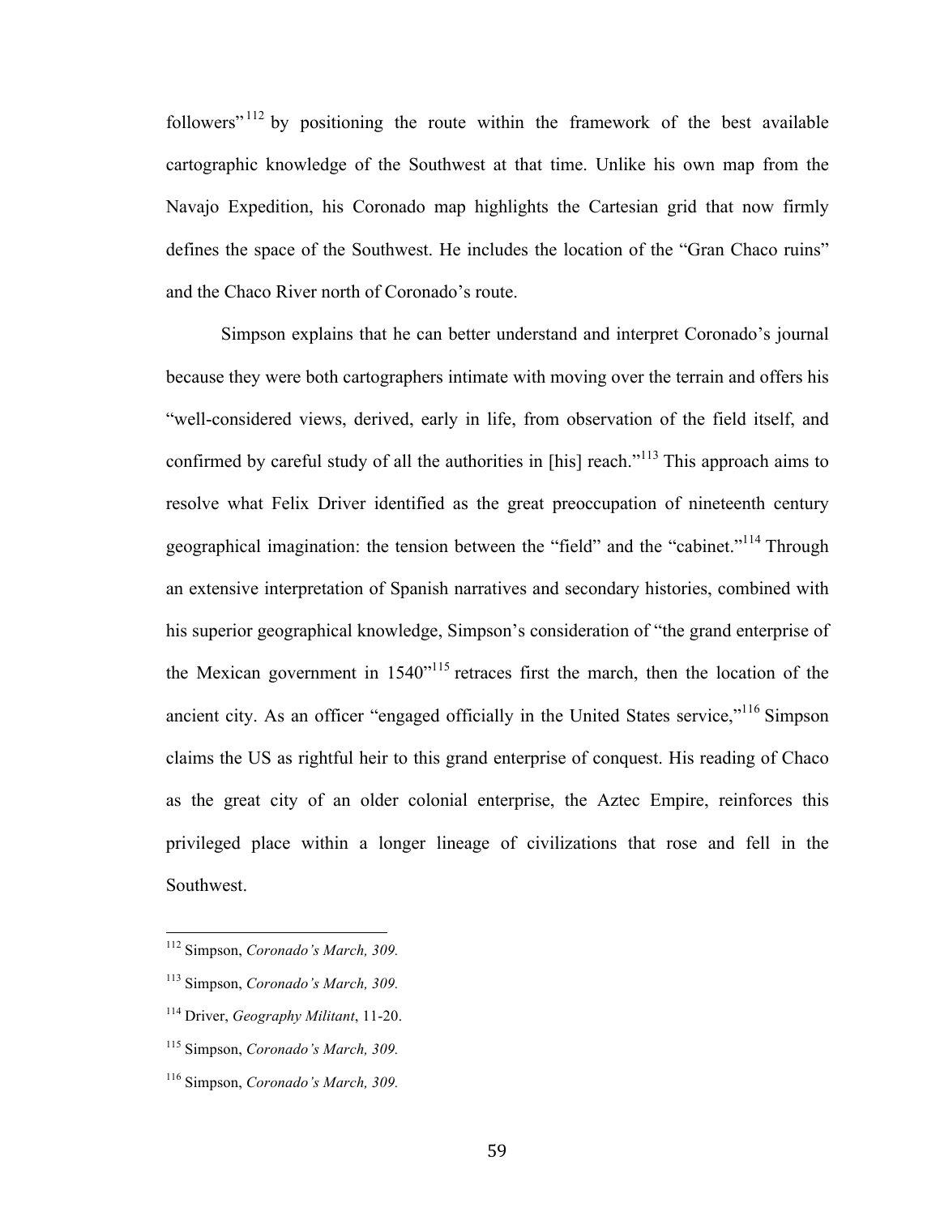followers"[112] by positioning the route within the framework of the best available cartographic knowledge of the Southwest at that time. Unlike his own map from the Navajo Expedition, his Coronado map highlights the Cartesian grid that now firmly defines the space of the Southwest. He includes the location of the "Gran Chaco ruins" and the Chaco River north of Coronado's route.

Simpson explains that he can better understand and interpret Coronado's journal because they were both cartographers intimate with moving over the terrain and offers his "well-considered views, derived, early in life, from observation of the field itself, and confirmed by careful study of all the authorities in [his] reach."[113] This approach aims to resolve what Felix Driver identified as the great preoccupation of nineteenth century geographical imagination: the tension between the "field" and the "cabinet."[114] Through an extensive interpretation of Spanish narratives and secondary histories, combined with his superior geographical knowledge, Simpson's consideration of "the grand enterprise of the Mexican government in 1540"[115] retraces first the march, then the location of the ancient city. As an officer "engaged officially in the United States service,"[116] Simpson claims the US as rightful heir to this grand enterprise of conquest. His reading of Chaco as the great city of an older colonial enterprise, the Aztec Empire, reinforces this privileged place within a longer lineage of civilizations that rose and fell in the Southwest.

---

[112] Simpson, *Coronado's March, 309.*

[113] Simpson, *Coronado's March, 309.*

[114] Driver, *Geography Militant*, 11-20.

[115] Simpson, *Coronado's March, 309.*

[116] Simpson, *Coronado's March, 309.*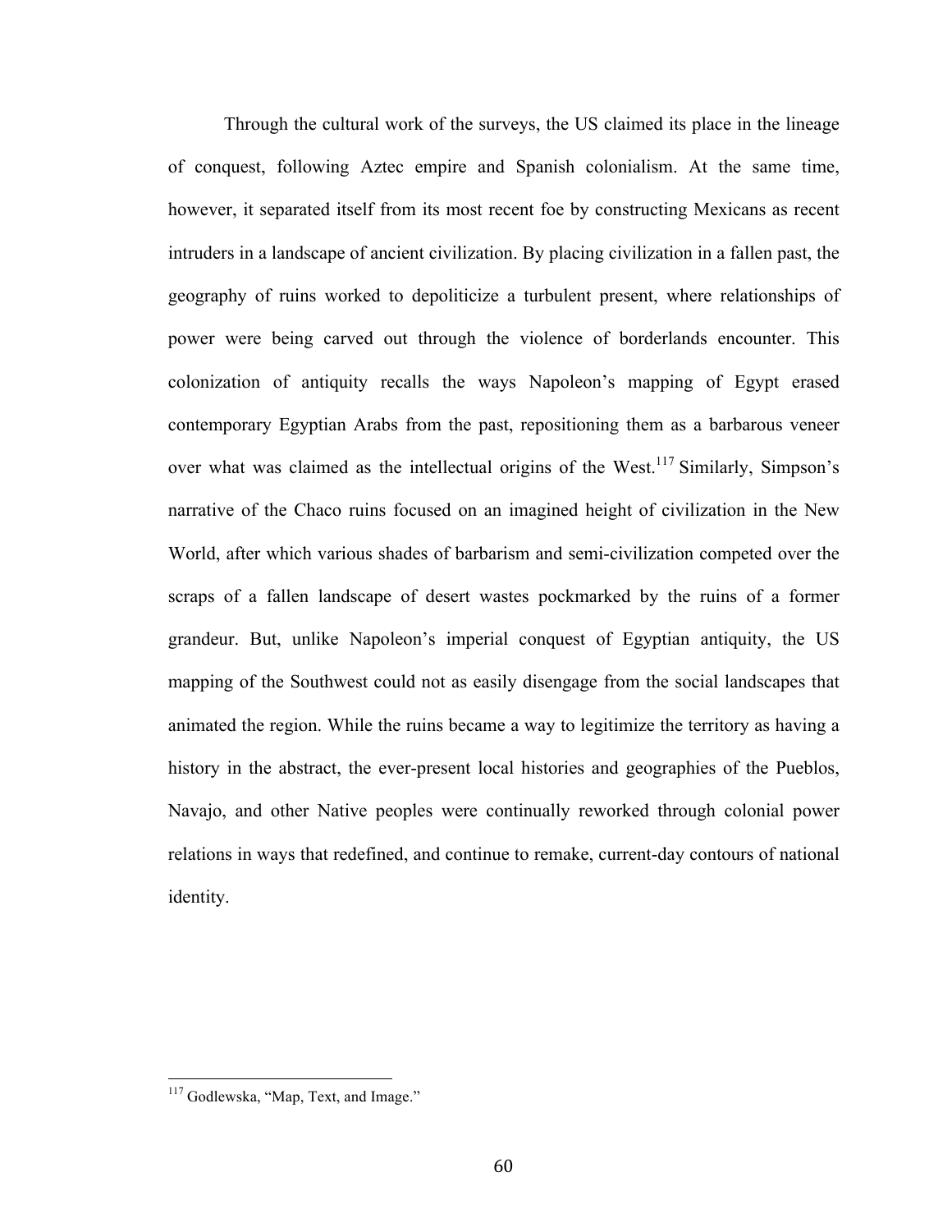Through the cultural work of the surveys, the US claimed its place in the lineage of conquest, following Aztec empire and Spanish colonialism. At the same time, however, it separated itself from its most recent foe by constructing Mexicans as recent intruders in a landscape of ancient civilization. By placing civilization in a fallen past, the geography of ruins worked to depoliticize a turbulent present, where relationships of power were being carved out through the violence of borderlands encounter. This colonization of antiquity recalls the ways Napoleon's mapping of Egypt erased contemporary Egyptian Arabs from the past, repositioning them as a barbarous veneer over what was claimed as the intellectual origins of the West.[117] Similarly, Simpson's narrative of the Chaco ruins focused on an imagined height of civilization in the New World, after which various shades of barbarism and semi-civilization competed over the scraps of a fallen landscape of desert wastes pockmarked by the ruins of a former grandeur. But, unlike Napoleon's imperial conquest of Egyptian antiquity, the US mapping of the Southwest could not as easily disengage from the social landscapes that animated the region. While the ruins became a way to legitimize the territory as having a history in the abstract, the ever-present local histories and geographies of the Pueblos, Navajo, and other Native peoples were continually reworked through colonial power relations in ways that redefined, and continue to remake, current-day contours of national identity.

[117] Godlewska, "Map, Text, and Image."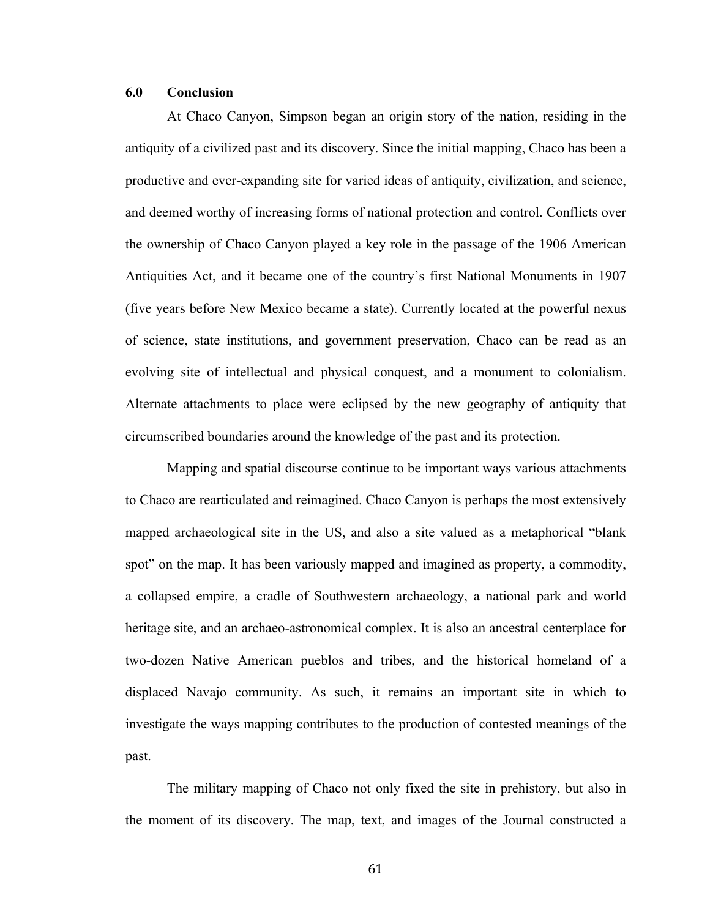## 6.0 Conclusion

At Chaco Canyon, Simpson began an origin story of the nation, residing in the antiquity of a civilized past and its discovery. Since the initial mapping, Chaco has been a productive and ever-expanding site for varied ideas of antiquity, civilization, and science, and deemed worthy of increasing forms of national protection and control. Conflicts over the ownership of Chaco Canyon played a key role in the passage of the 1906 American Antiquities Act, and it became one of the country's first National Monuments in 1907 (five years before New Mexico became a state). Currently located at the powerful nexus of science, state institutions, and government preservation, Chaco can be read as an evolving site of intellectual and physical conquest, and a monument to colonialism. Alternate attachments to place were eclipsed by the new geography of antiquity that circumscribed boundaries around the knowledge of the past and its protection.

Mapping and spatial discourse continue to be important ways various attachments to Chaco are rearticulated and reimagined. Chaco Canyon is perhaps the most extensively mapped archaeological site in the US, and also a site valued as a metaphorical "blank spot" on the map. It has been variously mapped and imagined as property, a commodity, a collapsed empire, a cradle of Southwestern archaeology, a national park and world heritage site, and an archaeo-astronomical complex. It is also an ancestral centerplace for two-dozen Native American pueblos and tribes, and the historical homeland of a displaced Navajo community. As such, it remains an important site in which to investigate the ways mapping contributes to the production of contested meanings of the past.

The military mapping of Chaco not only fixed the site in prehistory, but also in the moment of its discovery. The map, text, and images of the Journal constructed a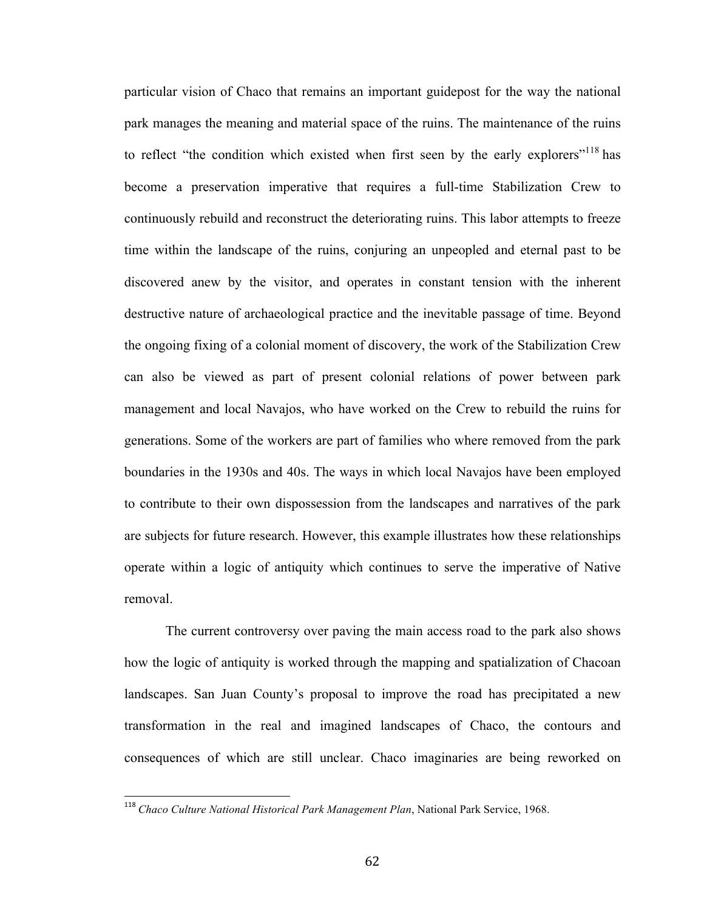particular vision of Chaco that remains an important guidepost for the way the national park manages the meaning and material space of the ruins. The maintenance of the ruins to reflect "the condition which existed when first seen by the early explorers"[118] has become a preservation imperative that requires a full-time Stabilization Crew to continuously rebuild and reconstruct the deteriorating ruins. This labor attempts to freeze time within the landscape of the ruins, conjuring an unpeopled and eternal past to be discovered anew by the visitor, and operates in constant tension with the inherent destructive nature of archaeological practice and the inevitable passage of time. Beyond the ongoing fixing of a colonial moment of discovery, the work of the Stabilization Crew can also be viewed as part of present colonial relations of power between park management and local Navajos, who have worked on the Crew to rebuild the ruins for generations. Some of the workers are part of families who where removed from the park boundaries in the 1930s and 40s. The ways in which local Navajos have been employed to contribute to their own dispossession from the landscapes and narratives of the park are subjects for future research. However, this example illustrates how these relationships operate within a logic of antiquity which continues to serve the imperative of Native removal.

The current controversy over paving the main access road to the park also shows how the logic of antiquity is worked through the mapping and spatialization of Chacoan landscapes. San Juan County's proposal to improve the road has precipitated a new transformation in the real and imagined landscapes of Chaco, the contours and consequences of which are still unclear. Chaco imaginaries are being reworked on

[118] *Chaco Culture National Historical Park Management Plan*, National Park Service, 1968.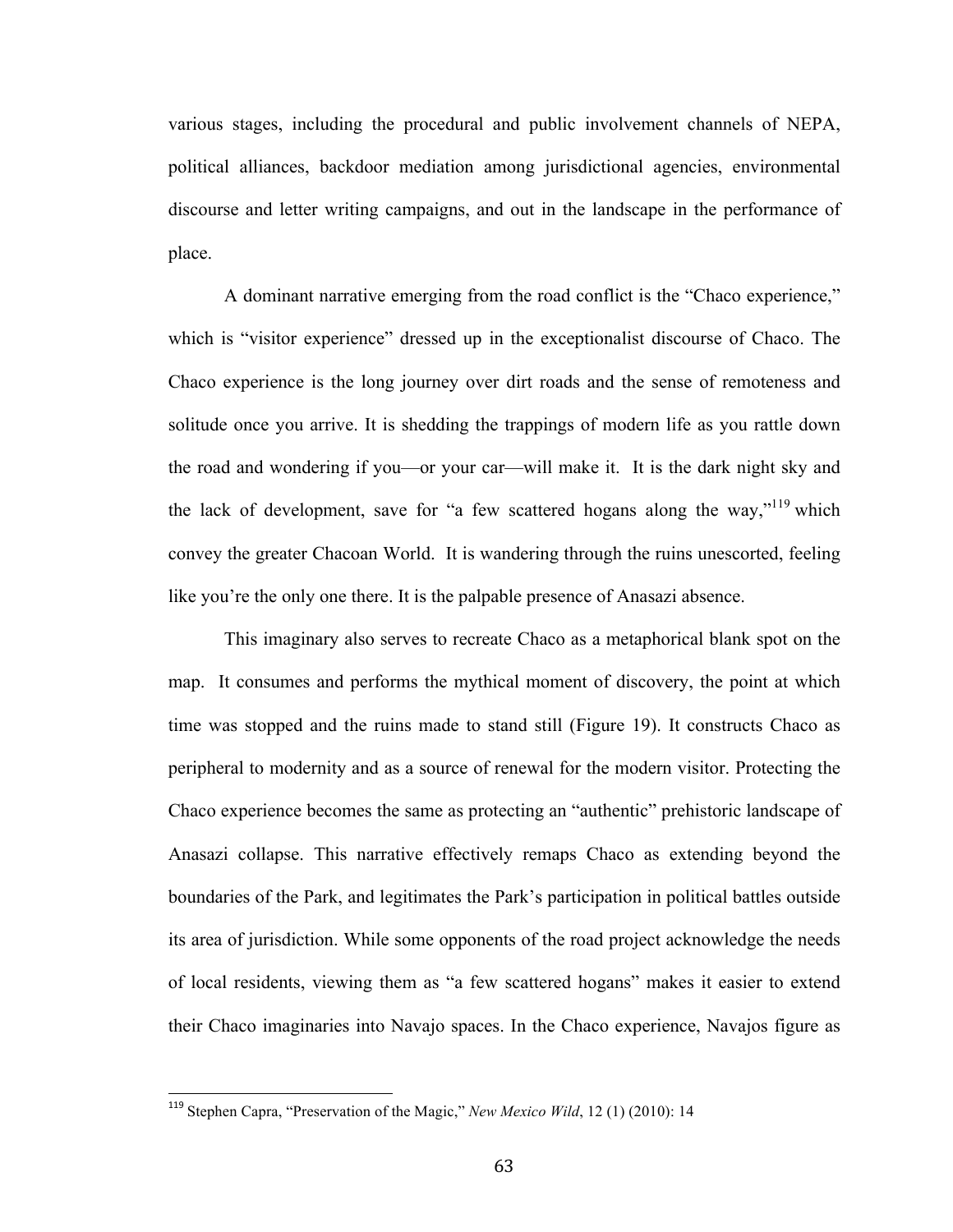various stages, including the procedural and public involvement channels of NEPA, political alliances, backdoor mediation among jurisdictional agencies, environmental discourse and letter writing campaigns, and out in the landscape in the performance of place.

A dominant narrative emerging from the road conflict is the "Chaco experience," which is "visitor experience" dressed up in the exceptionalist discourse of Chaco. The Chaco experience is the long journey over dirt roads and the sense of remoteness and solitude once you arrive. It is shedding the trappings of modern life as you rattle down the road and wondering if you—or your car—will make it. It is the dark night sky and the lack of development, save for "a few scattered hogans along the way,"[119] which convey the greater Chacoan World. It is wandering through the ruins unescorted, feeling like you're the only one there. It is the palpable presence of Anasazi absence.

This imaginary also serves to recreate Chaco as a metaphorical blank spot on the map. It consumes and performs the mythical moment of discovery, the point at which time was stopped and the ruins made to stand still (Figure 19). It constructs Chaco as peripheral to modernity and as a source of renewal for the modern visitor. Protecting the Chaco experience becomes the same as protecting an "authentic" prehistoric landscape of Anasazi collapse. This narrative effectively remaps Chaco as extending beyond the boundaries of the Park, and legitimates the Park's participation in political battles outside its area of jurisdiction. While some opponents of the road project acknowledge the needs of local residents, viewing them as "a few scattered hogans" makes it easier to extend their Chaco imaginaries into Navajo spaces. In the Chaco experience, Navajos figure as

[119] Stephen Capra, "Preservation of the Magic," *New Mexico Wild*, 12 (1) (2010): 14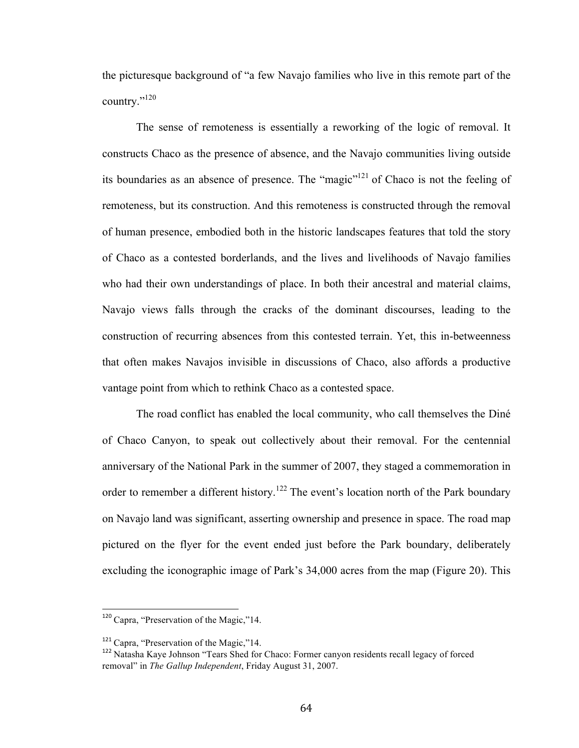the picturesque background of "a few Navajo families who live in this remote part of the country."[120]

The sense of remoteness is essentially a reworking of the logic of removal. It constructs Chaco as the presence of absence, and the Navajo communities living outside its boundaries as an absence of presence. The "magic"[121] of Chaco is not the feeling of remoteness, but its construction. And this remoteness is constructed through the removal of human presence, embodied both in the historic landscapes features that told the story of Chaco as a contested borderlands, and the lives and livelihoods of Navajo families who had their own understandings of place. In both their ancestral and material claims, Navajo views falls through the cracks of the dominant discourses, leading to the construction of recurring absences from this contested terrain. Yet, this in-betweenness that often makes Navajos invisible in discussions of Chaco, also affords a productive vantage point from which to rethink Chaco as a contested space.

The road conflict has enabled the local community, who call themselves the Diné of Chaco Canyon, to speak out collectively about their removal. For the centennial anniversary of the National Park in the summer of 2007, they staged a commemoration in order to remember a different history.[122] The event's location north of the Park boundary on Navajo land was significant, asserting ownership and presence in space. The road map pictured on the flyer for the event ended just before the Park boundary, deliberately excluding the iconographic image of Park's 34,000 acres from the map (Figure 20). This

---

[120] Capra, "Preservation of the Magic,"14.

[121] Capra, "Preservation of the Magic,"14.

[122] Natasha Kaye Johnson "Tears Shed for Chaco: Former canyon residents recall legacy of forced removal" in *The Gallup Independent*, Friday August 31, 2007.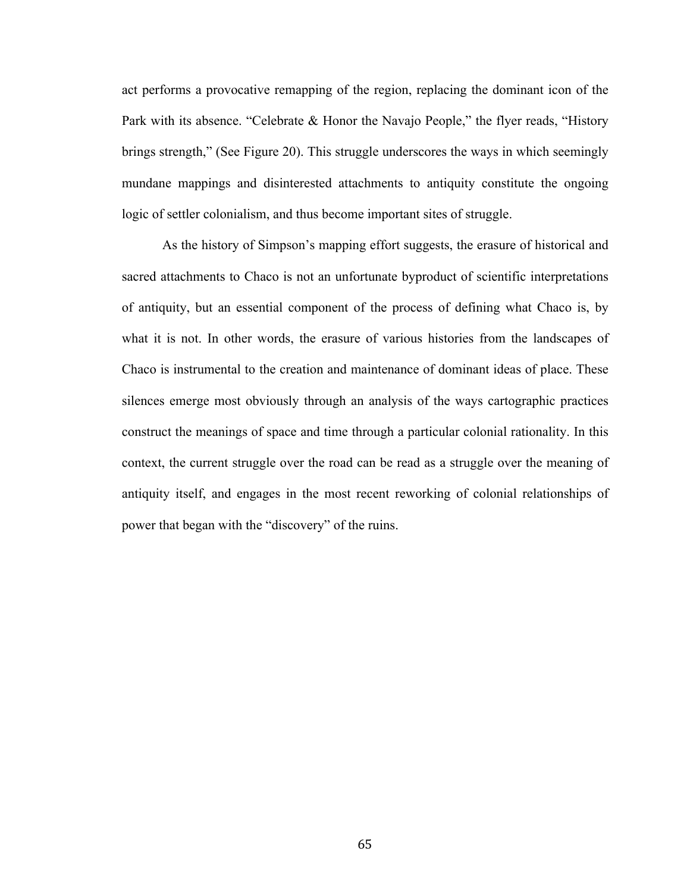act performs a provocative remapping of the region, replacing the dominant icon of the Park with its absence. "Celebrate & Honor the Navajo People," the flyer reads, "History brings strength," (See Figure 20). This struggle underscores the ways in which seemingly mundane mappings and disinterested attachments to antiquity constitute the ongoing logic of settler colonialism, and thus become important sites of struggle.

As the history of Simpson's mapping effort suggests, the erasure of historical and sacred attachments to Chaco is not an unfortunate byproduct of scientific interpretations of antiquity, but an essential component of the process of defining what Chaco is, by what it is not. In other words, the erasure of various histories from the landscapes of Chaco is instrumental to the creation and maintenance of dominant ideas of place. These silences emerge most obviously through an analysis of the ways cartographic practices construct the meanings of space and time through a particular colonial rationality. In this context, the current struggle over the road can be read as a struggle over the meaning of antiquity itself, and engages in the most recent reworking of colonial relationships of power that began with the "discovery" of the ruins.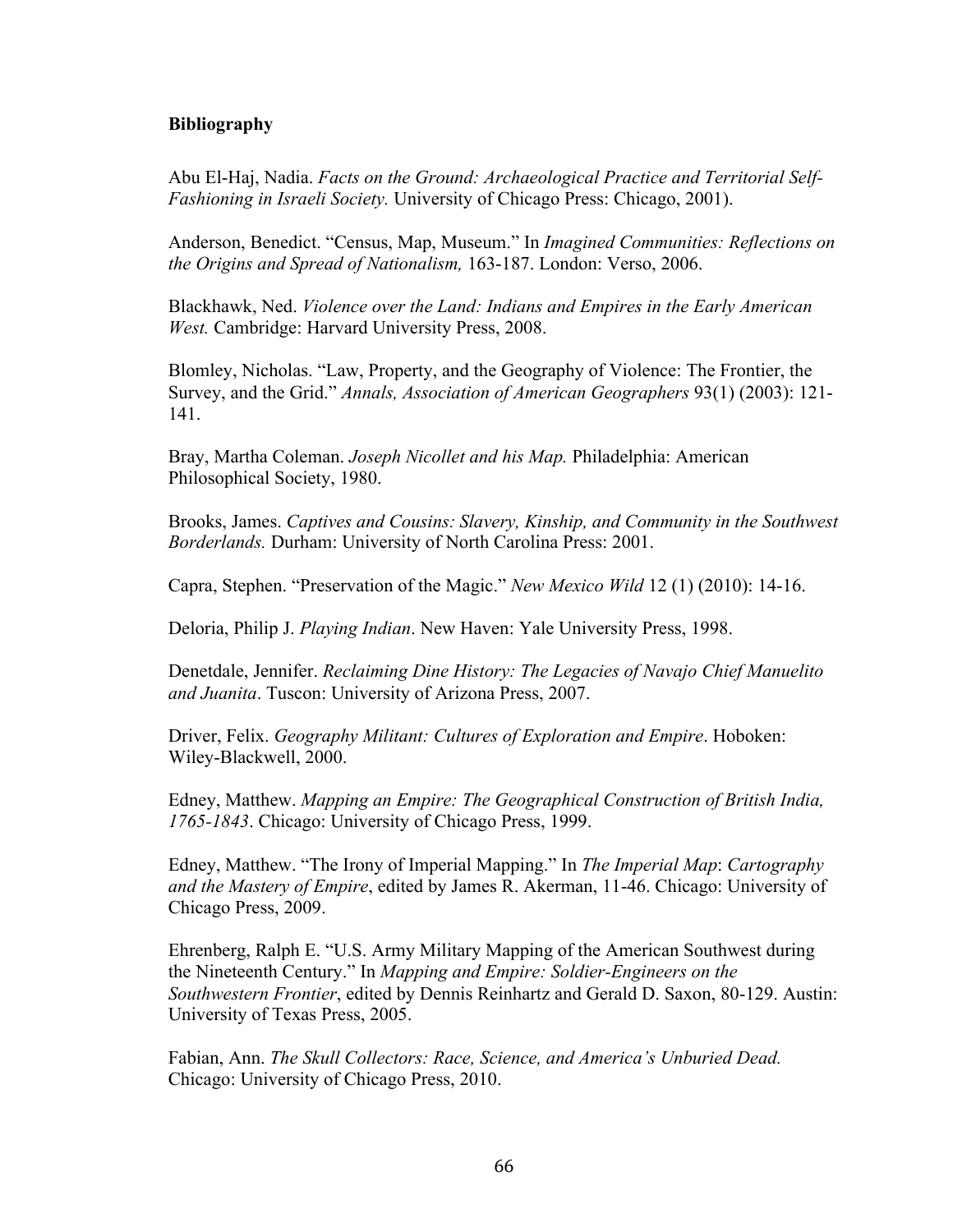**Bibliography**

Abu El-Haj, Nadia. *Facts on the Ground: Archaeological Practice and Territorial Self-Fashioning in Israeli Society.* University of Chicago Press: Chicago, 2001).

Anderson, Benedict. “Census, Map, Museum.” In *Imagined Communities: Reflections on the Origins and Spread of Nationalism,* 163-187. London: Verso, 2006.

Blackhawk, Ned. *Violence over the Land: Indians and Empires in the Early American West.* Cambridge: Harvard University Press, 2008.

Blomley, Nicholas. “Law, Property, and the Geography of Violence: The Frontier, the Survey, and the Grid.” *Annals, Association of American Geographers* 93(1) (2003): 121-141.

Bray, Martha Coleman. *Joseph Nicollet and his Map.* Philadelphia: American Philosophical Society, 1980.

Brooks, James. *Captives and Cousins: Slavery, Kinship, and Community in the Southwest Borderlands.* Durham: University of North Carolina Press: 2001.

Capra, Stephen. “Preservation of the Magic.” *New Mexico Wild* 12 (1) (2010): 14-16.

Deloria, Philip J. *Playing Indian*. New Haven: Yale University Press, 1998.

Denetdale, Jennifer. *Reclaiming Dine History: The Legacies of Navajo Chief Manuelito and Juanita*. Tuscon: University of Arizona Press, 2007.

Driver, Felix. *Geography Militant: Cultures of Exploration and Empire*. Hoboken: Wiley-Blackwell, 2000.

Edney, Matthew. *Mapping an Empire: The Geographical Construction of British India, 1765-1843*. Chicago: University of Chicago Press, 1999.

Edney, Matthew. “The Irony of Imperial Mapping.” In *The Imperial Map*: *Cartography and the Mastery of Empire*, edited by James R. Akerman, 11-46. Chicago: University of Chicago Press, 2009.

Ehrenberg, Ralph E. “U.S. Army Military Mapping of the American Southwest during the Nineteenth Century.” In *Mapping and Empire: Soldier-Engineers on the Southwestern Frontier*, edited by Dennis Reinhartz and Gerald D. Saxon, 80-129. Austin: University of Texas Press, 2005.

Fabian, Ann. *The Skull Collectors: Race, Science, and America’s Unburied Dead.* Chicago: University of Chicago Press, 2010.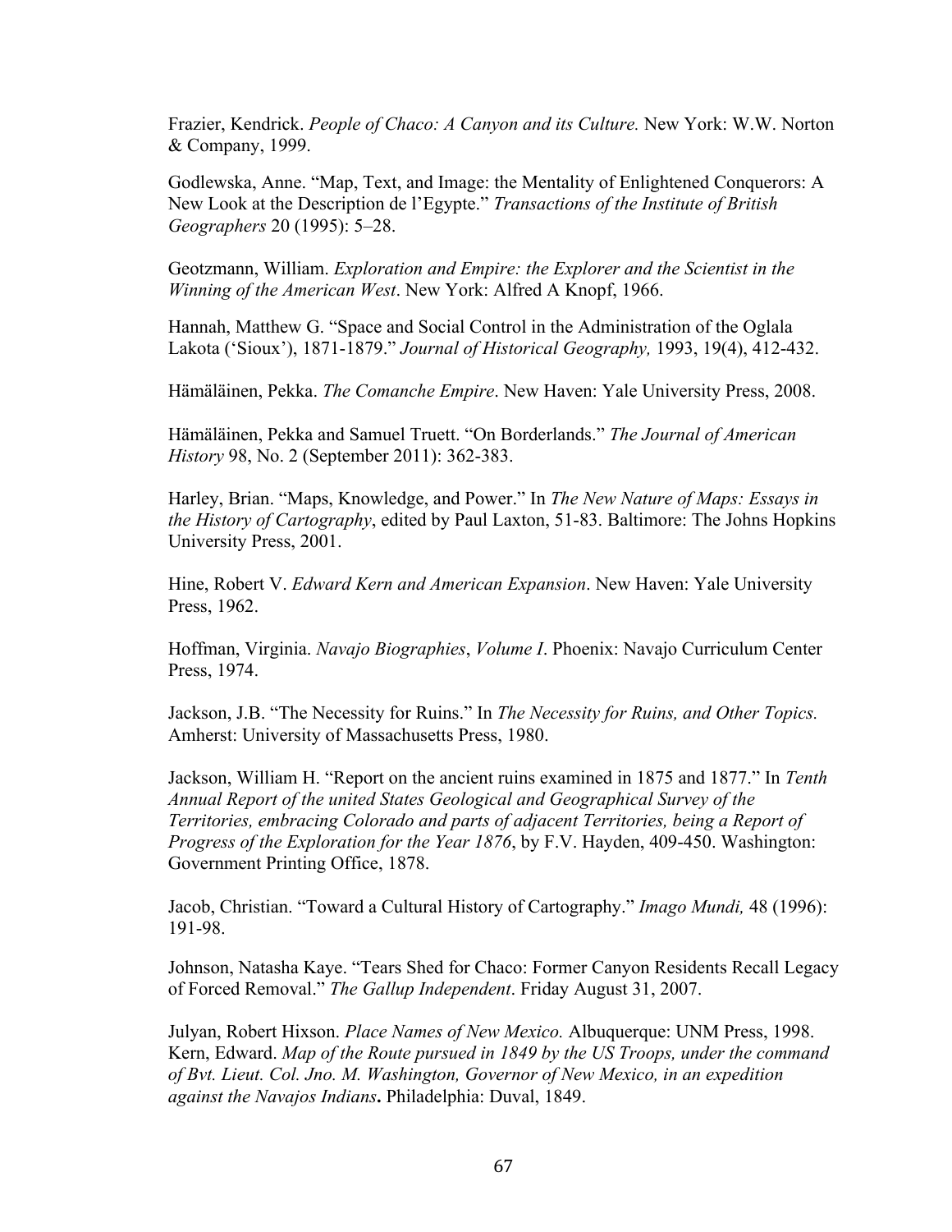Frazier, Kendrick. *People of Chaco: A Canyon and its Culture.* New York: W.W. Norton & Company, 1999.

Godlewska, Anne. "Map, Text, and Image: the Mentality of Enlightened Conquerors: A New Look at the Description de l'Egypte." *Transactions of the Institute of British Geographers* 20 (1995): 5–28.

Geotzmann, William. *Exploration and Empire: the Explorer and the Scientist in the Winning of the American West*. New York: Alfred A Knopf, 1966.

Hannah, Matthew G. "Space and Social Control in the Administration of the Oglala Lakota ('Sioux'), 1871-1879." *Journal of Historical Geography,* 1993, 19(4), 412-432.

Hämäläinen, Pekka. *The Comanche Empire*. New Haven: Yale University Press, 2008.

Hämäläinen, Pekka and Samuel Truett. "On Borderlands." *The Journal of American History* 98, No. 2 (September 2011): 362-383.

Harley, Brian. "Maps, Knowledge, and Power." In *The New Nature of Maps: Essays in the History of Cartography*, edited by Paul Laxton, 51-83. Baltimore: The Johns Hopkins University Press, 2001.

Hine, Robert V. *Edward Kern and American Expansion*. New Haven: Yale University Press, 1962.

Hoffman, Virginia. *Navajo Biographies*, *Volume I*. Phoenix: Navajo Curriculum Center Press, 1974.

Jackson, J.B. "The Necessity for Ruins." In *The Necessity for Ruins, and Other Topics.* Amherst: University of Massachusetts Press, 1980.

Jackson, William H. "Report on the ancient ruins examined in 1875 and 1877." In *Tenth Annual Report of the united States Geological and Geographical Survey of the Territories, embracing Colorado and parts of adjacent Territories, being a Report of Progress of the Exploration for the Year 1876*, by F.V. Hayden, 409-450. Washington: Government Printing Office, 1878.

Jacob, Christian. "Toward a Cultural History of Cartography." *Imago Mundi,* 48 (1996): 191-98.

Johnson, Natasha Kaye. "Tears Shed for Chaco: Former Canyon Residents Recall Legacy of Forced Removal." *The Gallup Independent*. Friday August 31, 2007.

Julyan, Robert Hixson. *Place Names of New Mexico.* Albuquerque: UNM Press, 1998.

Kern, Edward. *Map of the Route pursued in 1849 by the US Troops, under the command of Bvt. Lieut. Col. Jno. M. Washington, Governor of New Mexico, in an expedition against the Navajos Indians***.** Philadelphia: Duval, 1849.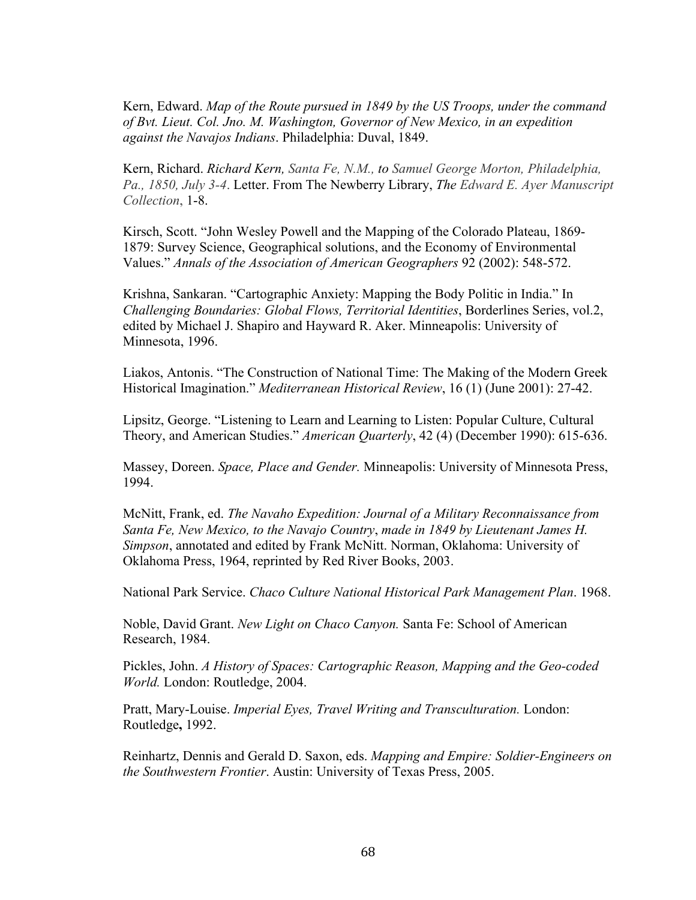Kern, Edward. *Map of the Route pursued in 1849 by the US Troops, under the command of Bvt. Lieut. Col. Jno. M. Washington, Governor of New Mexico, in an expedition against the Navajos Indians*. Philadelphia: Duval, 1849.

Kern, Richard. *Richard Kern, Santa Fe, N.M., to Samuel George Morton, Philadelphia, Pa., 1850, July 3-4*. Letter. From The Newberry Library, *The Edward E. Ayer Manuscript Collection*, 1-8.

Kirsch, Scott. "John Wesley Powell and the Mapping of the Colorado Plateau, 1869-1879: Survey Science, Geographical solutions, and the Economy of Environmental Values." *Annals of the Association of American Geographers* 92 (2002): 548-572.

Krishna, Sankaran. "Cartographic Anxiety: Mapping the Body Politic in India." In *Challenging Boundaries: Global Flows, Territorial Identities*, Borderlines Series, vol.2, edited by Michael J. Shapiro and Hayward R. Aker. Minneapolis: University of Minnesota, 1996.

Liakos, Antonis. "The Construction of National Time: The Making of the Modern Greek Historical Imagination." *Mediterranean Historical Review*, 16 (1) (June 2001): 27-42.

Lipsitz, George. "Listening to Learn and Learning to Listen: Popular Culture, Cultural Theory, and American Studies." *American Quarterly*, 42 (4) (December 1990): 615-636.

Massey, Doreen. *Space, Place and Gender.* Minneapolis: University of Minnesota Press, 1994.

McNitt, Frank, ed. *The Navaho Expedition: Journal of a Military Reconnaissance from Santa Fe, New Mexico, to the Navajo Country*, *made in 1849 by Lieutenant James H. Simpson*, annotated and edited by Frank McNitt. Norman, Oklahoma: University of Oklahoma Press, 1964, reprinted by Red River Books, 2003.

National Park Service. *Chaco Culture National Historical Park Management Plan*. 1968.

Noble, David Grant. *New Light on Chaco Canyon.* Santa Fe: School of American Research, 1984.

Pickles, John. *A History of Spaces: Cartographic Reason, Mapping and the Geo-coded World.* London: Routledge, 2004.

Pratt, Mary-Louise. *Imperial Eyes, Travel Writing and Transculturation.* London: Routledge**,** 1992.

Reinhartz, Dennis and Gerald D. Saxon, eds. *Mapping and Empire: Soldier-Engineers on the Southwestern Frontier*. Austin: University of Texas Press, 2005.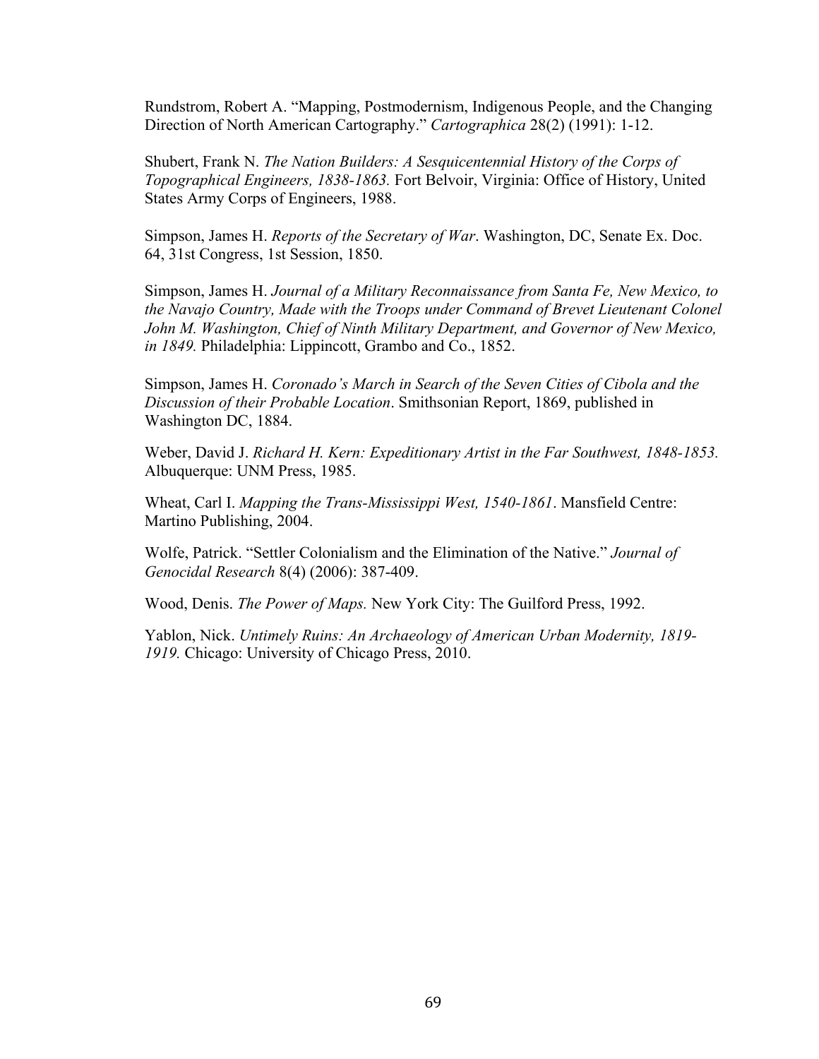Rundstrom, Robert A. "Mapping, Postmodernism, Indigenous People, and the Changing Direction of North American Cartography." *Cartographica* 28(2) (1991): 1-12.

Shubert, Frank N. *The Nation Builders: A Sesquicentennial History of the Corps of Topographical Engineers, 1838-1863.* Fort Belvoir, Virginia: Office of History, United States Army Corps of Engineers, 1988.

Simpson, James H. *Reports of the Secretary of War*. Washington, DC, Senate Ex. Doc. 64, 31st Congress, 1st Session, 1850.

Simpson, James H. *Journal of a Military Reconnaissance from Santa Fe, New Mexico, to the Navajo Country, Made with the Troops under Command of Brevet Lieutenant Colonel John M. Washington, Chief of Ninth Military Department, and Governor of New Mexico, in 1849.* Philadelphia: Lippincott, Grambo and Co., 1852.

Simpson, James H. *Coronado's March in Search of the Seven Cities of Cibola and the Discussion of their Probable Location*. Smithsonian Report, 1869, published in Washington DC, 1884.

Weber, David J. *Richard H. Kern: Expeditionary Artist in the Far Southwest, 1848-1853.* Albuquerque: UNM Press, 1985.

Wheat, Carl I. *Mapping the Trans-Mississippi West, 1540-1861*. Mansfield Centre: Martino Publishing, 2004.

Wolfe, Patrick. "Settler Colonialism and the Elimination of the Native." *Journal of Genocidal Research* 8(4) (2006): 387-409.

Wood, Denis. *The Power of Maps.* New York City: The Guilford Press, 1992.

Yablon, Nick. *Untimely Ruins: An Archaeology of American Urban Modernity, 1819-1919.* Chicago: University of Chicago Press, 2010.